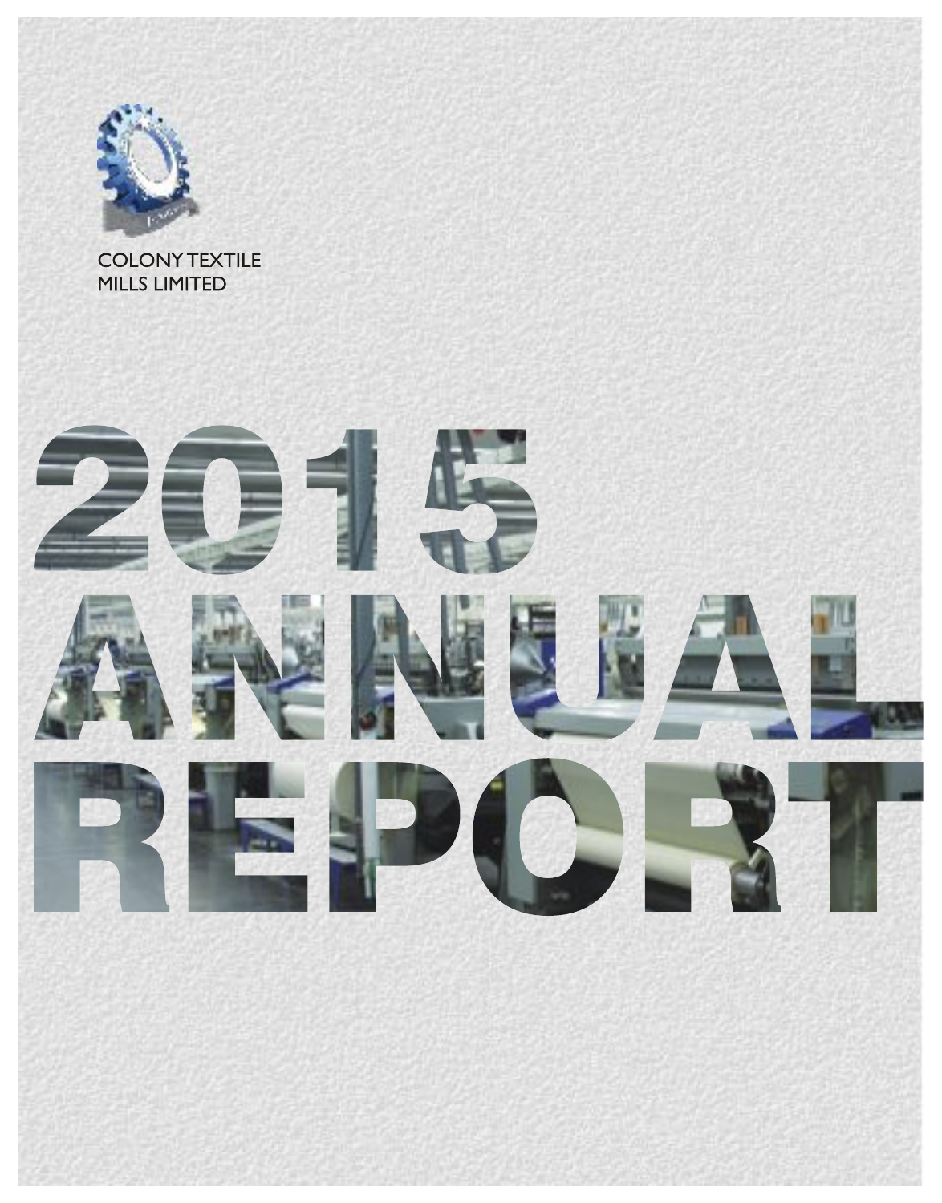COLONY TEXTILE
MILLS LIMITED

# 2015 ANNUAL REPORT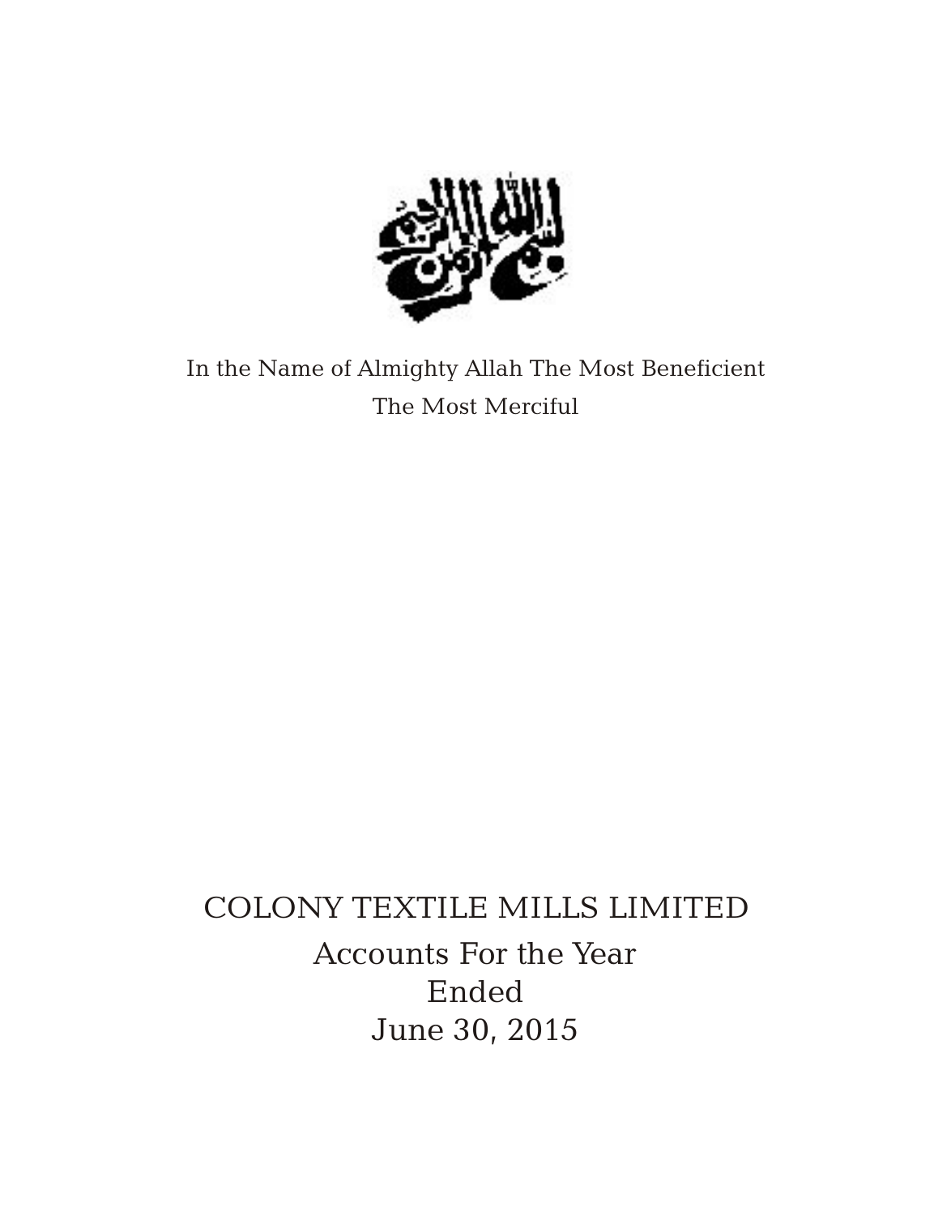In the Name of Almighty Allah The Most Beneficient
The Most Merciful

# COLONY TEXTILE MILLS LIMITED

## Accounts For the Year Ended June 30, 2015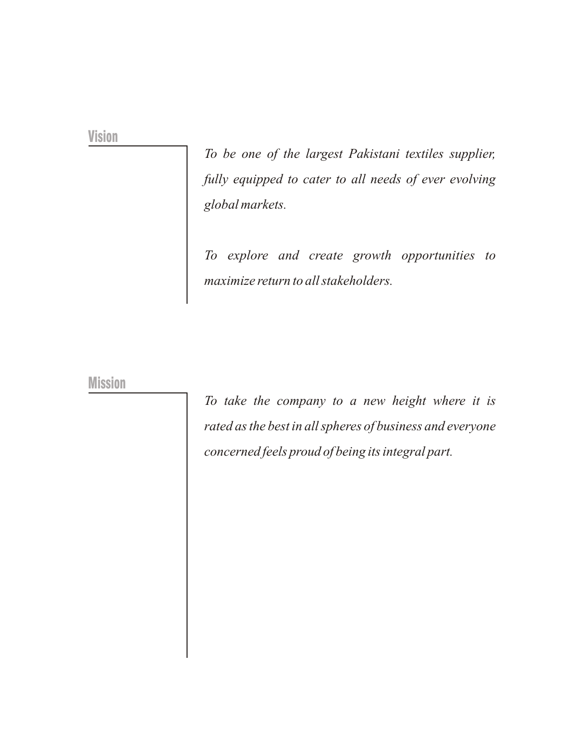## Vision

*To be one of the largest Pakistani textiles supplier, fully equipped to cater to all needs of ever evolving global markets.*

*To explore and create growth opportunities to maximize return to all stakeholders.*

## Mission

*To take the company to a new height where it is rated as the best in all spheres of business and everyone concerned feels proud of being its integral part.*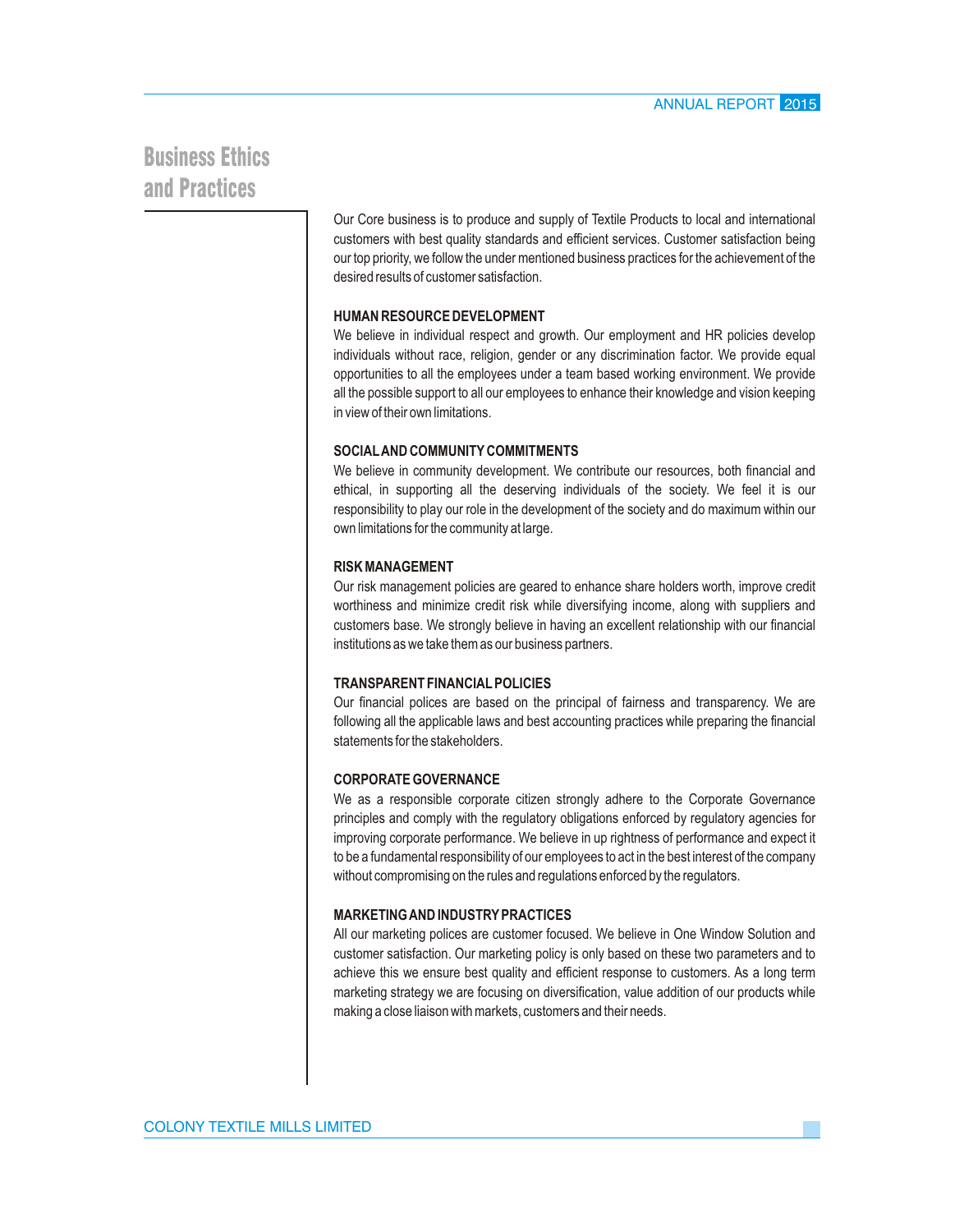# Business Ethics and Practices

Our Core business is to produce and supply of Textile Products to local and international customers with best quality standards and efficient services. Customer satisfaction being our top priority, we follow the under mentioned business practices for the achievement of the desired results of customer satisfaction.

## HUMAN RESOURCE DEVELOPMENT

We believe in individual respect and growth. Our employment and HR policies develop individuals without race, religion, gender or any discrimination factor. We provide equal opportunities to all the employees under a team based working environment. We provide all the possible support to all our employees to enhance their knowledge and vision keeping in view of their own limitations.

## SOCIAL AND COMMUNITY COMMITMENTS

We believe in community development. We contribute our resources, both financial and ethical, in supporting all the deserving individuals of the society. We feel it is our responsibility to play our role in the development of the society and do maximum within our own limitations for the community at large.

## RISK MANAGEMENT

Our risk management policies are geared to enhance share holders worth, improve credit worthiness and minimize credit risk while diversifying income, along with suppliers and customers base. We strongly believe in having an excellent relationship with our financial institutions as we take them as our business partners.

## TRANSPARENT FINANCIAL POLICIES

Our financial polices are based on the principal of fairness and transparency. We are following all the applicable laws and best accounting practices while preparing the financial statements for the stakeholders.

## CORPORATE GOVERNANCE

We as a responsible corporate citizen strongly adhere to the Corporate Governance principles and comply with the regulatory obligations enforced by regulatory agencies for improving corporate performance. We believe in up rightness of performance and expect it to be a fundamental responsibility of our employees to act in the best interest of the company without compromising on the rules and regulations enforced by the regulators.

## MARKETING AND INDUSTRY PRACTICES

All our marketing polices are customer focused. We believe in One Window Solution and customer satisfaction. Our marketing policy is only based on these two parameters and to achieve this we ensure best quality and efficient response to customers. As a long term marketing strategy we are focusing on diversification, value addition of our products while making a close liaison with markets, customers and their needs.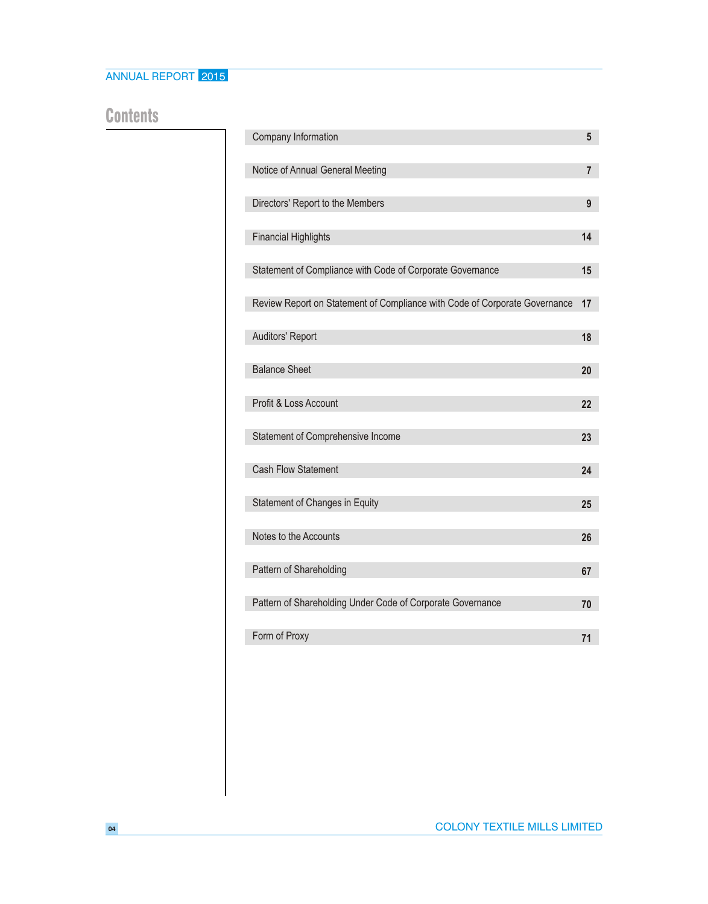# Contents

| | |
|---|---|
| Company Information | 5 |
| Notice of Annual General Meeting | 7 |
| Directors' Report to the Members | 9 |
| Financial Highlights | 14 |
| Statement of Compliance with Code of Corporate Governance | 15 |
| Review Report on Statement of Compliance with Code of Corporate Governance | 17 |
| Auditors' Report | 18 |
| Balance Sheet | 20 |
| Profit & Loss Account | 22 |
| Statement of Comprehensive Income | 23 |
| Cash Flow Statement | 24 |
| Statement of Changes in Equity | 25 |
| Notes to the Accounts | 26 |
| Pattern of Shareholding | 67 |
| Pattern of Shareholding Under Code of Corporate Governance | 70 |
| Form of Proxy | 71 |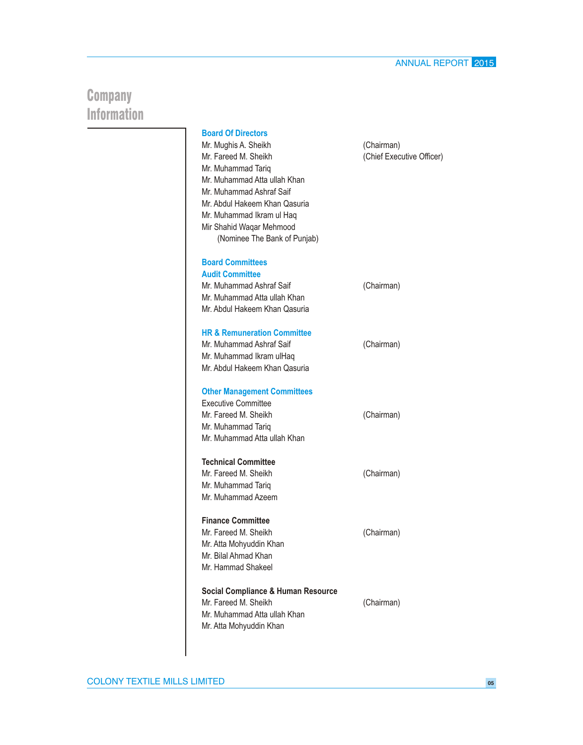# Company Information

## Board Of Directors

| | |
|---|---|
| Mr. Mughis A. Sheikh | (Chairman) |
| Mr. Fareed M. Sheikh | (Chief Executive Officer) |
| Mr. Muhammad Tariq | |
| Mr. Muhammad Atta ullah Khan | |
| Mr. Muhammad Ashraf Saif | |
| Mr. Abdul Hakeem Khan Qasuria | |
| Mr. Muhammad Ikram ul Haq | |
| Mir Shahid Waqar Mehmood (Nominee The Bank of Punjab) | |

## Board Committees

### Audit Committee

| | |
|---|---|
| Mr. Muhammad Ashraf Saif | (Chairman) |
| Mr. Muhammad Atta ullah Khan | |
| Mr. Abdul Hakeem Khan Qasuria | |

### HR & Remuneration Committee

| | |
|---|---|
| Mr. Muhammad Ashraf Saif | (Chairman) |
| Mr. Muhammad Ikram ulHaq | |
| Mr. Abdul Hakeem Khan Qasuria | |

## Other Management Committees

Executive Committee

| | |
|---|---|
| Mr. Fareed M. Sheikh | (Chairman) |
| Mr. Muhammad Tariq | |
| Mr. Muhammad Atta ullah Khan | |

**Technical Committee**

| | |
|---|---|
| Mr. Fareed M. Sheikh | (Chairman) |
| Mr. Muhammad Tariq | |
| Mr. Muhammad Azeem | |

**Finance Committee**

| | |
|---|---|
| Mr. Fareed M. Sheikh | (Chairman) |
| Mr. Atta Mohyuddin Khan | |
| Mr. Bilal Ahmad Khan | |
| Mr. Hammad Shakeel | |

**Social Compliance & Human Resource**

| | |
|---|---|
| Mr. Fareed M. Sheikh | (Chairman) |
| Mr. Muhammad Atta ullah Khan | |
| Mr. Atta Mohyuddin Khan | |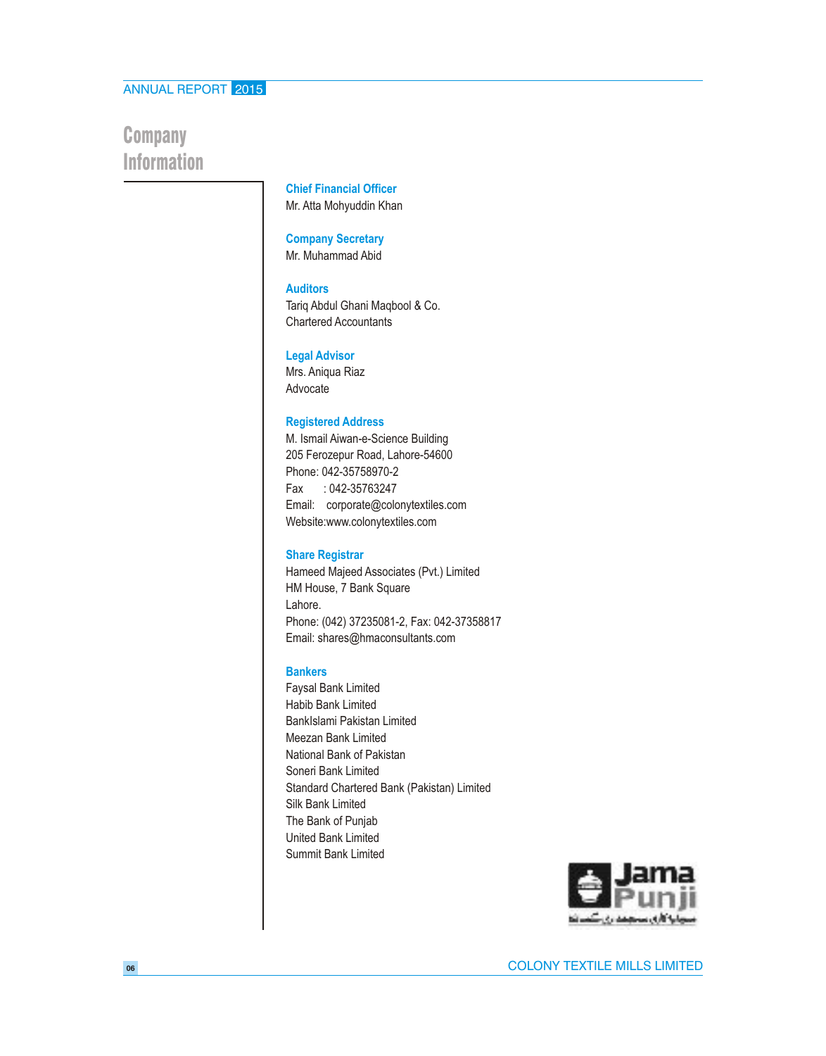# Company Information

### Chief Financial Officer
Mr. Atta Mohyuddin Khan

### Company Secretary
Mr. Muhammad Abid

### Auditors
Tariq Abdul Ghani Maqbool & Co.
Chartered Accountants

### Legal Advisor
Mrs. Aniqua Riaz
Advocate

### Registered Address
M. Ismail Aiwan-e-Science Building
205 Ferozepur Road, Lahore-54600
Phone: 042-35758970-2
Fax : 042-35763247
Email: corporate@colonytextiles.com
Website:www.colonytextiles.com

### Share Registrar
Hameed Majeed Associates (Pvt.) Limited
HM House, 7 Bank Square
Lahore.
Phone: (042) 37235081-2, Fax: 042-37358817
Email: shares@hmaconsultants.com

### Bankers
Faysal Bank Limited
Habib Bank Limited
BankIslami Pakistan Limited
Meezan Bank Limited
National Bank of Pakistan
Soneri Bank Limited
Standard Chartered Bank (Pakistan) Limited
Silk Bank Limited
The Bank of Punjab
United Bank Limited
Summit Bank Limited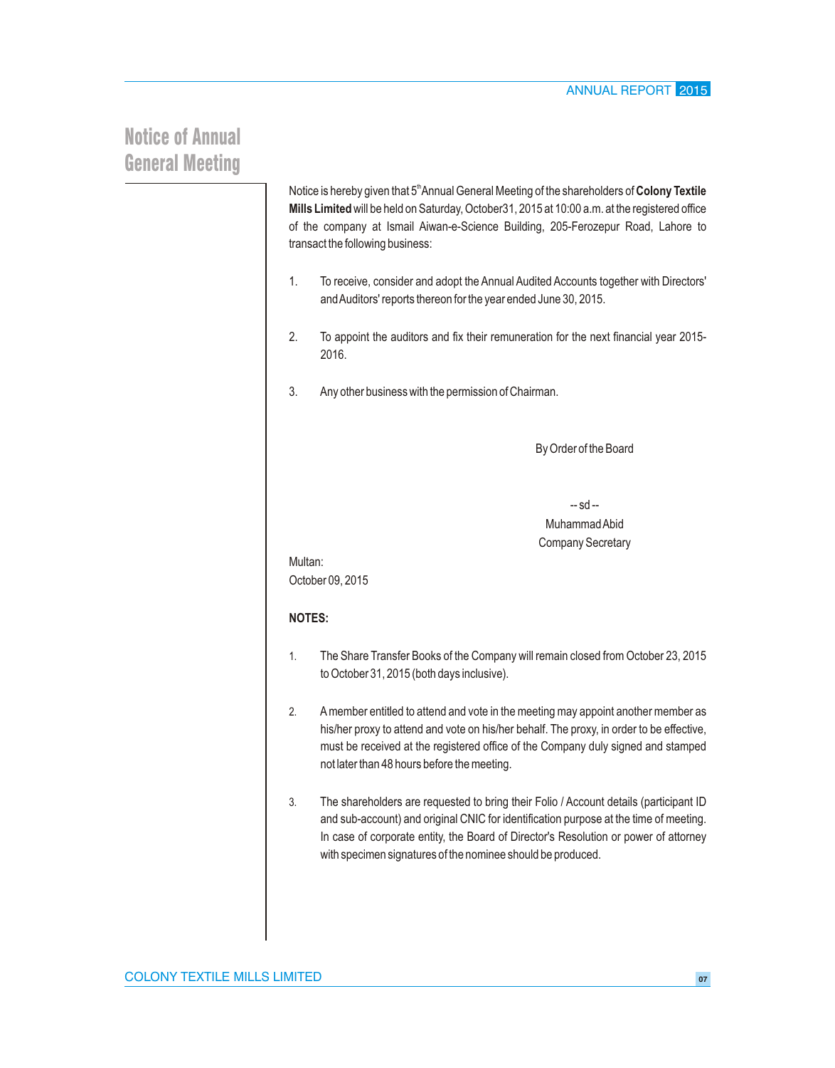# Notice of Annual General Meeting

Notice is hereby given that 5th Annual General Meeting of the shareholders of **Colony Textile Mills Limited** will be held on Saturday, October31, 2015 at 10:00 a.m. at the registered office of the company at Ismail Aiwan-e-Science Building, 205-Ferozepur Road, Lahore to transact the following business:

1. To receive, consider and adopt the Annual Audited Accounts together with Directors' and Auditors' reports thereon for the year ended June 30, 2015.

2. To appoint the auditors and fix their remuneration for the next financial year 2015-2016.

3. Any other business with the permission of Chairman.

By Order of the Board

-- sd --
Muhammad Abid
Company Secretary

Multan:
October 09, 2015

**NOTES:**

1. The Share Transfer Books of the Company will remain closed from October 23, 2015 to October 31, 2015 (both days inclusive).

2. A member entitled to attend and vote in the meeting may appoint another member as his/her proxy to attend and vote on his/her behalf. The proxy, in order to be effective, must be received at the registered office of the Company duly signed and stamped not later than 48 hours before the meeting.

3. The shareholders are requested to bring their Folio / Account details (participant ID and sub-account) and original CNIC for identification purpose at the time of meeting. In case of corporate entity, the Board of Director's Resolution or power of attorney with specimen signatures of the nominee should be produced.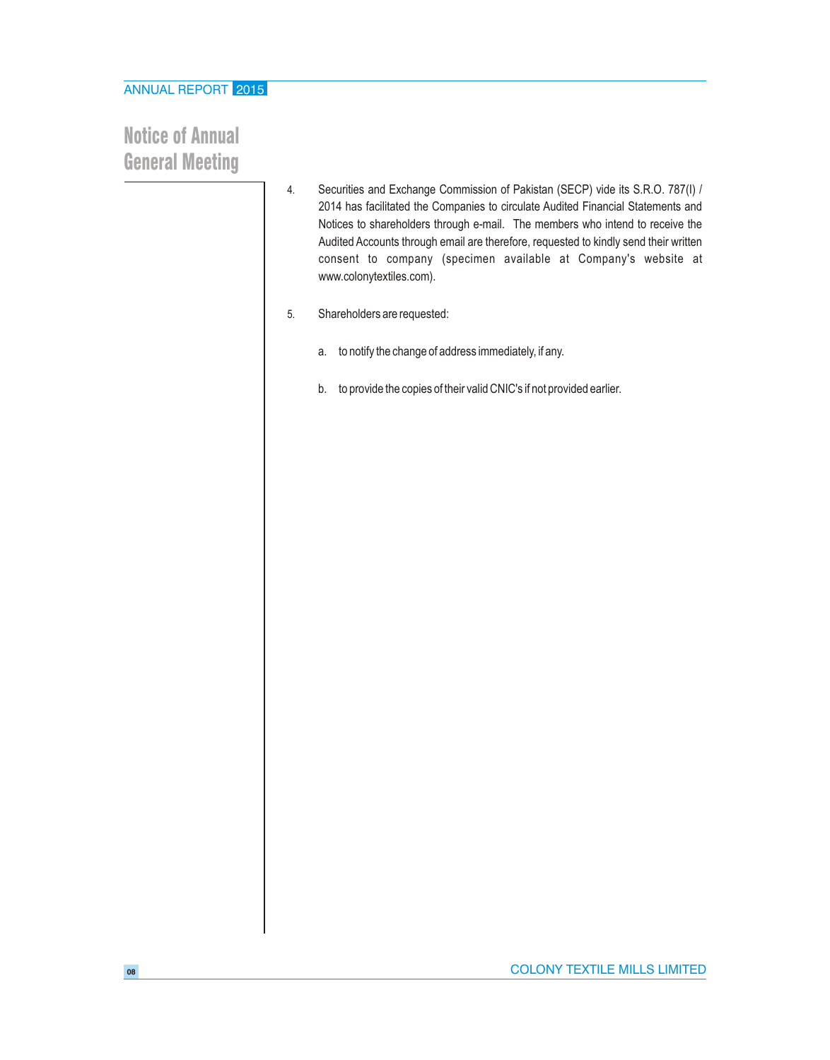## Notice of Annual General Meeting

4. Securities and Exchange Commission of Pakistan (SECP) vide its S.R.O. 787(I) / 2014 has facilitated the Companies to circulate Audited Financial Statements and Notices to shareholders through e-mail. The members who intend to receive the Audited Accounts through email are therefore, requested to kindly send their written consent to company (specimen available at Company's website at www.colonytextiles.com).

5. Shareholders are requested:

   a. to notify the change of address immediately, if any.

   b. to provide the copies of their valid CNIC's if not provided earlier.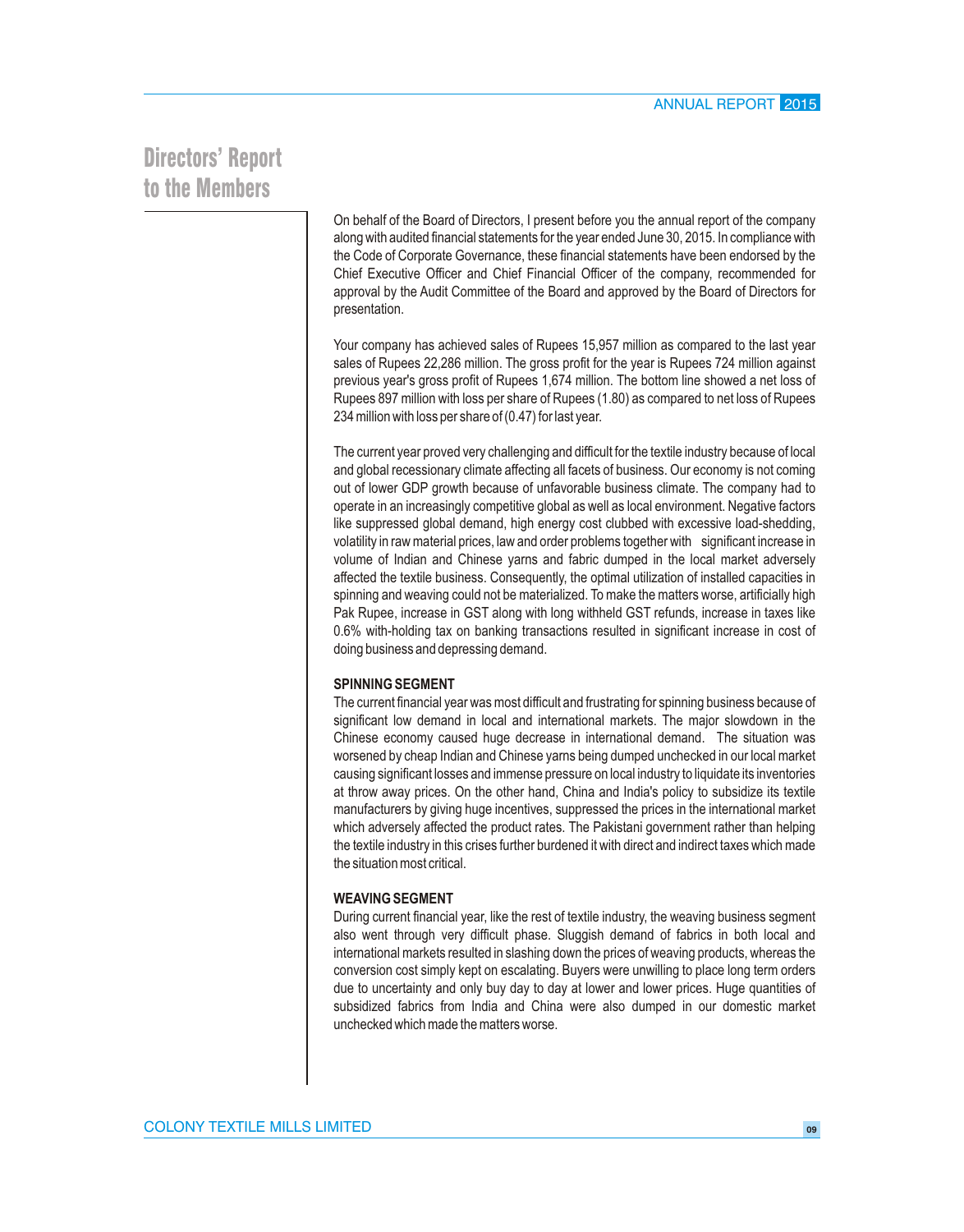# Directors' Report to the Members

On behalf of the Board of Directors, I present before you the annual report of the company along with audited financial statements for the year ended June 30, 2015. In compliance with the Code of Corporate Governance, these financial statements have been endorsed by the Chief Executive Officer and Chief Financial Officer of the company, recommended for approval by the Audit Committee of the Board and approved by the Board of Directors for presentation.

Your company has achieved sales of Rupees 15,957 million as compared to the last year sales of Rupees 22,286 million. The gross profit for the year is Rupees 724 million against previous year's gross profit of Rupees 1,674 million. The bottom line showed a net loss of Rupees 897 million with loss per share of Rupees (1.80) as compared to net loss of Rupees 234 million with loss per share of (0.47) for last year.

The current year proved very challenging and difficult for the textile industry because of local and global recessionary climate affecting all facets of business. Our economy is not coming out of lower GDP growth because of unfavorable business climate. The company had to operate in an increasingly competitive global as well as local environment. Negative factors like suppressed global demand, high energy cost clubbed with excessive load-shedding, volatility in raw material prices, law and order problems together with significant increase in volume of Indian and Chinese yarns and fabric dumped in the local market adversely affected the textile business. Consequently, the optimal utilization of installed capacities in spinning and weaving could not be materialized. To make the matters worse, artificially high Pak Rupee, increase in GST along with long withheld GST refunds, increase in taxes like 0.6% with-holding tax on banking transactions resulted in significant increase in cost of doing business and depressing demand.

**SPINNING SEGMENT**

The current financial year was most difficult and frustrating for spinning business because of significant low demand in local and international markets. The major slowdown in the Chinese economy caused huge decrease in international demand. The situation was worsened by cheap Indian and Chinese yarns being dumped unchecked in our local market causing significant losses and immense pressure on local industry to liquidate its inventories at throw away prices. On the other hand, China and India's policy to subsidize its textile manufacturers by giving huge incentives, suppressed the prices in the international market which adversely affected the product rates. The Pakistani government rather than helping the textile industry in this crises further burdened it with direct and indirect taxes which made the situation most critical.

**WEAVING SEGMENT**

During current financial year, like the rest of textile industry, the weaving business segment also went through very difficult phase. Sluggish demand of fabrics in both local and international markets resulted in slashing down the prices of weaving products, whereas the conversion cost simply kept on escalating. Buyers were unwilling to place long term orders due to uncertainty and only buy day to day at lower and lower prices. Huge quantities of subsidized fabrics from India and China were also dumped in our domestic market unchecked which made the matters worse.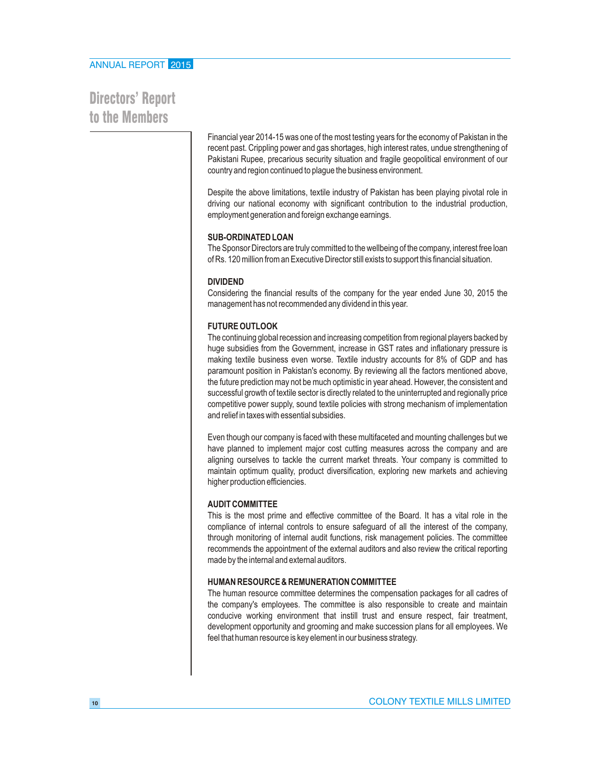# Directors' Report to the Members

Financial year 2014-15 was one of the most testing years for the economy of Pakistan in the recent past. Crippling power and gas shortages, high interest rates, undue strengthening of Pakistani Rupee, precarious security situation and fragile geopolitical environment of our country and region continued to plague the business environment.

Despite the above limitations, textile industry of Pakistan has been playing pivotal role in driving our national economy with significant contribution to the industrial production, employment generation and foreign exchange earnings.

**SUB-ORDINATED LOAN**

The Sponsor Directors are truly committed to the wellbeing of the company, interest free loan of Rs. 120 million from an Executive Director still exists to support this financial situation.

**DIVIDEND**

Considering the financial results of the company for the year ended June 30, 2015 the management has not recommended any dividend in this year.

**FUTURE OUTLOOK**

The continuing global recession and increasing competition from regional players backed by huge subsidies from the Government, increase in GST rates and inflationary pressure is making textile business even worse. Textile industry accounts for 8% of GDP and has paramount position in Pakistan's economy. By reviewing all the factors mentioned above, the future prediction may not be much optimistic in year ahead. However, the consistent and successful growth of textile sector is directly related to the uninterrupted and regionally price competitive power supply, sound textile policies with strong mechanism of implementation and relief in taxes with essential subsidies.

Even though our company is faced with these multifaceted and mounting challenges but we have planned to implement major cost cutting measures across the company and are aligning ourselves to tackle the current market threats. Your company is committed to maintain optimum quality, product diversification, exploring new markets and achieving higher production efficiencies.

**AUDIT COMMITTEE**

This is the most prime and effective committee of the Board. It has a vital role in the compliance of internal controls to ensure safeguard of all the interest of the company, through monitoring of internal audit functions, risk management policies. The committee recommends the appointment of the external auditors and also review the critical reporting made by the internal and external auditors.

**HUMAN RESOURCE & REMUNERATION COMMITTEE**

The human resource committee determines the compensation packages for all cadres of the company's employees. The committee is also responsible to create and maintain conducive working environment that instill trust and ensure respect, fair treatment, development opportunity and grooming and make succession plans for all employees. We feel that human resource is key element in our business strategy.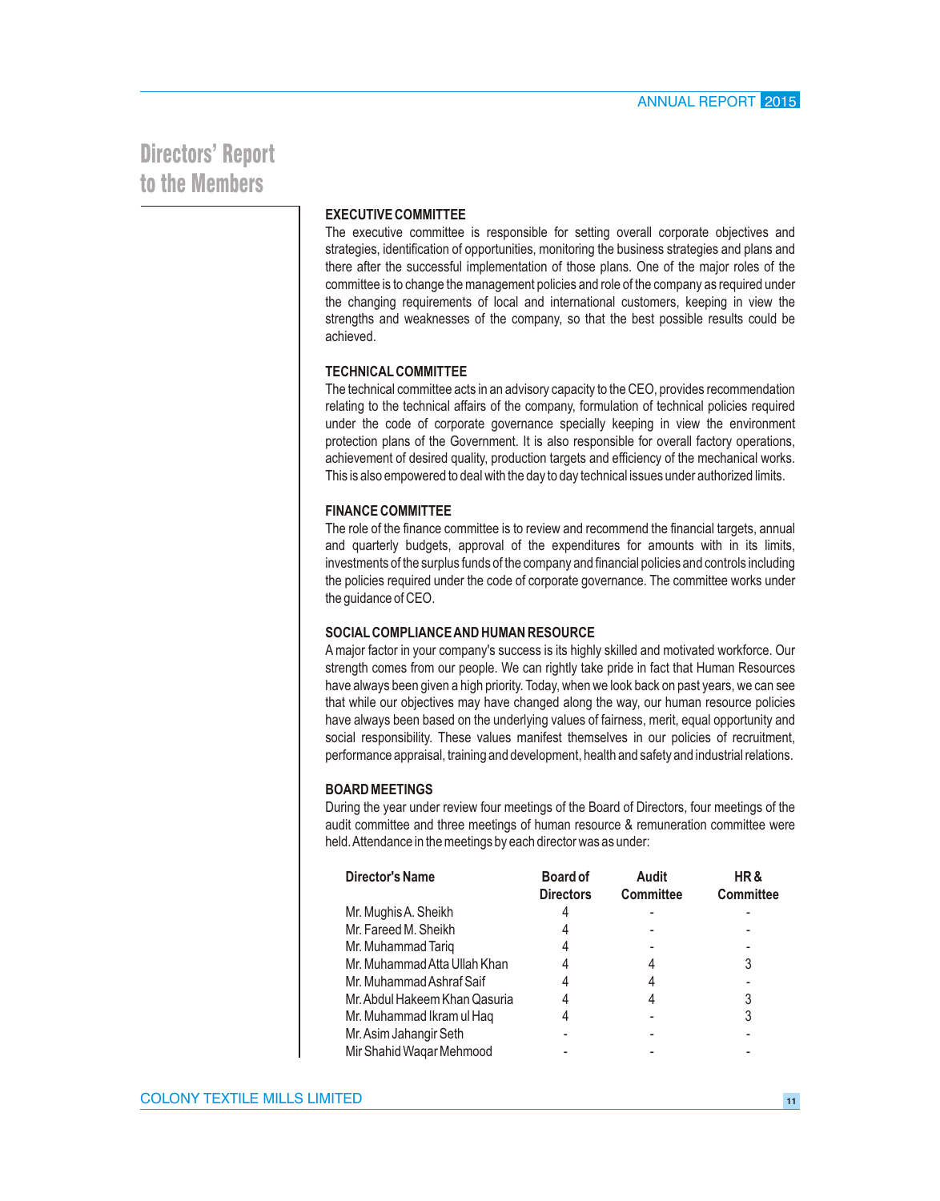# Directors' Report to the Members

### EXECUTIVE COMMITTEE

The executive committee is responsible for setting overall corporate objectives and strategies, identification of opportunities, monitoring the business strategies and plans and there after the successful implementation of those plans. One of the major roles of the committee is to change the management policies and role of the company as required under the changing requirements of local and international customers, keeping in view the strengths and weaknesses of the company, so that the best possible results could be achieved.

### TECHNICAL COMMITTEE

The technical committee acts in an advisory capacity to the CEO, provides recommendation relating to the technical affairs of the company, formulation of technical policies required under the code of corporate governance specially keeping in view the environment protection plans of the Government. It is also responsible for overall factory operations, achievement of desired quality, production targets and efficiency of the mechanical works. This is also empowered to deal with the day to day technical issues under authorized limits.

### FINANCE COMMITTEE

The role of the finance committee is to review and recommend the financial targets, annual and quarterly budgets, approval of the expenditures for amounts with in its limits, investments of the surplus funds of the company and financial policies and controls including the policies required under the code of corporate governance. The committee works under the guidance of CEO.

### SOCIAL COMPLIANCE AND HUMAN RESOURCE

A major factor in your company's success is its highly skilled and motivated workforce. Our strength comes from our people. We can rightly take pride in fact that Human Resources have always been given a high priority. Today, when we look back on past years, we can see that while our objectives may have changed along the way, our human resource policies have always been based on the underlying values of fairness, merit, equal opportunity and social responsibility. These values manifest themselves in our policies of recruitment, performance appraisal, training and development, health and safety and industrial relations.

### BOARD MEETINGS

During the year under review four meetings of the Board of Directors, four meetings of the audit committee and three meetings of human resource & remuneration committee were held. Attendance in the meetings by each director was as under:

| Director's Name | Board of Directors | Audit Committee | HR & Committee |
|---|---|---|---|
| Mr. Mughis A. Sheikh | 4 | - | - |
| Mr. Fareed M. Sheikh | 4 | - | - |
| Mr. Muhammad Tariq | 4 | - | - |
| Mr. Muhammad Atta Ullah Khan | 4 | 4 | 3 |
| Mr. Muhammad Ashraf Saif | 4 | 4 | - |
| Mr. Abdul Hakeem Khan Qasuria | 4 | 4 | 3 |
| Mr. Muhammad Ikram ul Haq | 4 | - | 3 |
| Mr. Asim Jahangir Seth | - | - | - |
| Mir Shahid Waqar Mehmood | - | - | - |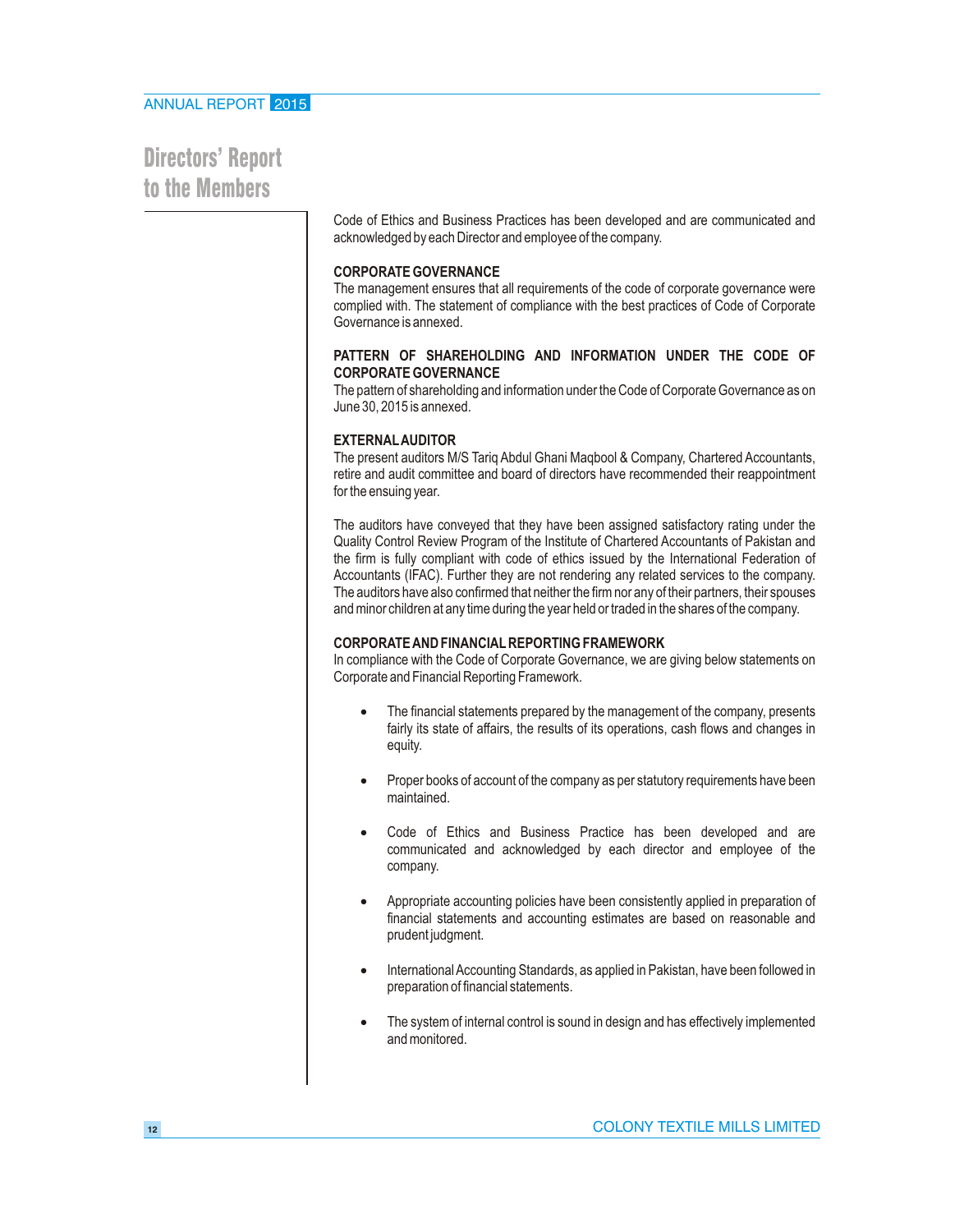# Directors' Report to the Members

Code of Ethics and Business Practices has been developed and are communicated and acknowledged by each Director and employee of the company.

**CORPORATE GOVERNANCE**

The management ensures that all requirements of the code of corporate governance were complied with. The statement of compliance with the best practices of Code of Corporate Governance is annexed.

**PATTERN OF SHAREHOLDING AND INFORMATION UNDER THE CODE OF CORPORATE GOVERNANCE**

The pattern of shareholding and information under the Code of Corporate Governance as on June 30, 2015 is annexed.

**EXTERNAL AUDITOR**

The present auditors M/S Tariq Abdul Ghani Maqbool & Company, Chartered Accountants, retire and audit committee and board of directors have recommended their reappointment for the ensuing year.

The auditors have conveyed that they have been assigned satisfactory rating under the Quality Control Review Program of the Institute of Chartered Accountants of Pakistan and the firm is fully compliant with code of ethics issued by the International Federation of Accountants (IFAC). Further they are not rendering any related services to the company. The auditors have also confirmed that neither the firm nor any of their partners, their spouses and minor children at any time during the year held or traded in the shares of the company.

**CORPORATE AND FINANCIAL REPORTING FRAMEWORK**

In compliance with the Code of Corporate Governance, we are giving below statements on Corporate and Financial Reporting Framework.

- The financial statements prepared by the management of the company, presents fairly its state of affairs, the results of its operations, cash flows and changes in equity.

- Proper books of account of the company as per statutory requirements have been maintained.

- Code of Ethics and Business Practice has been developed and are communicated and acknowledged by each director and employee of the company.

- Appropriate accounting policies have been consistently applied in preparation of financial statements and accounting estimates are based on reasonable and prudent judgment.

- International Accounting Standards, as applied in Pakistan, have been followed in preparation of financial statements.

- The system of internal control is sound in design and has effectively implemented and monitored.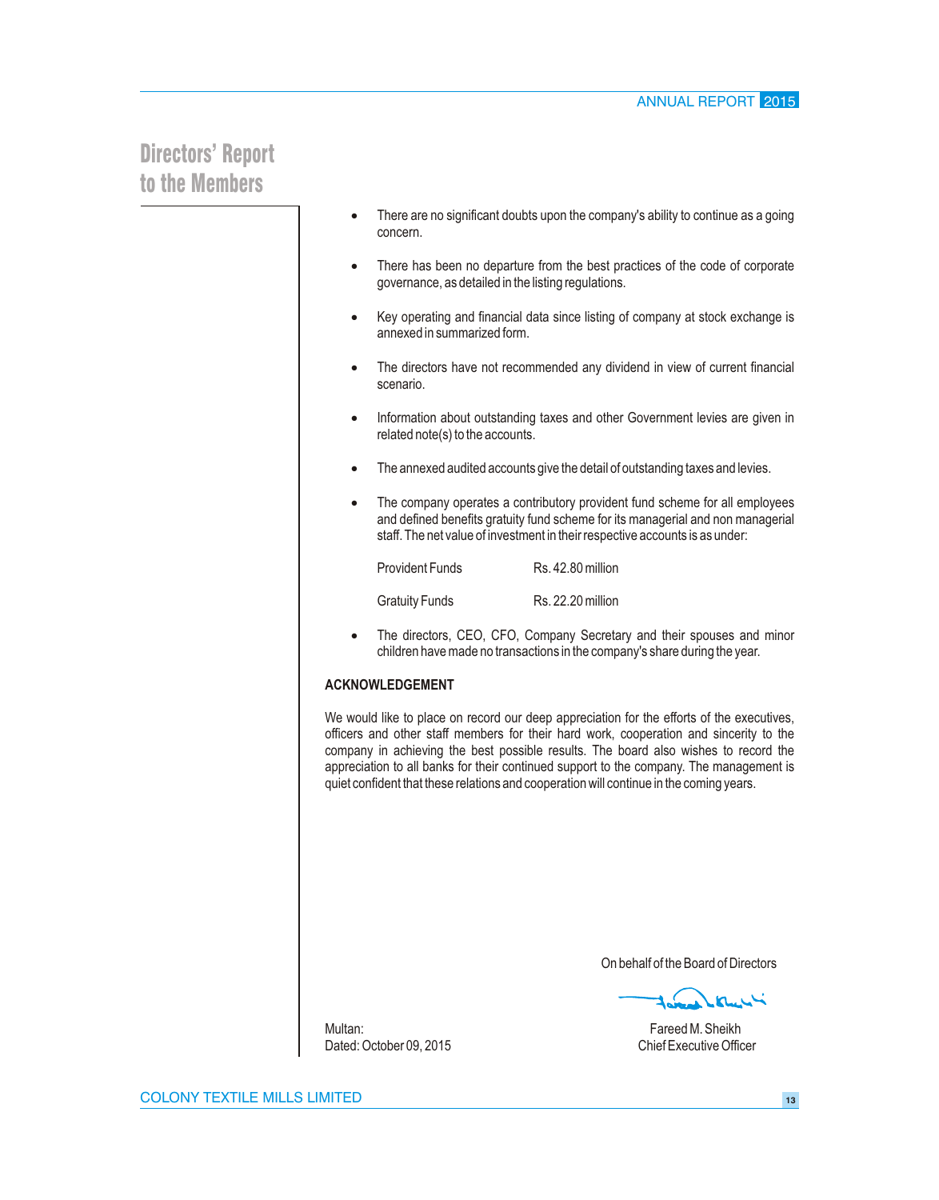# Directors' Report to the Members

- There are no significant doubts upon the company's ability to continue as a going concern.

- There has been no departure from the best practices of the code of corporate governance, as detailed in the listing regulations.

- Key operating and financial data since listing of company at stock exchange is annexed in summarized form.

- The directors have not recommended any dividend in view of current financial scenario.

- Information about outstanding taxes and other Government levies are given in related note(s) to the accounts.

- The annexed audited accounts give the detail of outstanding taxes and levies.

- The company operates a contributory provident fund scheme for all employees and defined benefits gratuity fund scheme for its managerial and non managerial staff. The net value of investment in their respective accounts is as under:

  | | |
  |---|---|
  | Provident Funds | Rs. 42.80 million |
  | Gratuity Funds | Rs. 22.20 million |

- The directors, CEO, CFO, Company Secretary and their spouses and minor children have made no transactions in the company's share during the year.

**ACKNOWLEDGEMENT**

We would like to place on record our deep appreciation for the efforts of the executives, officers and other staff members for their hard work, cooperation and sincerity to the company in achieving the best possible results. The board also wishes to record the appreciation to all banks for their continued support to the company. The management is quiet confident that these relations and cooperation will continue in the coming years.

On behalf of the Board of Directors

Fareed M. Sheikh
Chief Executive Officer

Multan:
Dated: October 09, 2015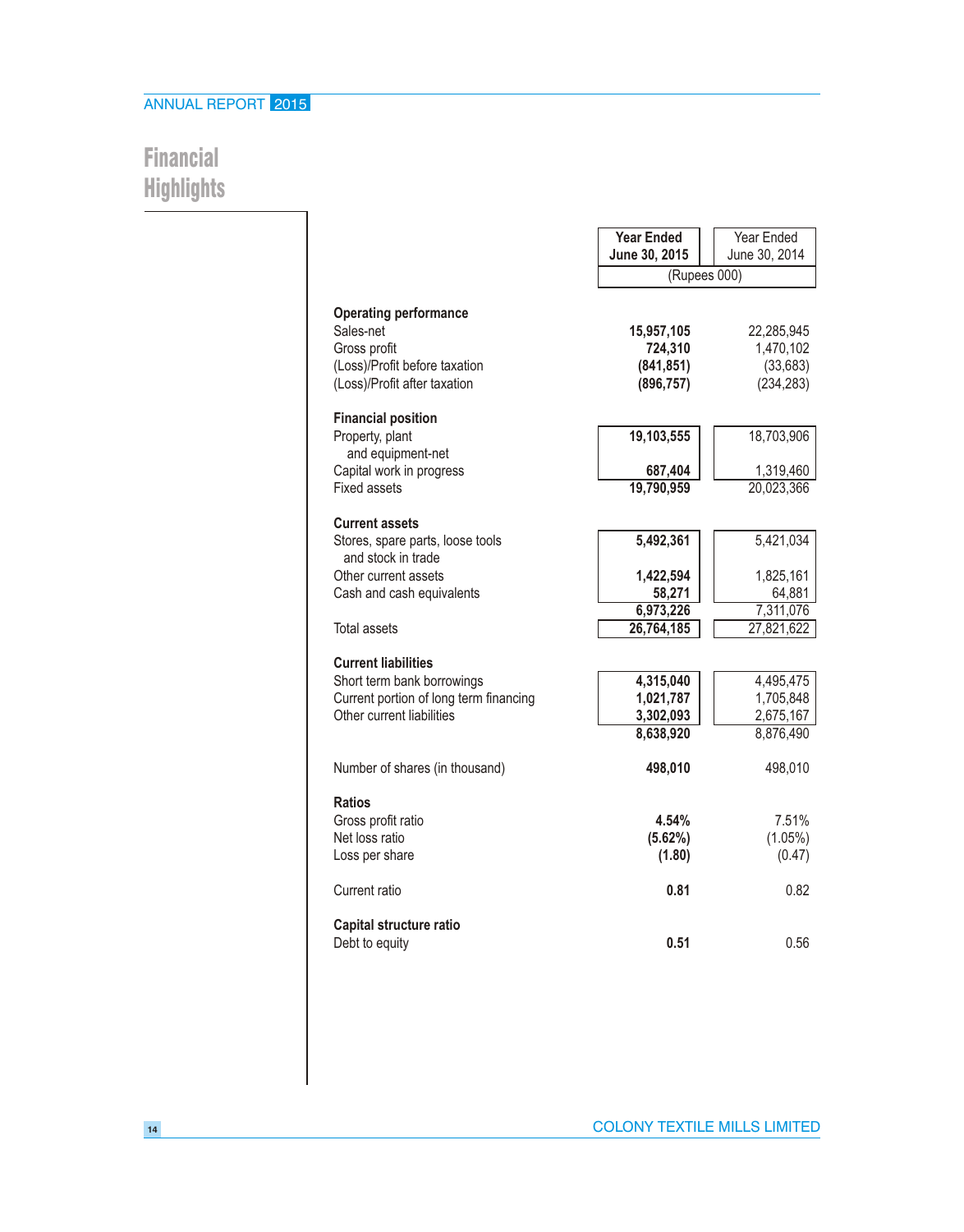# Financial Highlights

| | Year Ended June 30, 2015 | Year Ended June 30, 2014 |
|---|---|---|
| | (Rupees 000) | |
| **Operating performance** | | |
| Sales-net | **15,957,105** | 22,285,945 |
| Gross profit | **724,310** | 1,470,102 |
| (Loss)/Profit before taxation | **(841,851)** | (33,683) |
| (Loss)/Profit after taxation | **(896,757)** | (234,283) |
| **Financial position** | | |
| Property, plant and equipment-net | **19,103,555** | 18,703,906 |
| Capital work in progress | **687,404** | 1,319,460 |
| Fixed assets | **19,790,959** | 20,023,366 |
| **Current assets** | | |
| Stores, spare parts, loose tools and stock in trade | **5,492,361** | 5,421,034 |
| Other current assets | **1,422,594** | 1,825,161 |
| Cash and cash equivalents | **58,271** | 64,881 |
| | **6,973,226** | 7,311,076 |
| Total assets | **26,764,185** | 27,821,622 |
| **Current liabilities** | | |
| Short term bank borrowings | **4,315,040** | 4,495,475 |
| Current portion of long term financing | **1,021,787** | 1,705,848 |
| Other current liabilities | **3,302,093** | 2,675,167 |
| | **8,638,920** | 8,876,490 |
| Number of shares (in thousand) | **498,010** | 498,010 |
| **Ratios** | | |
| Gross profit ratio | **4.54%** | 7.51% |
| Net loss ratio | **(5.62%)** | (1.05%) |
| Loss per share | **(1.80)** | (0.47) |
| Current ratio | **0.81** | 0.82 |
| **Capital structure ratio** | | |
| Debt to equity | **0.51** | 0.56 |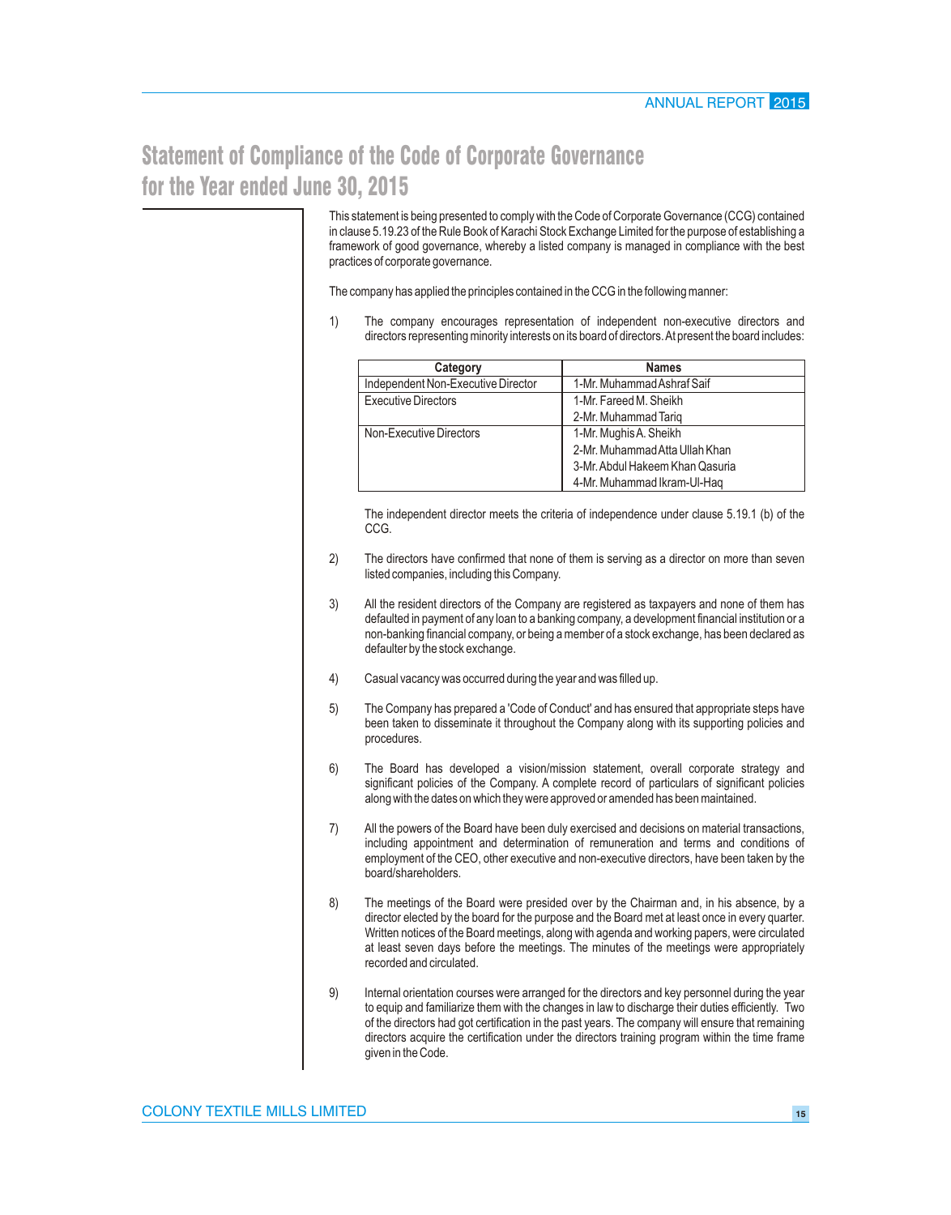# Statement of Compliance of the Code of Corporate Governance for the Year ended June 30, 2015

This statement is being presented to comply with the Code of Corporate Governance (CCG) contained in clause 5.19.23 of the Rule Book of Karachi Stock Exchange Limited for the purpose of establishing a framework of good governance, whereby a listed company is managed in compliance with the best practices of corporate governance.

The company has applied the principles contained in the CCG in the following manner:

1) The company encourages representation of independent non-executive directors and directors representing minority interests on its board of directors. At present the board includes:

| Category | Names |
|---|---|
| Independent Non-Executive Director | 1-Mr. Muhammad Ashraf Saif |
| Executive Directors | 1-Mr. Fareed M. Sheikh<br>2-Mr. Muhammad Tariq |
| Non-Executive Directors | 1-Mr. Mughis A. Sheikh<br>2-Mr. Muhammad Atta Ullah Khan<br>3-Mr. Abdul Hakeem Khan Qasuria<br>4-Mr. Muhammad Ikram-Ul-Haq |

The independent director meets the criteria of independence under clause 5.19.1 (b) of the CCG.

2) The directors have confirmed that none of them is serving as a director on more than seven listed companies, including this Company.

3) All the resident directors of the Company are registered as taxpayers and none of them has defaulted in payment of any loan to a banking company, a development financial institution or a non-banking financial company, or being a member of a stock exchange, has been declared as defaulter by the stock exchange.

4) Casual vacancy was occurred during the year and was filled up.

5) The Company has prepared a 'Code of Conduct' and has ensured that appropriate steps have been taken to disseminate it throughout the Company along with its supporting policies and procedures.

6) The Board has developed a vision/mission statement, overall corporate strategy and significant policies of the Company. A complete record of particulars of significant policies along with the dates on which they were approved or amended has been maintained.

7) All the powers of the Board have been duly exercised and decisions on material transactions, including appointment and determination of remuneration and terms and conditions of employment of the CEO, other executive and non-executive directors, have been taken by the board/shareholders.

8) The meetings of the Board were presided over by the Chairman and, in his absence, by a director elected by the board for the purpose and the Board met at least once in every quarter. Written notices of the Board meetings, along with agenda and working papers, were circulated at least seven days before the meetings. The minutes of the meetings were appropriately recorded and circulated.

9) Internal orientation courses were arranged for the directors and key personnel during the year to equip and familiarize them with the changes in law to discharge their duties efficiently. Two of the directors had got certification in the past years. The company will ensure that remaining directors acquire the certification under the directors training program within the time frame given in the Code.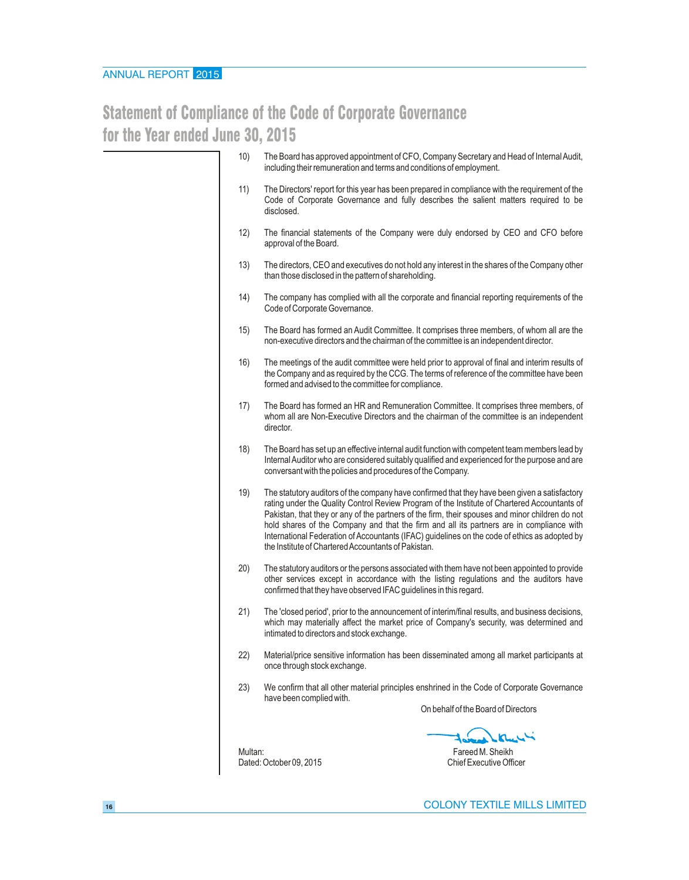# Statement of Compliance of the Code of Corporate Governance for the Year ended June 30, 2015

10) The Board has approved appointment of CFO, Company Secretary and Head of Internal Audit, including their remuneration and terms and conditions of employment.

11) The Directors' report for this year has been prepared in compliance with the requirement of the Code of Corporate Governance and fully describes the salient matters required to be disclosed.

12) The financial statements of the Company were duly endorsed by CEO and CFO before approval of the Board.

13) The directors, CEO and executives do not hold any interest in the shares of the Company other than those disclosed in the pattern of shareholding.

14) The company has complied with all the corporate and financial reporting requirements of the Code of Corporate Governance.

15) The Board has formed an Audit Committee. It comprises three members, of whom all are the non-executive directors and the chairman of the committee is an independent director.

16) The meetings of the audit committee were held prior to approval of final and interim results of the Company and as required by the CCG. The terms of reference of the committee have been formed and advised to the committee for compliance.

17) The Board has formed an HR and Remuneration Committee. It comprises three members, of whom all are Non-Executive Directors and the chairman of the committee is an independent director.

18) The Board has set up an effective internal audit function with competent team members lead by Internal Auditor who are considered suitably qualified and experienced for the purpose and are conversant with the policies and procedures of the Company.

19) The statutory auditors of the company have confirmed that they have been given a satisfactory rating under the Quality Control Review Program of the Institute of Chartered Accountants of Pakistan, that they or any of the partners of the firm, their spouses and minor children do not hold shares of the Company and that the firm and all its partners are in compliance with International Federation of Accountants (IFAC) guidelines on the code of ethics as adopted by the Institute of Chartered Accountants of Pakistan.

20) The statutory auditors or the persons associated with them have not been appointed to provide other services except in accordance with the listing regulations and the auditors have confirmed that they have observed IFAC guidelines in this regard.

21) The 'closed period', prior to the announcement of interim/final results, and business decisions, which may materially affect the market price of Company's security, was determined and intimated to directors and stock exchange.

22) Material/price sensitive information has been disseminated among all market participants at once through stock exchange.

23) We confirm that all other material principles enshrined in the Code of Corporate Governance have been complied with.

On behalf of the Board of Directors

Multan:
Dated: October 09, 2015

Fareed M. Sheikh
Chief Executive Officer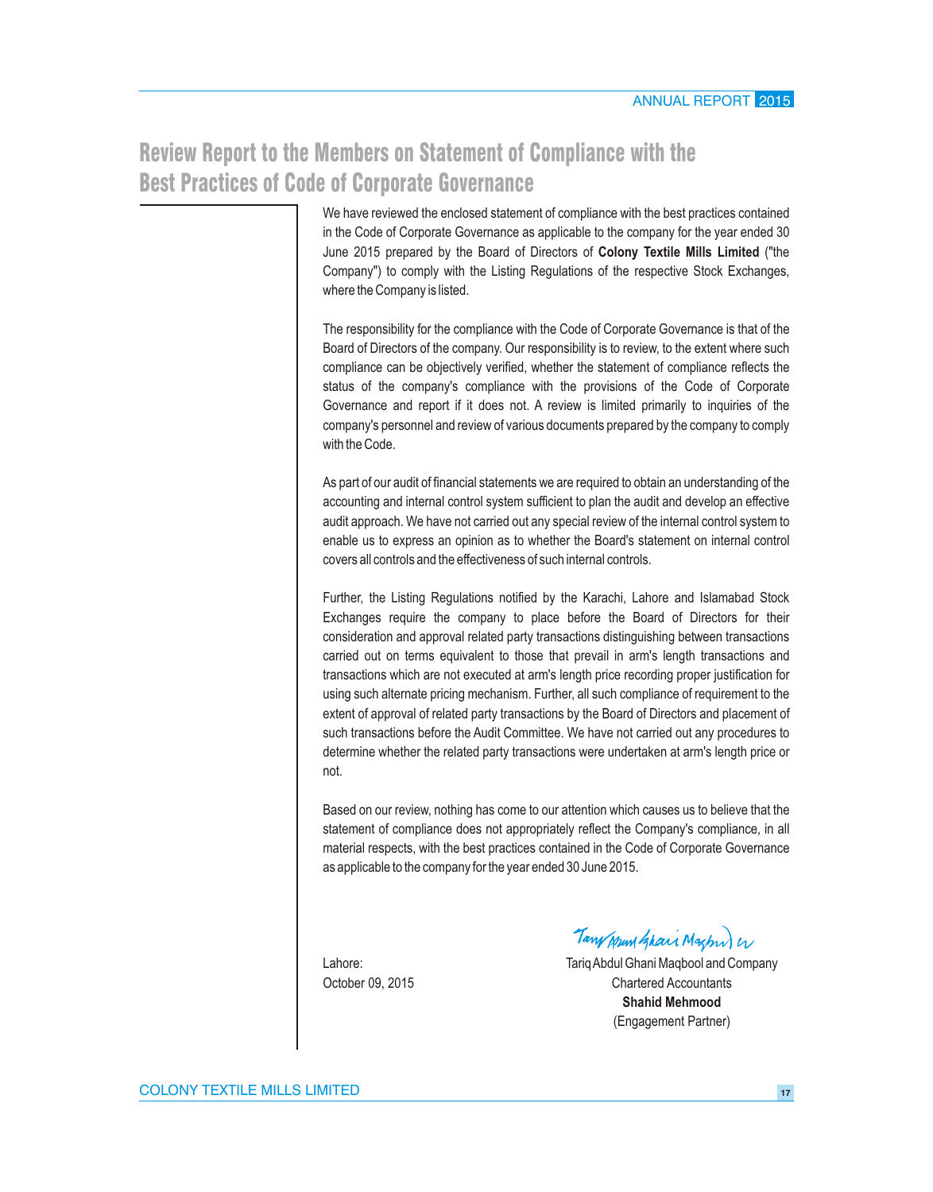# Review Report to the Members on Statement of Compliance with the Best Practices of Code of Corporate Governance

We have reviewed the enclosed statement of compliance with the best practices contained in the Code of Corporate Governance as applicable to the company for the year ended 30 June 2015 prepared by the Board of Directors of **Colony Textile Mills Limited** ("the Company") to comply with the Listing Regulations of the respective Stock Exchanges, where the Company is listed.

The responsibility for the compliance with the Code of Corporate Governance is that of the Board of Directors of the company. Our responsibility is to review, to the extent where such compliance can be objectively verified, whether the statement of compliance reflects the status of the company's compliance with the provisions of the Code of Corporate Governance and report if it does not. A review is limited primarily to inquiries of the company's personnel and review of various documents prepared by the company to comply with the Code.

As part of our audit of financial statements we are required to obtain an understanding of the accounting and internal control system sufficient to plan the audit and develop an effective audit approach. We have not carried out any special review of the internal control system to enable us to express an opinion as to whether the Board's statement on internal control covers all controls and the effectiveness of such internal controls.

Further, the Listing Regulations notified by the Karachi, Lahore and Islamabad Stock Exchanges require the company to place before the Board of Directors for their consideration and approval related party transactions distinguishing between transactions carried out on terms equivalent to those that prevail in arm's length transactions and transactions which are not executed at arm's length price recording proper justification for using such alternate pricing mechanism. Further, all such compliance of requirement to the extent of approval of related party transactions by the Board of Directors and placement of such transactions before the Audit Committee. We have not carried out any procedures to determine whether the related party transactions were undertaken at arm's length price or not.

Based on our review, nothing has come to our attention which causes us to believe that the statement of compliance does not appropriately reflect the Company's compliance, in all material respects, with the best practices contained in the Code of Corporate Governance as applicable to the company for the year ended 30 June 2015.

Lahore:
October 09, 2015

Tariq Abdul Ghani Maqbool and Company
Chartered Accountants
**Shahid Mehmood**
(Engagement Partner)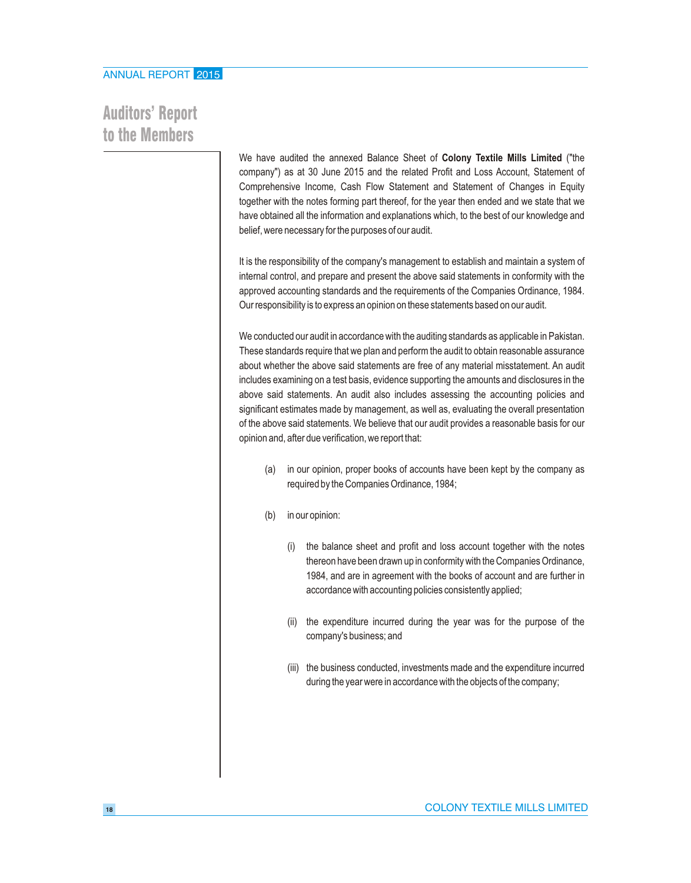# Auditors' Report to the Members

We have audited the annexed Balance Sheet of **Colony Textile Mills Limited** ("the company") as at 30 June 2015 and the related Profit and Loss Account, Statement of Comprehensive Income, Cash Flow Statement and Statement of Changes in Equity together with the notes forming part thereof, for the year then ended and we state that we have obtained all the information and explanations which, to the best of our knowledge and belief, were necessary for the purposes of our audit.

It is the responsibility of the company's management to establish and maintain a system of internal control, and prepare and present the above said statements in conformity with the approved accounting standards and the requirements of the Companies Ordinance, 1984. Our responsibility is to express an opinion on these statements based on our audit.

We conducted our audit in accordance with the auditing standards as applicable in Pakistan. These standards require that we plan and perform the audit to obtain reasonable assurance about whether the above said statements are free of any material misstatement. An audit includes examining on a test basis, evidence supporting the amounts and disclosures in the above said statements. An audit also includes assessing the accounting policies and significant estimates made by management, as well as, evaluating the overall presentation of the above said statements. We believe that our audit provides a reasonable basis for our opinion and, after due verification, we report that:

(a) in our opinion, proper books of accounts have been kept by the company as required by the Companies Ordinance, 1984;

(b) in our opinion:

   (i) the balance sheet and profit and loss account together with the notes thereon have been drawn up in conformity with the Companies Ordinance, 1984, and are in agreement with the books of account and are further in accordance with accounting policies consistently applied;

   (ii) the expenditure incurred during the year was for the purpose of the company's business; and

   (iii) the business conducted, investments made and the expenditure incurred during the year were in accordance with the objects of the company;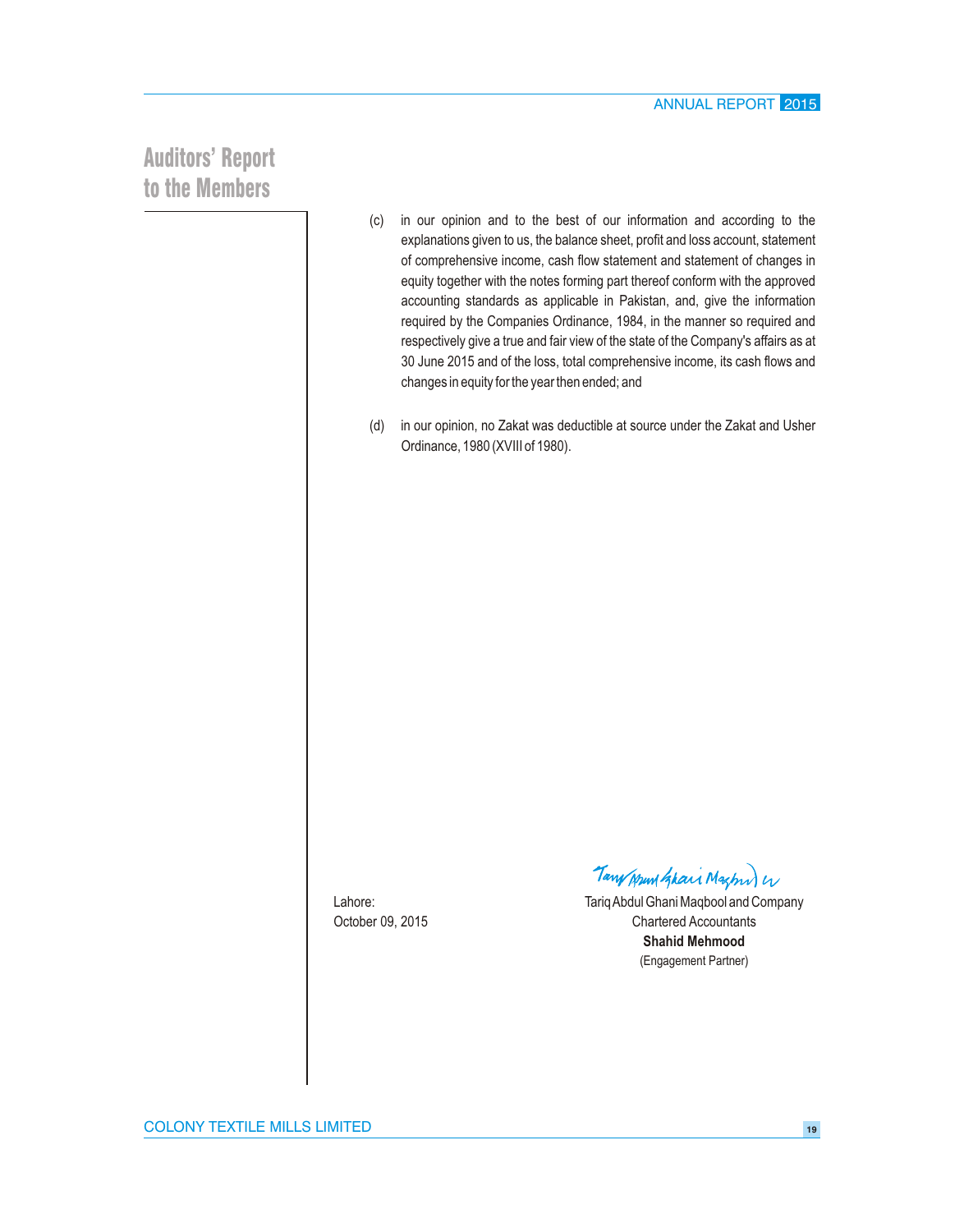# Auditors' Report to the Members

(c) in our opinion and to the best of our information and according to the explanations given to us, the balance sheet, profit and loss account, statement of comprehensive income, cash flow statement and statement of changes in equity together with the notes forming part thereof conform with the approved accounting standards as applicable in Pakistan, and, give the information required by the Companies Ordinance, 1984, in the manner so required and respectively give a true and fair view of the state of the Company's affairs as at 30 June 2015 and of the loss, total comprehensive income, its cash flows and changes in equity for the year then ended; and

(d) in our opinion, no Zakat was deductible at source under the Zakat and Usher Ordinance, 1980 (XVIII of 1980).

Lahore:
October 09, 2015

Tariq Abdul Ghani Maqbool and Company
Chartered Accountants
**Shahid Mehmood**
(Engagement Partner)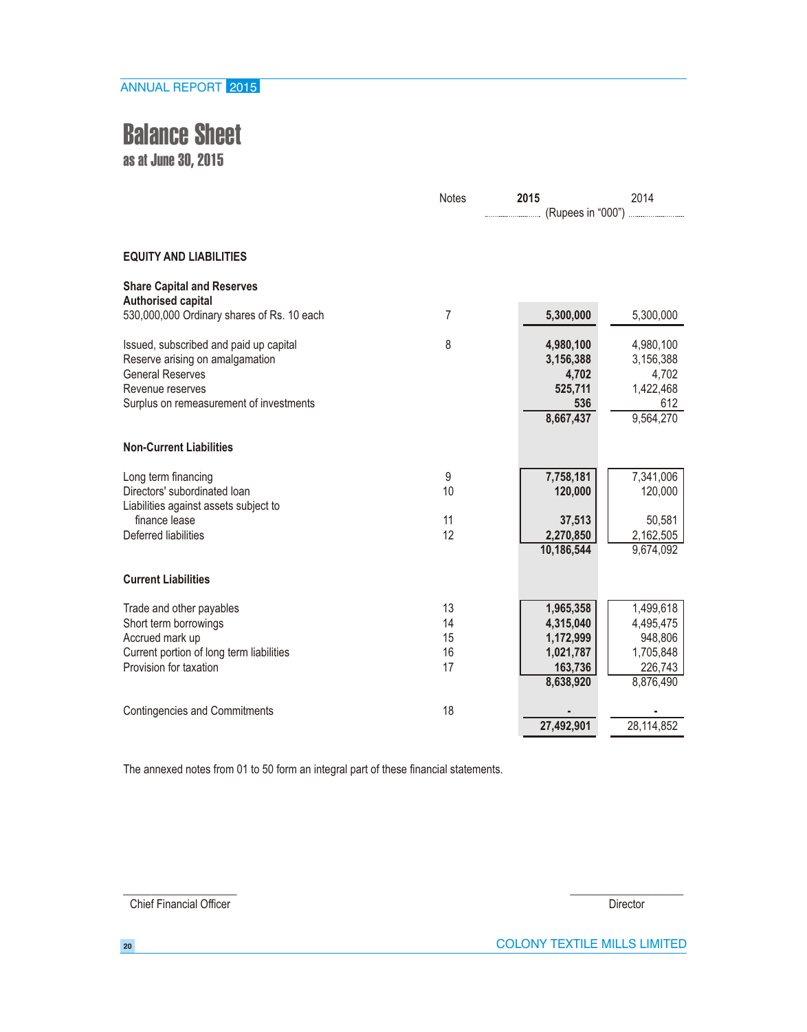# Balance Sheet

## as at June 30, 2015

| | Notes | 2015 | 2014 |
|---|---|---|---|
| | | (Rupees in "000") | |
| **EQUITY AND LIABILITIES** | | | |
| **Share Capital and Reserves** | | | |
| **Authorised capital** | | | |
| 530,000,000 Ordinary shares of Rs. 10 each | 7 | **5,300,000** | 5,300,000 |
| Issued, subscribed and paid up capital | 8 | **4,980,100** | 4,980,100 |
| Reserve arising on amalgamation | | **3,156,388** | 3,156,388 |
| General Reserves | | **4,702** | 4,702 |
| Revenue reserves | | **525,711** | 1,422,468 |
| Surplus on remeasurement of investments | | **536** | 612 |
| | | **8,667,437** | 9,564,270 |
| **Non-Current Liabilities** | | | |
| Long term financing | 9 | **7,758,181** | 7,341,006 |
| Directors' subordinated loan | 10 | **120,000** | 120,000 |
| Liabilities against assets subject to finance lease | 11 | **37,513** | 50,581 |
| Deferred liabilities | 12 | **2,270,850** | 2,162,505 |
| | | **10,186,544** | 9,674,092 |
| **Current Liabilities** | | | |
| Trade and other payables | 13 | **1,965,358** | 1,499,618 |
| Short term borrowings | 14 | **4,315,040** | 4,495,475 |
| Accrued mark up | 15 | **1,172,999** | 948,806 |
| Current portion of long term liabilities | 16 | **1,021,787** | 1,705,848 |
| Provision for taxation | 17 | **163,736** | 226,743 |
| | | **8,638,920** | 8,876,490 |
| Contingencies and Commitments | 18 | **-** | - |
| | | **27,492,901** | 28,114,852 |

The annexed notes from 01 to 50 form an integral part of these financial statements.

Chief Financial Officer

Director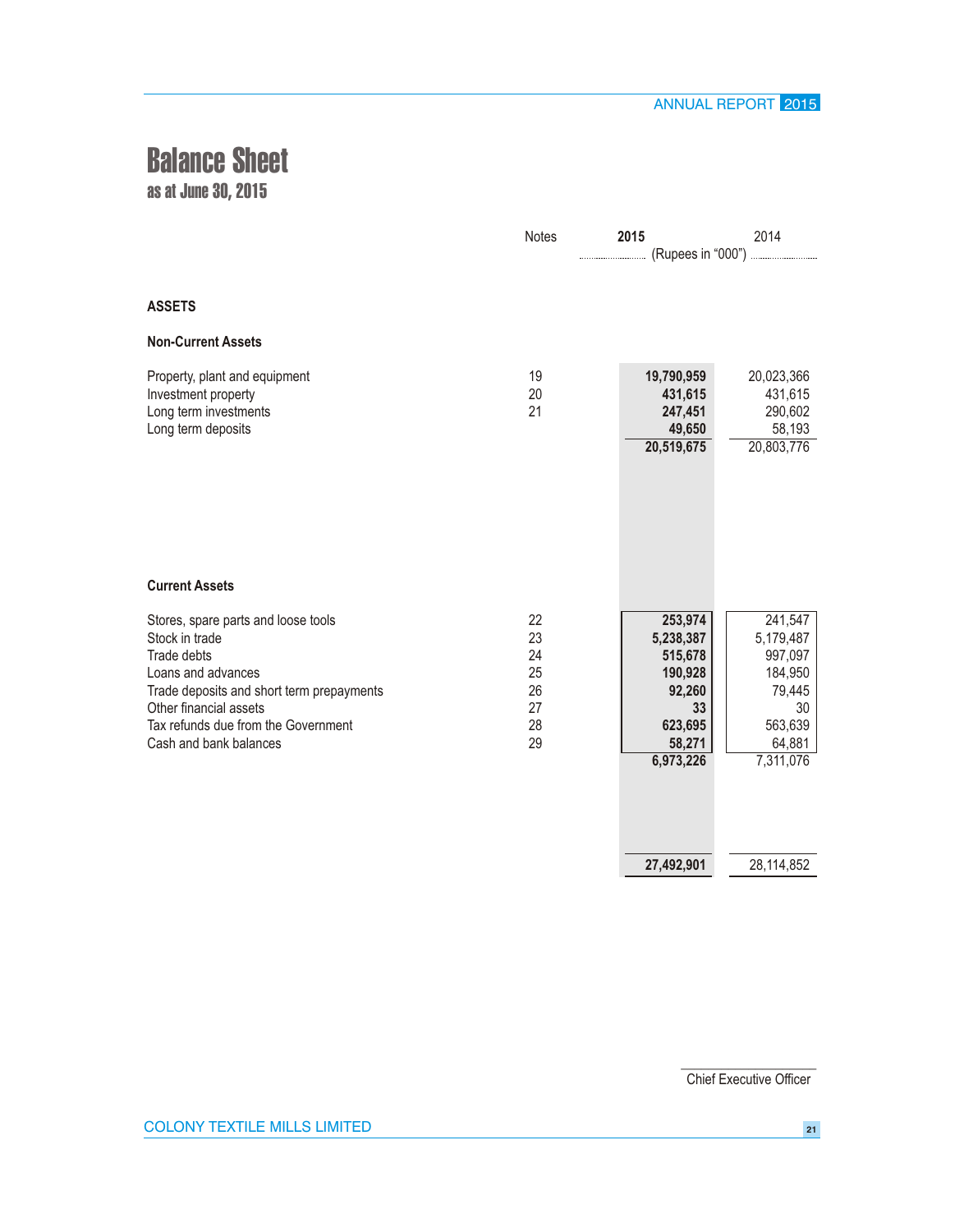# Balance Sheet

## as at June 30, 2015

| | Notes | 2015 | 2014 |
|---|---|---|---|
| | | (Rupees in "000") | |
| **ASSETS** | | | |
| **Non-Current Assets** | | | |
| Property, plant and equipment | 19 | **19,790,959** | 20,023,366 |
| Investment property | 20 | **431,615** | 431,615 |
| Long term investments | 21 | **247,451** | 290,602 |
| Long term deposits | | **49,650** | 58,193 |
| | | **20,519,675** | 20,803,776 |
| **Current Assets** | | | |
| Stores, spare parts and loose tools | 22 | **253,974** | 241,547 |
| Stock in trade | 23 | **5,238,387** | 5,179,487 |
| Trade debts | 24 | **515,678** | 997,097 |
| Loans and advances | 25 | **190,928** | 184,950 |
| Trade deposits and short term prepayments | 26 | **92,260** | 79,445 |
| Other financial assets | 27 | **33** | 30 |
| Tax refunds due from the Government | 28 | **623,695** | 563,639 |
| Cash and bank balances | 29 | **58,271** | 64,881 |
| | | **6,973,226** | 7,311,076 |
| | | **27,492,901** | 28,114,852 |

Chief Executive Officer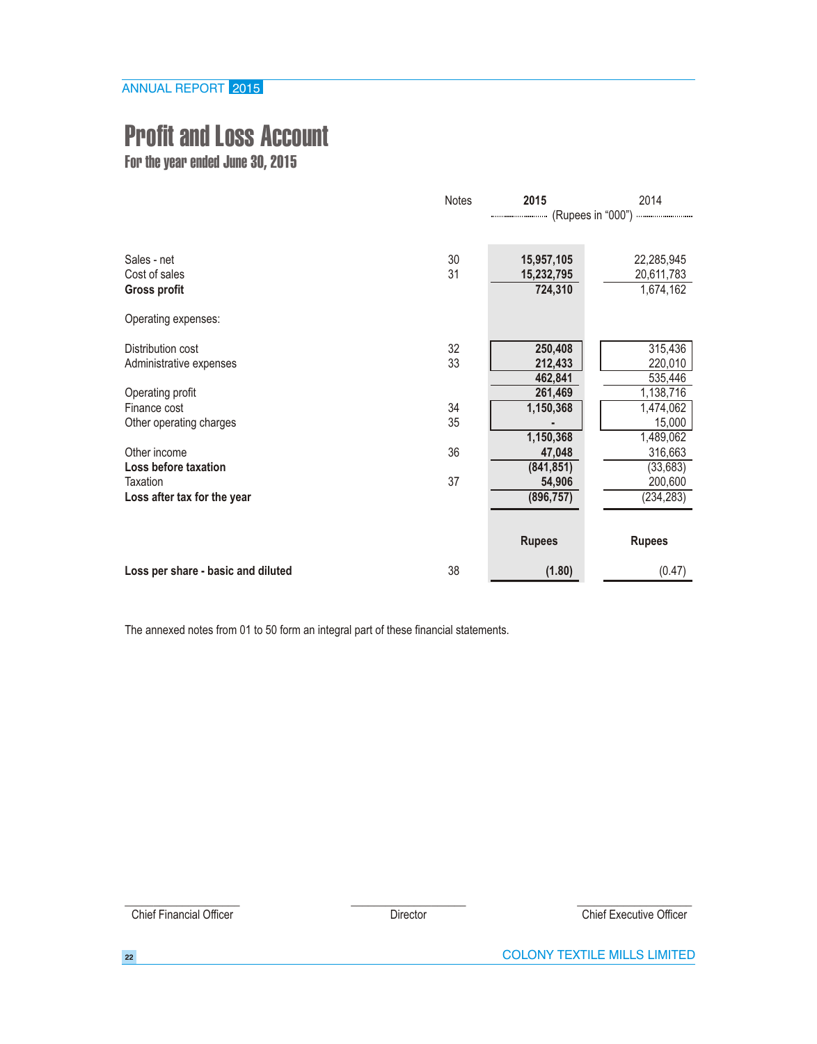# Profit and Loss Account

## For the year ended June 30, 2015

| | Notes | 2015 | 2014 |
|---|---|---|---|
| | | (Rupees in "000") | |
| Sales - net | 30 | **15,957,105** | 22,285,945 |
| Cost of sales | 31 | **15,232,795** | 20,611,783 |
| **Gross profit** | | **724,310** | 1,674,162 |
| Operating expenses: | | | |
| Distribution cost | 32 | **250,408** | 315,436 |
| Administrative expenses | 33 | **212,433** | 220,010 |
| | | **462,841** | 535,446 |
| Operating profit | | **261,469** | 1,138,716 |
| Finance cost | 34 | **1,150,368** | 1,474,062 |
| Other operating charges | 35 | **-** | 15,000 |
| | | **1,150,368** | 1,489,062 |
| Other income | 36 | **47,048** | 316,663 |
| **Loss before taxation** | | **(841,851)** | (33,683) |
| Taxation | 37 | **54,906** | 200,600 |
| **Loss after tax for the year** | | **(896,757)** | (234,283) |
| | | **Rupees** | **Rupees** |
| **Loss per share - basic and diluted** | 38 | **(1.80)** | (0.47) |

The annexed notes from 01 to 50 form an integral part of these financial statements.

Chief Financial Officer | Director | Chief Executive Officer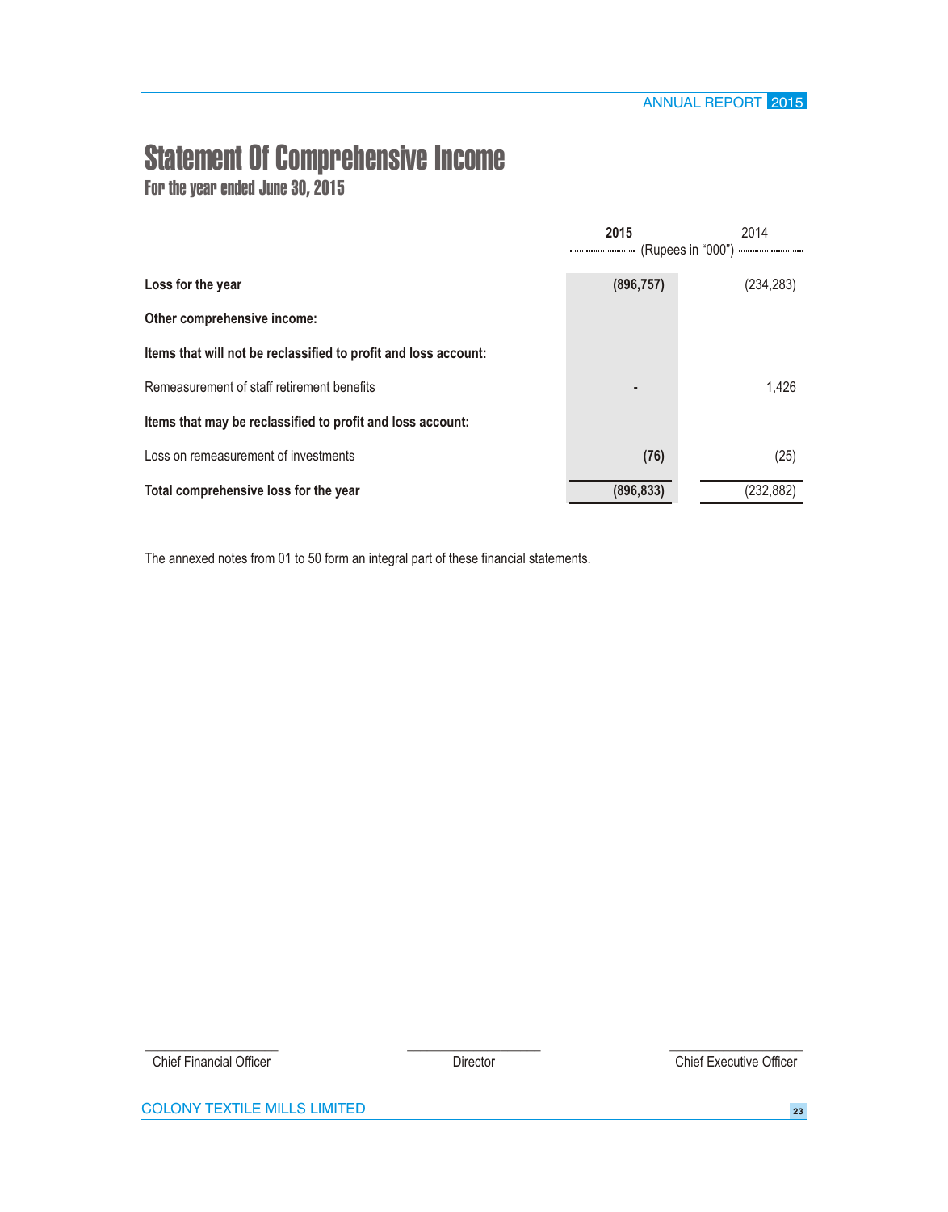# Statement Of Comprehensive Income

## For the year ended June 30, 2015

| | **2015** | 2014 |
|---|---|---|
| | (Rupees in "000") | |
| **Loss for the year** | **(896,757)** | (234,283) |
| **Other comprehensive income:** | | |
| **Items that will not be reclassified to profit and loss account:** | | |
| Remeasurement of staff retirement benefits | **-** | 1,426 |
| **Items that may be reclassified to profit and loss account:** | | |
| Loss on remeasurement of investments | **(76)** | (25) |
| **Total comprehensive loss for the year** | **(896,833)** | (232,882) |

The annexed notes from 01 to 50 form an integral part of these financial statements.

Chief Financial Officer　　　　Director　　　　Chief Executive Officer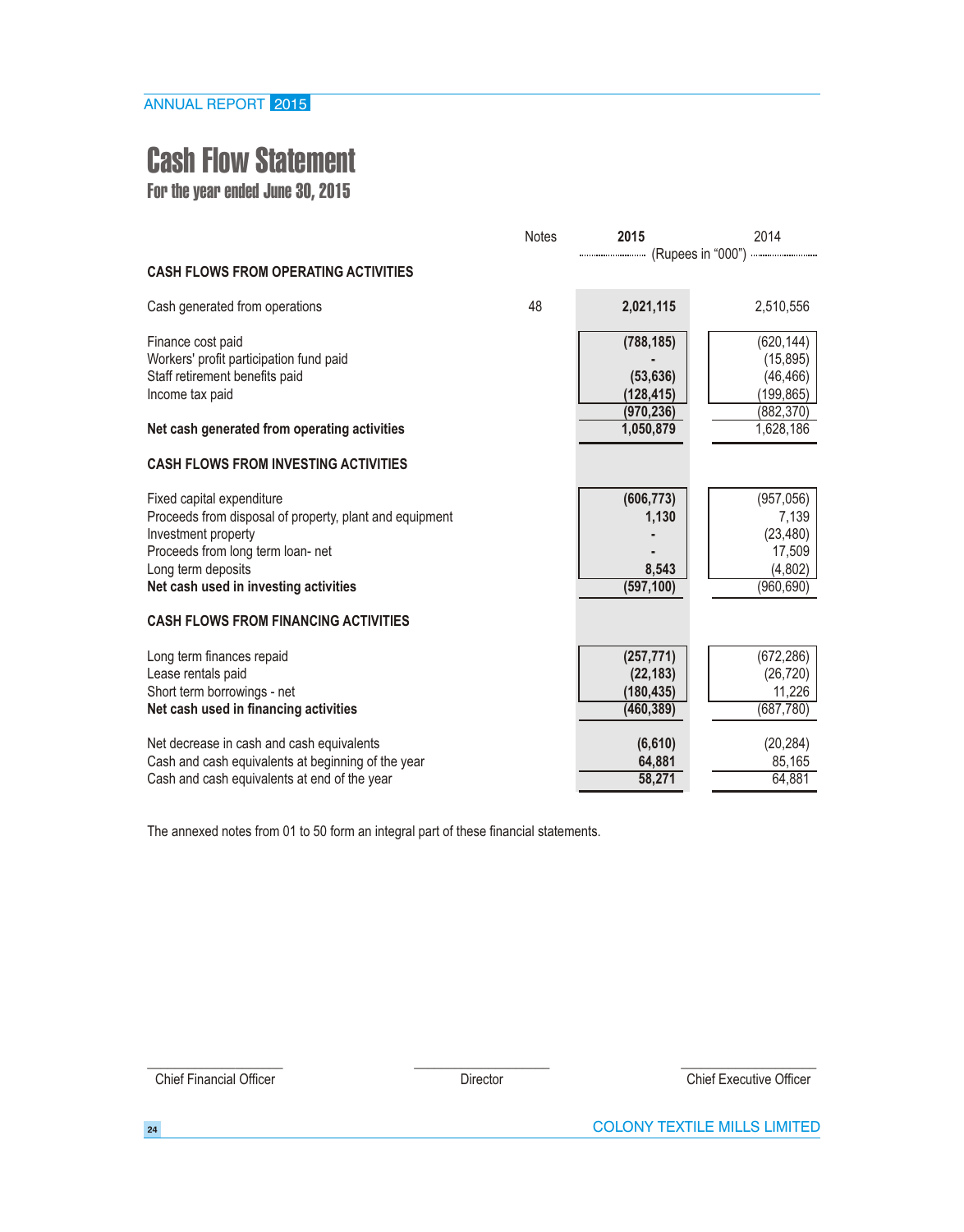# Cash Flow Statement

## For the year ended June 30, 2015

| | Notes | 2015 | 2014 |
|---|---|---|---|
| | | (Rupees in "000") | |
| **CASH FLOWS FROM OPERATING ACTIVITIES** | | | |
| Cash generated from operations | 48 | **2,021,115** | 2,510,556 |
| Finance cost paid | | **(788,185)** | (620,144) |
| Workers' profit participation fund paid | | **-** | (15,895) |
| Staff retirement benefits paid | | **(53,636)** | (46,466) |
| Income tax paid | | **(128,415)** | (199,865) |
| | | **(970,236)** | (882,370) |
| **Net cash generated from operating activities** | | **1,050,879** | 1,628,186 |
| **CASH FLOWS FROM INVESTING ACTIVITIES** | | | |
| Fixed capital expenditure | | **(606,773)** | (957,056) |
| Proceeds from disposal of property, plant and equipment | | **1,130** | 7,139 |
| Investment property | | **-** | (23,480) |
| Proceeds from long term loan- net | | **-** | 17,509 |
| Long term deposits | | **8,543** | (4,802) |
| **Net cash used in investing activities** | | **(597,100)** | (960,690) |
| **CASH FLOWS FROM FINANCING ACTIVITIES** | | | |
| Long term finances repaid | | **(257,771)** | (672,286) |
| Lease rentals paid | | **(22,183)** | (26,720) |
| Short term borrowings - net | | **(180,435)** | 11,226 |
| **Net cash used in financing activities** | | **(460,389)** | (687,780) |
| Net decrease in cash and cash equivalents | | **(6,610)** | (20,284) |
| Cash and cash equivalents at beginning of the year | | **64,881** | 85,165 |
| Cash and cash equivalents at end of the year | | **58,271** | 64,881 |

The annexed notes from 01 to 50 form an integral part of these financial statements.

| Chief Financial Officer | Director | Chief Executive Officer |
|---|---|---|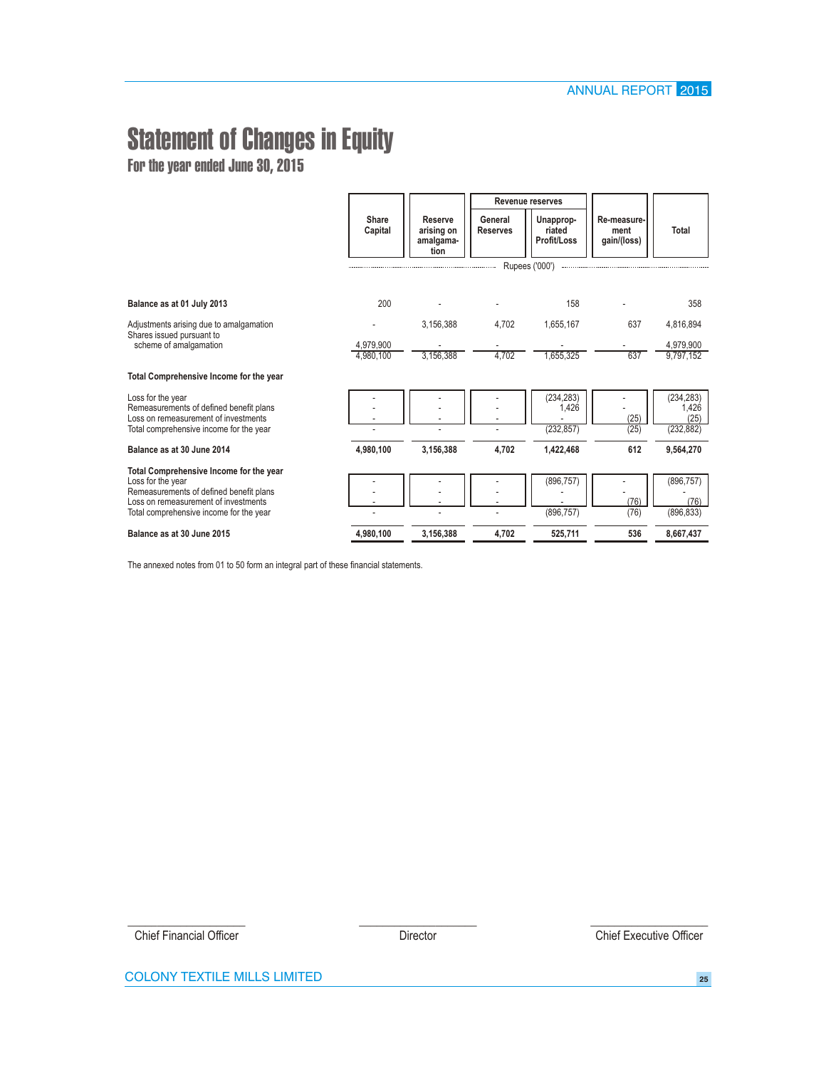# Statement of Changes in Equity

## For the year ended June 30, 2015

| | Share Capital | Reserve arising on amalgamation | Revenue reserves | | Re-measurement gain/(loss) | Total |
|---|---|---|---|---|---|---|
| | | | General Reserves | Unappropriated Profit/Loss | | |
| | Rupees ('000') | | | | | |
| **Balance as at 01 July 2013** | 200 | - | - | 158 | - | 358 |
| Adjustments arising due to amalgamation | - | 3,156,388 | 4,702 | 1,655,167 | 637 | 4,816,894 |
| Shares issued pursuant to scheme of amalgamation | 4,979,900 | - | - | - | - | 4,979,900 |
| | 4,980,100 | 3,156,388 | 4,702 | 1,655,325 | 637 | 9,797,152 |
| **Total Comprehensive Income for the year** | | | | | | |
| Loss for the year | - | - | - | (234,283) | - | (234,283) |
| Remeasurements of defined benefit plans | - | - | - | 1,426 | - | 1,426 |
| Loss on remeasurement of investments | - | - | - | - | (25) | (25) |
| Total comprehensive income for the year | - | - | - | (232,857) | (25) | (232,882) |
| **Balance as at 30 June 2014** | **4,980,100** | **3,156,388** | **4,702** | **1,422,468** | **612** | **9,564,270** |
| **Total Comprehensive Income for the year** | | | | | | |
| Loss for the year | - | - | - | (896,757) | - | (896,757) |
| Remeasurements of defined benefit plans | - | - | - | - | - | - |
| Loss on remeasurement of investments | - | - | - | - | (76) | (76) |
| Total comprehensive income for the year | - | - | - | (896,757) | (76) | (896,833) |
| **Balance as at 30 June 2015** | **4,980,100** | **3,156,388** | **4,702** | **525,711** | **536** | **8,667,437** |

The annexed notes from 01 to 50 form an integral part of these financial statements.

Chief Financial Officer | Director | Chief Executive Officer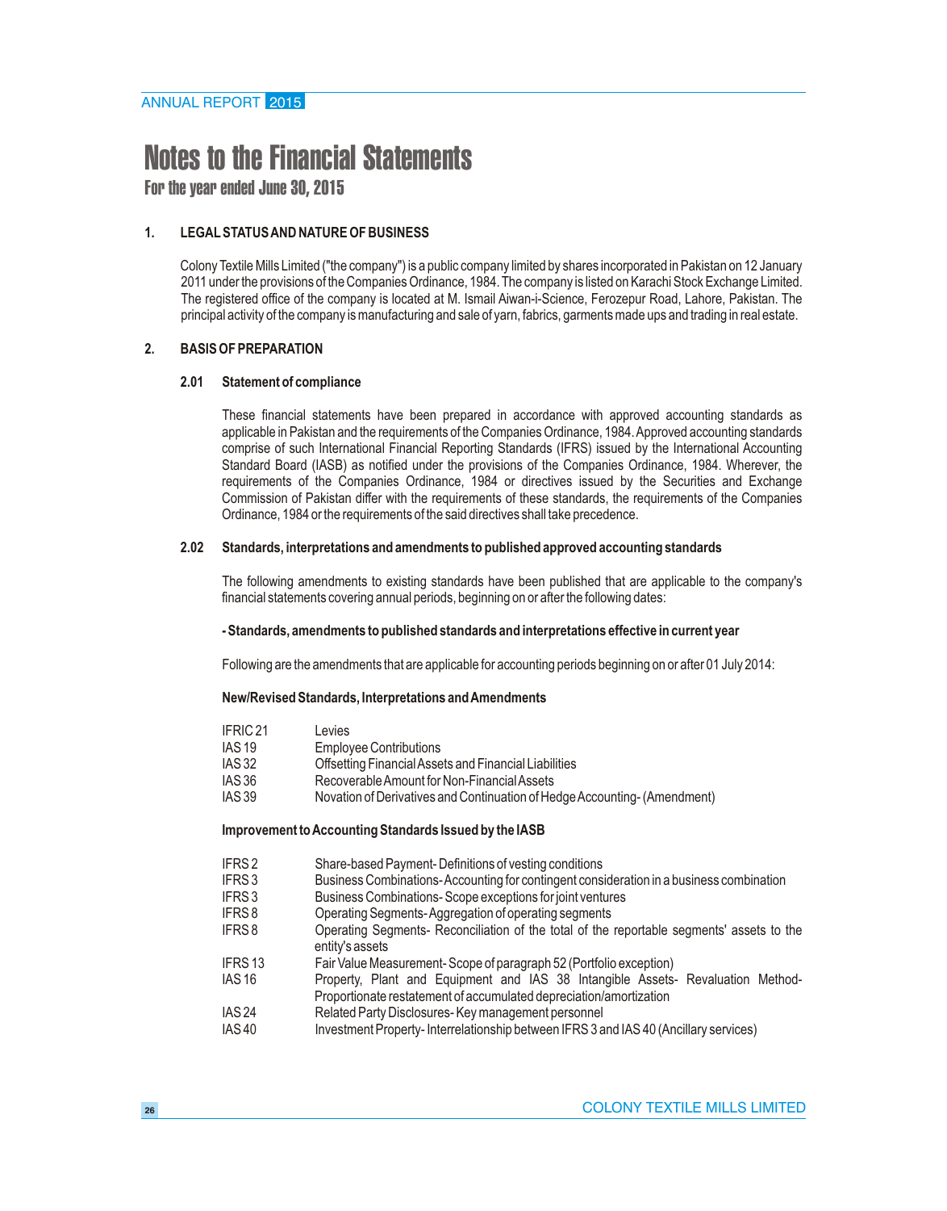# Notes to the Financial Statements

**For the year ended June 30, 2015**

## 1. LEGAL STATUS AND NATURE OF BUSINESS

Colony Textile Mills Limited ("the company") is a public company limited by shares incorporated in Pakistan on 12 January 2011 under the provisions of the Companies Ordinance, 1984. The company is listed on Karachi Stock Exchange Limited. The registered office of the company is located at M. Ismail Aiwan-i-Science, Ferozepur Road, Lahore, Pakistan. The principal activity of the company is manufacturing and sale of yarn, fabrics, garments made ups and trading in real estate.

## 2. BASIS OF PREPARATION

### 2.01 Statement of compliance

These financial statements have been prepared in accordance with approved accounting standards as applicable in Pakistan and the requirements of the Companies Ordinance, 1984. Approved accounting standards comprise of such International Financial Reporting Standards (IFRS) issued by the International Accounting Standard Board (IASB) as notified under the provisions of the Companies Ordinance, 1984. Wherever, the requirements of the Companies Ordinance, 1984 or directives issued by the Securities and Exchange Commission of Pakistan differ with the requirements of these standards, the requirements of the Companies Ordinance, 1984 or the requirements of the said directives shall take precedence.

### 2.02 Standards, interpretations and amendments to published approved accounting standards

The following amendments to existing standards have been published that are applicable to the company's financial statements covering annual periods, beginning on or after the following dates:

**- Standards, amendments to published standards and interpretations effective in current year**

Following are the amendments that are applicable for accounting periods beginning on or after 01 July 2014:

**New/Revised Standards, Interpretations and Amendments**

| | |
|---|---|
| IFRIC 21 | Levies |
| IAS 19 | Employee Contributions |
| IAS 32 | Offsetting Financial Assets and Financial Liabilities |
| IAS 36 | Recoverable Amount for Non-Financial Assets |
| IAS 39 | Novation of Derivatives and Continuation of Hedge Accounting- (Amendment) |

**Improvement to Accounting Standards Issued by the IASB**

| | |
|---|---|
| IFRS 2 | Share-based Payment- Definitions of vesting conditions |
| IFRS 3 | Business Combinations- Accounting for contingent consideration in a business combination |
| IFRS 3 | Business Combinations- Scope exceptions for joint ventures |
| IFRS 8 | Operating Segments- Aggregation of operating segments |
| IFRS 8 | Operating Segments- Reconciliation of the total of the reportable segments' assets to the entity's assets |
| IFRS 13 | Fair Value Measurement- Scope of paragraph 52 (Portfolio exception) |
| IAS 16 | Property, Plant and Equipment and IAS 38 Intangible Assets- Revaluation Method- Proportionate restatement of accumulated depreciation/amortization |
| IAS 24 | Related Party Disclosures- Key management personnel |
| IAS 40 | Investment Property- Interrelationship between IFRS 3 and IAS 40 (Ancillary services) |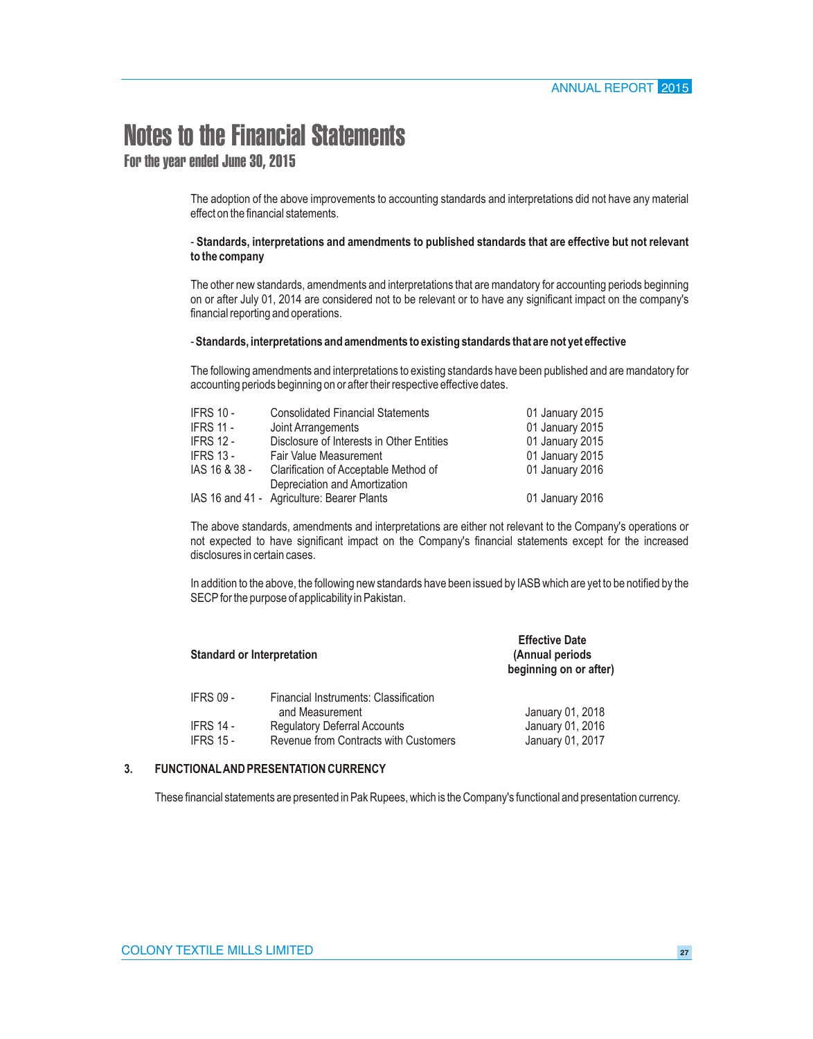# Notes to the Financial Statements

## For the year ended June 30, 2015

The adoption of the above improvements to accounting standards and interpretations did not have any material effect on the financial statements.

- **Standards, interpretations and amendments to published standards that are effective but not relevant to the company**

The other new standards, amendments and interpretations that are mandatory for accounting periods beginning on or after July 01, 2014 are considered not to be relevant or to have any significant impact on the company's financial reporting and operations.

- **Standards, interpretations and amendments to existing standards that are not yet effective**

The following amendments and interpretations to existing standards have been published and are mandatory for accounting periods beginning on or after their respective effective dates.

| | | |
|---|---|---|
| IFRS 10 - | Consolidated Financial Statements | 01 January 2015 |
| IFRS 11 - | Joint Arrangements | 01 January 2015 |
| IFRS 12 - | Disclosure of Interests in Other Entities | 01 January 2015 |
| IFRS 13 - | Fair Value Measurement | 01 January 2015 |
| IAS 16 & 38 - | Clarification of Acceptable Method of Depreciation and Amortization | 01 January 2016 |
| IAS 16 and 41 - | Agriculture: Bearer Plants | 01 January 2016 |

The above standards, amendments and interpretations are either not relevant to the Company's operations or not expected to have significant impact on the Company's financial statements except for the increased disclosures in certain cases.

In addition to the above, the following new standards have been issued by IASB which are yet to be notified by the SECP for the purpose of applicability in Pakistan.

| **Standard or Interpretation** | | **Effective Date (Annual periods beginning on or after)** |
|---|---|---|
| IFRS 09 - | Financial Instruments: Classification and Measurement | January 01, 2018 |
| IFRS 14 - | Regulatory Deferral Accounts | January 01, 2016 |
| IFRS 15 - | Revenue from Contracts with Customers | January 01, 2017 |

### 3. FUNCTIONAL AND PRESENTATION CURRENCY

These financial statements are presented in Pak Rupees, which is the Company's functional and presentation currency.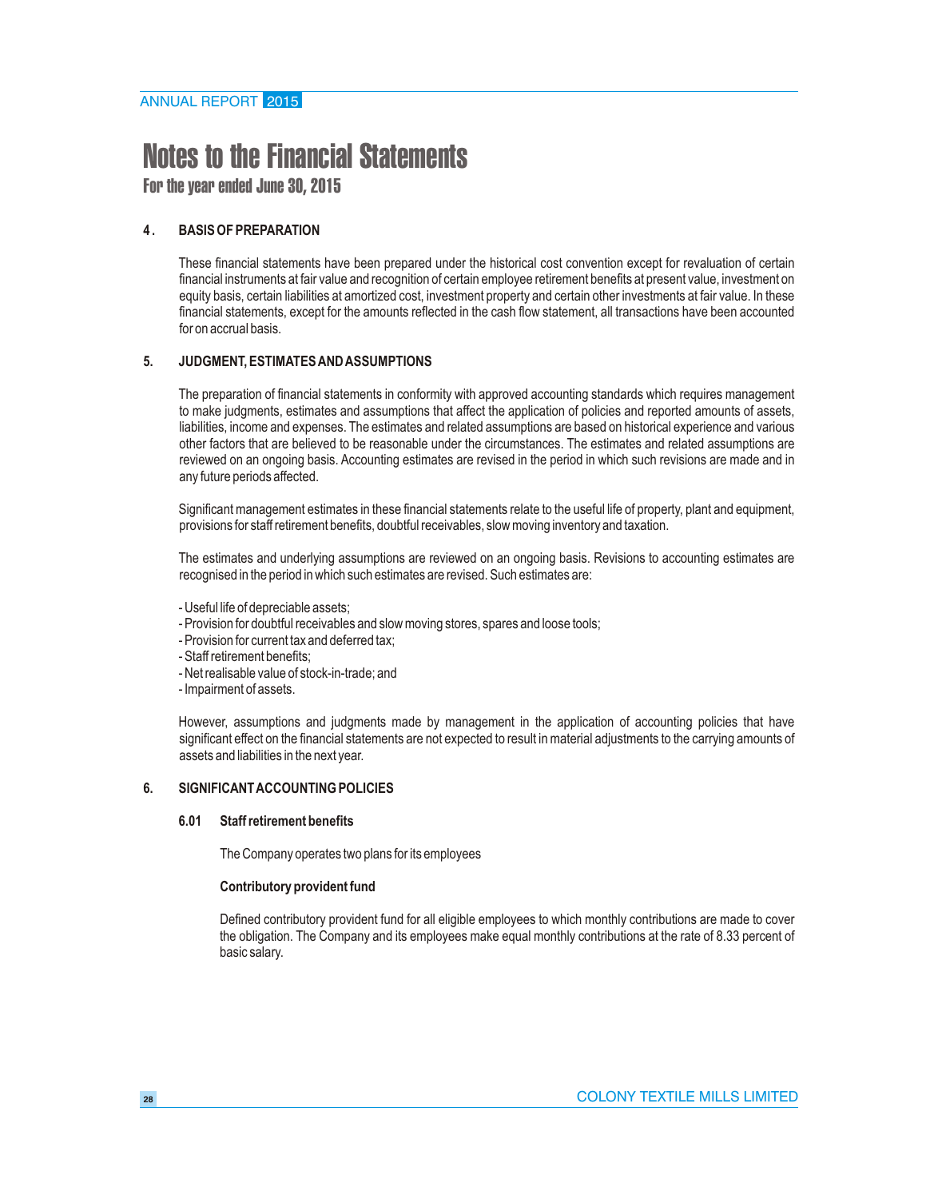# Notes to the Financial Statements

**For the year ended June 30, 2015**

### 4. BASIS OF PREPARATION

These financial statements have been prepared under the historical cost convention except for revaluation of certain financial instruments at fair value and recognition of certain employee retirement benefits at present value, investment on equity basis, certain liabilities at amortized cost, investment property and certain other investments at fair value. In these financial statements, except for the amounts reflected in the cash flow statement, all transactions have been accounted for on accrual basis.

### 5. JUDGMENT, ESTIMATES AND ASSUMPTIONS

The preparation of financial statements in conformity with approved accounting standards which requires management to make judgments, estimates and assumptions that affect the application of policies and reported amounts of assets, liabilities, income and expenses. The estimates and related assumptions are based on historical experience and various other factors that are believed to be reasonable under the circumstances. The estimates and related assumptions are reviewed on an ongoing basis. Accounting estimates are revised in the period in which such revisions are made and in any future periods affected.

Significant management estimates in these financial statements relate to the useful life of property, plant and equipment, provisions for staff retirement benefits, doubtful receivables, slow moving inventory and taxation.

The estimates and underlying assumptions are reviewed on an ongoing basis. Revisions to accounting estimates are recognised in the period in which such estimates are revised. Such estimates are:

- Useful life of depreciable assets;
- Provision for doubtful receivables and slow moving stores, spares and loose tools;
- Provision for current tax and deferred tax;
- Staff retirement benefits;
- Net realisable value of stock-in-trade; and
- Impairment of assets.

However, assumptions and judgments made by management in the application of accounting policies that have significant effect on the financial statements are not expected to result in material adjustments to the carrying amounts of assets and liabilities in the next year.

### 6. SIGNIFICANT ACCOUNTING POLICIES

#### 6.01 Staff retirement benefits

The Company operates two plans for its employees

**Contributory provident fund**

Defined contributory provident fund for all eligible employees to which monthly contributions are made to cover the obligation. The Company and its employees make equal monthly contributions at the rate of 8.33 percent of basic salary.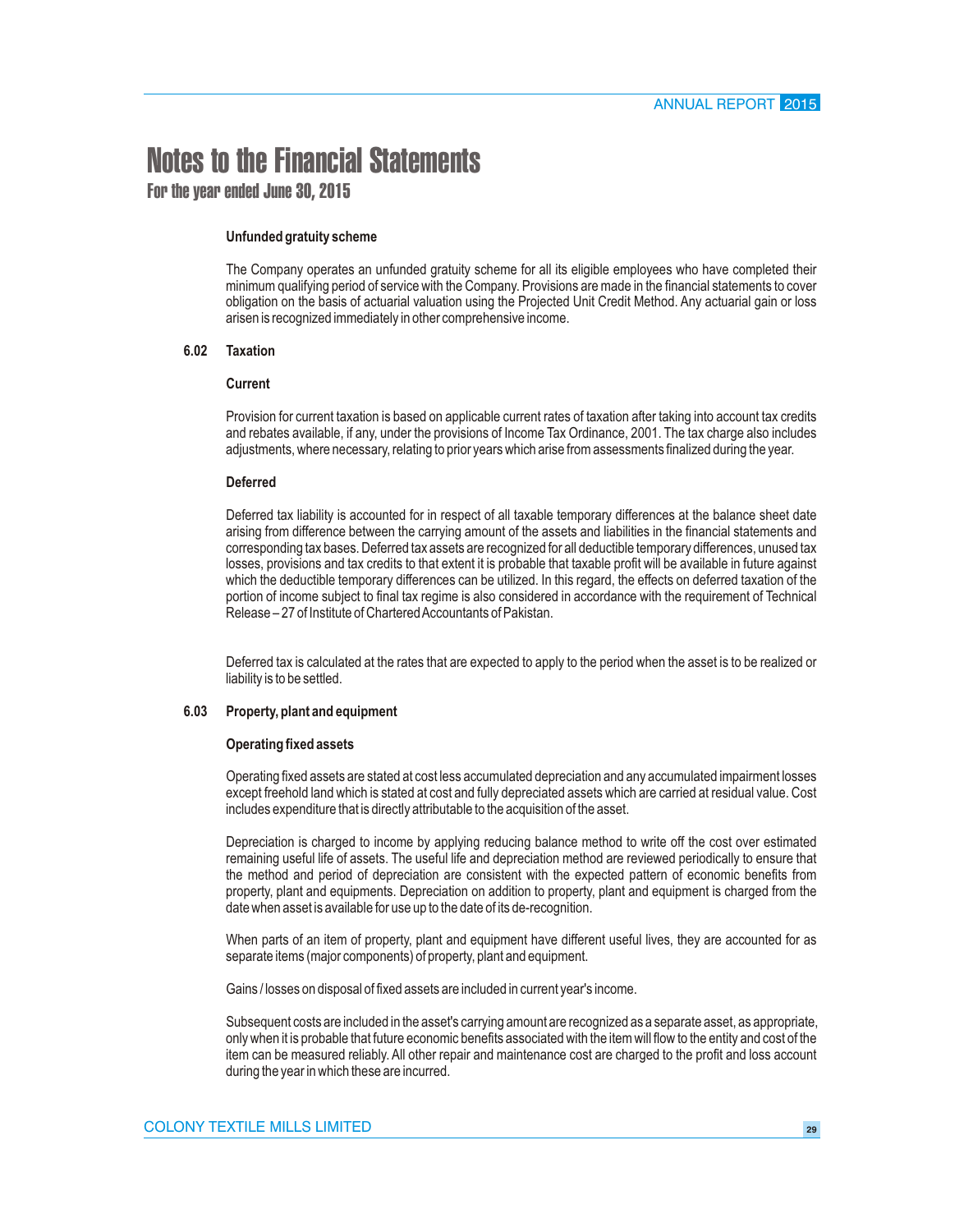**Unfunded gratuity scheme**

The Company operates an unfunded gratuity scheme for all its eligible employees who have completed their minimum qualifying period of service with the Company. Provisions are made in the financial statements to cover obligation on the basis of actuarial valuation using the Projected Unit Credit Method. Any actuarial gain or loss arisen is recognized immediately in other comprehensive income.

### 6.02 Taxation

**Current**

Provision for current taxation is based on applicable current rates of taxation after taking into account tax credits and rebates available, if any, under the provisions of Income Tax Ordinance, 2001. The tax charge also includes adjustments, where necessary, relating to prior years which arise from assessments finalized during the year.

**Deferred**

Deferred tax liability is accounted for in respect of all taxable temporary differences at the balance sheet date arising from difference between the carrying amount of the assets and liabilities in the financial statements and corresponding tax bases. Deferred tax assets are recognized for all deductible temporary differences, unused tax losses, provisions and tax credits to that extent it is probable that taxable profit will be available in future against which the deductible temporary differences can be utilized. In this regard, the effects on deferred taxation of the portion of income subject to final tax regime is also considered in accordance with the requirement of Technical Release – 27 of Institute of Chartered Accountants of Pakistan.

Deferred tax is calculated at the rates that are expected to apply to the period when the asset is to be realized or liability is to be settled.

### 6.03 Property, plant and equipment

**Operating fixed assets**

Operating fixed assets are stated at cost less accumulated depreciation and any accumulated impairment losses except freehold land which is stated at cost and fully depreciated assets which are carried at residual value. Cost includes expenditure that is directly attributable to the acquisition of the asset.

Depreciation is charged to income by applying reducing balance method to write off the cost over estimated remaining useful life of assets. The useful life and depreciation method are reviewed periodically to ensure that the method and period of depreciation are consistent with the expected pattern of economic benefits from property, plant and equipments. Depreciation on addition to property, plant and equipment is charged from the date when asset is available for use up to the date of its de-recognition.

When parts of an item of property, plant and equipment have different useful lives, they are accounted for as separate items (major components) of property, plant and equipment.

Gains / losses on disposal of fixed assets are included in current year's income.

Subsequent costs are included in the asset's carrying amount are recognized as a separate asset, as appropriate, only when it is probable that future economic benefits associated with the item will flow to the entity and cost of the item can be measured reliably. All other repair and maintenance cost are charged to the profit and loss account during the year in which these are incurred.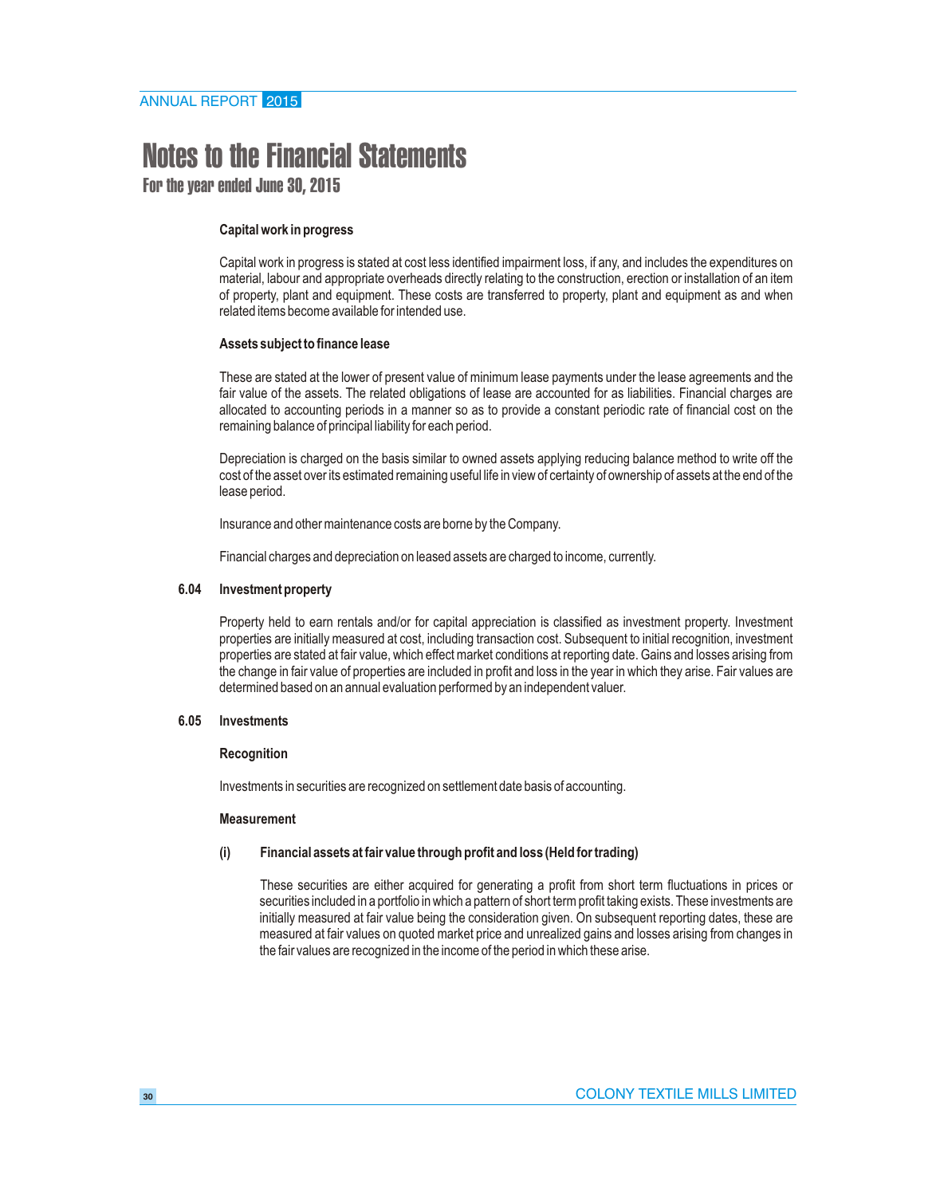# Notes to the Financial Statements

## For the year ended June 30, 2015

**Capital work in progress**

Capital work in progress is stated at cost less identified impairment loss, if any, and includes the expenditures on material, labour and appropriate overheads directly relating to the construction, erection or installation of an item of property, plant and equipment. These costs are transferred to property, plant and equipment as and when related items become available for intended use.

**Assets subject to finance lease**

These are stated at the lower of present value of minimum lease payments under the lease agreements and the fair value of the assets. The related obligations of lease are accounted for as liabilities. Financial charges are allocated to accounting periods in a manner so as to provide a constant periodic rate of financial cost on the remaining balance of principal liability for each period.

Depreciation is charged on the basis similar to owned assets applying reducing balance method to write off the cost of the asset over its estimated remaining useful life in view of certainty of ownership of assets at the end of the lease period.

Insurance and other maintenance costs are borne by the Company.

Financial charges and depreciation on leased assets are charged to income, currently.

**6.04 Investment property**

Property held to earn rentals and/or for capital appreciation is classified as investment property. Investment properties are initially measured at cost, including transaction cost. Subsequent to initial recognition, investment properties are stated at fair value, which effect market conditions at reporting date. Gains and losses arising from the change in fair value of properties are included in profit and loss in the year in which they arise. Fair values are determined based on an annual evaluation performed by an independent valuer.

**6.05 Investments**

**Recognition**

Investments in securities are recognized on settlement date basis of accounting.

**Measurement**

**(i) Financial assets at fair value through profit and loss (Held for trading)**

These securities are either acquired for generating a profit from short term fluctuations in prices or securities included in a portfolio in which a pattern of short term profit taking exists. These investments are initially measured at fair value being the consideration given. On subsequent reporting dates, these are measured at fair values on quoted market price and unrealized gains and losses arising from changes in the fair values are recognized in the income of the period in which these arise.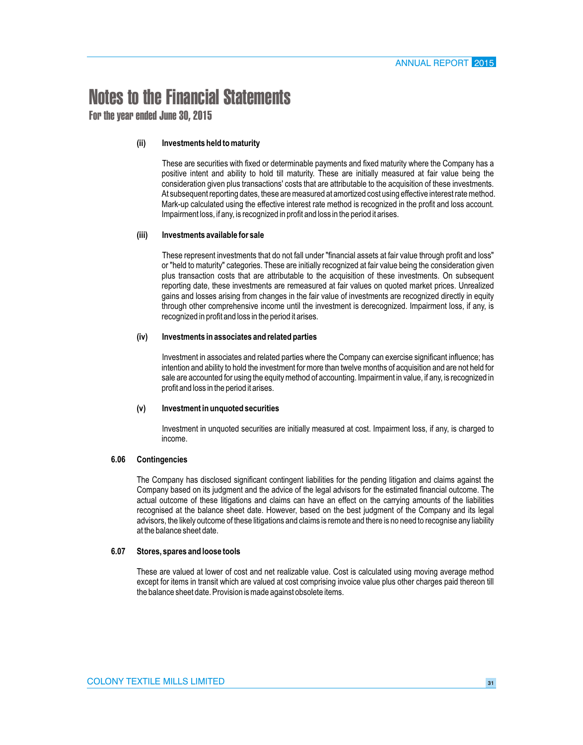# Notes to the Financial Statements

**For the year ended June 30, 2015**

**(ii) Investments held to maturity**

These are securities with fixed or determinable payments and fixed maturity where the Company has a positive intent and ability to hold till maturity. These are initially measured at fair value being the consideration given plus transactions' costs that are attributable to the acquisition of these investments. At subsequent reporting dates, these are measured at amortized cost using effective interest rate method. Mark-up calculated using the effective interest rate method is recognized in the profit and loss account. Impairment loss, if any, is recognized in profit and loss in the period it arises.

**(iii) Investments available for sale**

These represent investments that do not fall under "financial assets at fair value through profit and loss" or "held to maturity" categories. These are initially recognized at fair value being the consideration given plus transaction costs that are attributable to the acquisition of these investments. On subsequent reporting date, these investments are remeasured at fair values on quoted market prices. Unrealized gains and losses arising from changes in the fair value of investments are recognized directly in equity through other comprehensive income until the investment is derecognized. Impairment loss, if any, is recognized in profit and loss in the period it arises.

**(iv) Investments in associates and related parties**

Investment in associates and related parties where the Company can exercise significant influence; has intention and ability to hold the investment for more than twelve months of acquisition and are not held for sale are accounted for using the equity method of accounting. Impairment in value, if any, is recognized in profit and loss in the period it arises.

**(v) Investment in unquoted securities**

Investment in unquoted securities are initially measured at cost. Impairment loss, if any, is charged to income.

## 6.06 Contingencies

The Company has disclosed significant contingent liabilities for the pending litigation and claims against the Company based on its judgment and the advice of the legal advisors for the estimated financial outcome. The actual outcome of these litigations and claims can have an effect on the carrying amounts of the liabilities recognised at the balance sheet date. However, based on the best judgment of the Company and its legal advisors, the likely outcome of these litigations and claims is remote and there is no need to recognise any liability at the balance sheet date.

## 6.07 Stores, spares and loose tools

These are valued at lower of cost and net realizable value. Cost is calculated using moving average method except for items in transit which are valued at cost comprising invoice value plus other charges paid thereon till the balance sheet date. Provision is made against obsolete items.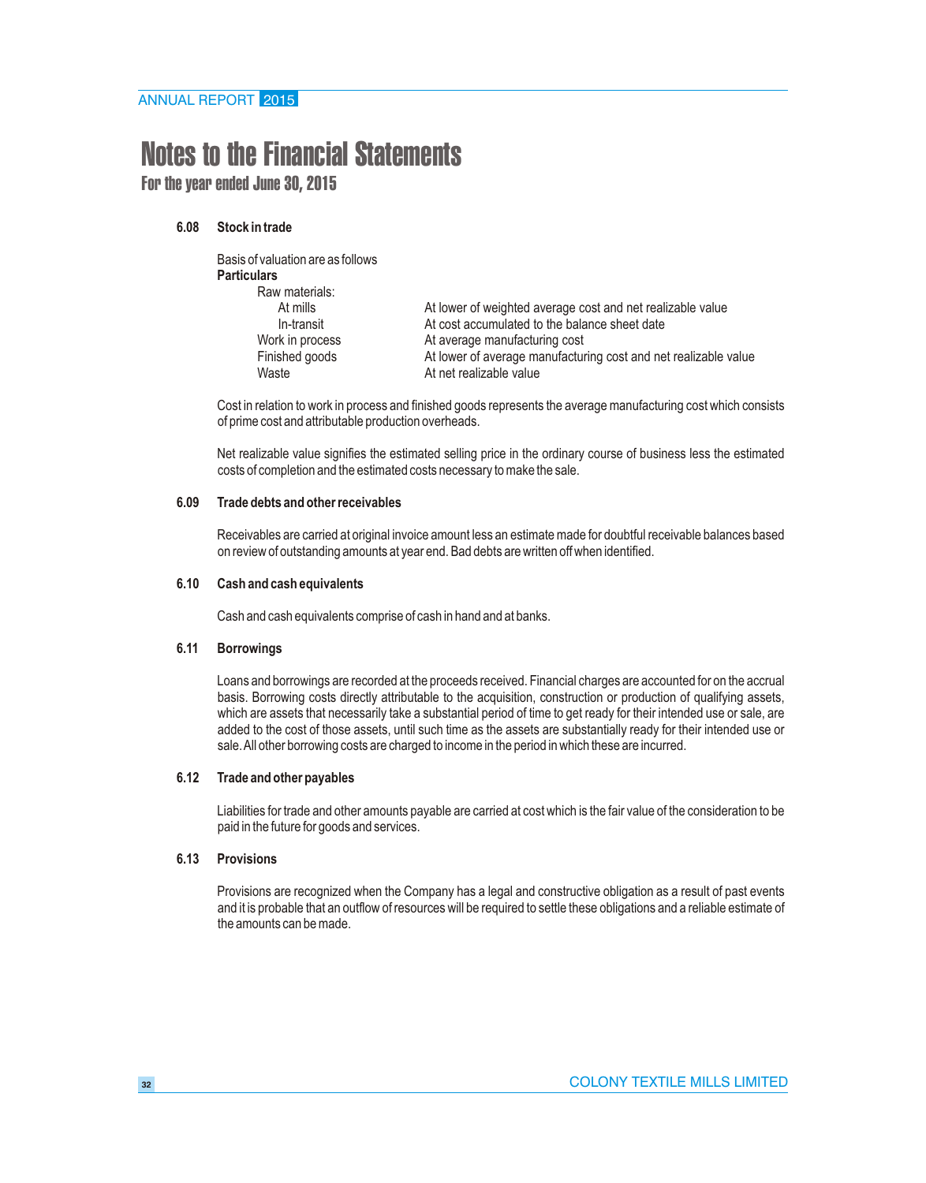# Notes to the Financial Statements

## For the year ended June 30, 2015

### 6.08 Stock in trade

Basis of valuation are as follows

| Particulars | |
|---|---|
| Raw materials: | |
| At mills | At lower of weighted average cost and net realizable value |
| In-transit | At cost accumulated to the balance sheet date |
| Work in process | At average manufacturing cost |
| Finished goods | At lower of average manufacturing cost and net realizable value |
| Waste | At net realizable value |

Cost in relation to work in process and finished goods represents the average manufacturing cost which consists of prime cost and attributable production overheads.

Net realizable value signifies the estimated selling price in the ordinary course of business less the estimated costs of completion and the estimated costs necessary to make the sale.

### 6.09 Trade debts and other receivables

Receivables are carried at original invoice amount less an estimate made for doubtful receivable balances based on review of outstanding amounts at year end. Bad debts are written off when identified.

### 6.10 Cash and cash equivalents

Cash and cash equivalents comprise of cash in hand and at banks.

### 6.11 Borrowings

Loans and borrowings are recorded at the proceeds received. Financial charges are accounted for on the accrual basis. Borrowing costs directly attributable to the acquisition, construction or production of qualifying assets, which are assets that necessarily take a substantial period of time to get ready for their intended use or sale, are added to the cost of those assets, until such time as the assets are substantially ready for their intended use or sale. All other borrowing costs are charged to income in the period in which these are incurred.

### 6.12 Trade and other payables

Liabilities for trade and other amounts payable are carried at cost which is the fair value of the consideration to be paid in the future for goods and services.

### 6.13 Provisions

Provisions are recognized when the Company has a legal and constructive obligation as a result of past events and it is probable that an outflow of resources will be required to settle these obligations and a reliable estimate of the amounts can be made.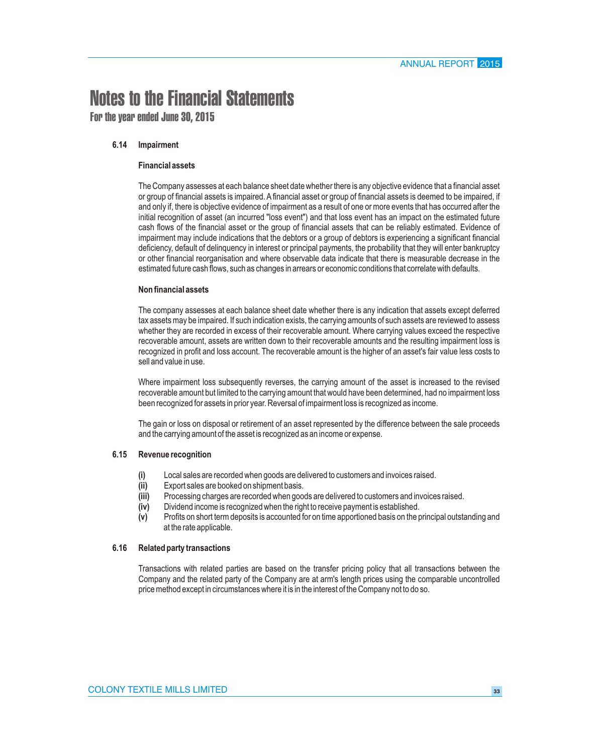# Notes to the Financial Statements

**For the year ended June 30, 2015**

### 6.14 Impairment

**Financial assets**

The Company assesses at each balance sheet date whether there is any objective evidence that a financial asset or group of financial assets is impaired. A financial asset or group of financial assets is deemed to be impaired, if and only if, there is objective evidence of impairment as a result of one or more events that has occurred after the initial recognition of asset (an incurred "loss event") and that loss event has an impact on the estimated future cash flows of the financial asset or the group of financial assets that can be reliably estimated. Evidence of impairment may include indications that the debtors or a group of debtors is experiencing a significant financial deficiency, default of delinquency in interest or principal payments, the probability that they will enter bankruptcy or other financial reorganisation and where observable data indicate that there is measurable decrease in the estimated future cash flows, such as changes in arrears or economic conditions that correlate with defaults.

**Non financial assets**

The company assesses at each balance sheet date whether there is any indication that assets except deferred tax assets may be impaired. If such indication exists, the carrying amounts of such assets are reviewed to assess whether they are recorded in excess of their recoverable amount. Where carrying values exceed the respective recoverable amount, assets are written down to their recoverable amounts and the resulting impairment loss is recognized in profit and loss account. The recoverable amount is the higher of an asset's fair value less costs to sell and value in use.

Where impairment loss subsequently reverses, the carrying amount of the asset is increased to the revised recoverable amount but limited to the carrying amount that would have been determined, had no impairment loss been recognized for assets in prior year. Reversal of impairment loss is recognized as income.

The gain or loss on disposal or retirement of an asset represented by the difference between the sale proceeds and the carrying amount of the asset is recognized as an income or expense.

### 6.15 Revenue recognition

**(i)** Local sales are recorded when goods are delivered to customers and invoices raised.
**(ii)** Export sales are booked on shipment basis.
**(iii)** Processing charges are recorded when goods are delivered to customers and invoices raised.
**(iv)** Dividend income is recognized when the right to receive payment is established.
**(v)** Profits on short term deposits is accounted for on time apportioned basis on the principal outstanding and at the rate applicable.

### 6.16 Related party transactions

Transactions with related parties are based on the transfer pricing policy that all transactions between the Company and the related party of the Company are at arm's length prices using the comparable uncontrolled price method except in circumstances where it is in the interest of the Company not to do so.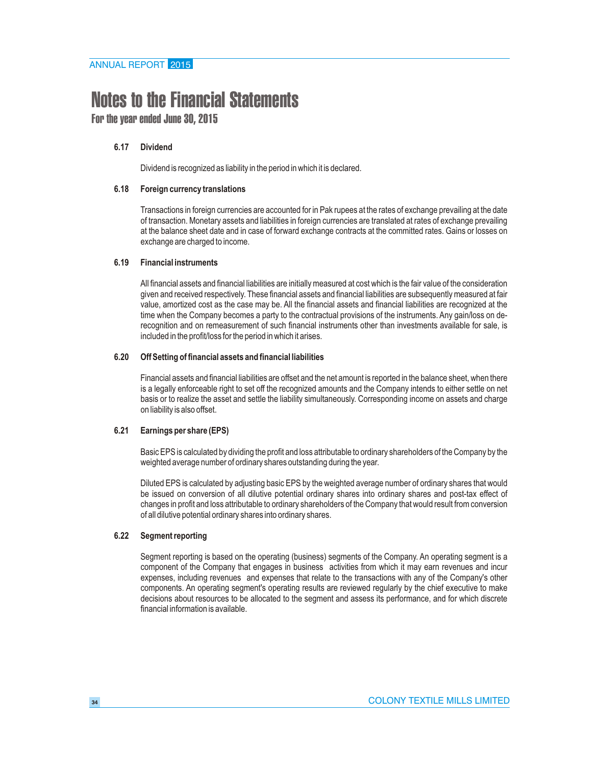# Notes to the Financial Statements

**For the year ended June 30, 2015**

### 6.17 Dividend

Dividend is recognized as liability in the period in which it is declared.

### 6.18 Foreign currency translations

Transactions in foreign currencies are accounted for in Pak rupees at the rates of exchange prevailing at the date of transaction. Monetary assets and liabilities in foreign currencies are translated at rates of exchange prevailing at the balance sheet date and in case of forward exchange contracts at the committed rates. Gains or losses on exchange are charged to income.

### 6.19 Financial instruments

All financial assets and financial liabilities are initially measured at cost which is the fair value of the consideration given and received respectively. These financial assets and financial liabilities are subsequently measured at fair value, amortized cost as the case may be. All the financial assets and financial liabilities are recognized at the time when the Company becomes a party to the contractual provisions of the instruments. Any gain/loss on de-recognition and on remeasurement of such financial instruments other than investments available for sale, is included in the profit/loss for the period in which it arises.

### 6.20 Off Setting of financial assets and financial liabilities

Financial assets and financial liabilities are offset and the net amount is reported in the balance sheet, when there is a legally enforceable right to set off the recognized amounts and the Company intends to either settle on net basis or to realize the asset and settle the liability simultaneously. Corresponding income on assets and charge on liability is also offset.

### 6.21 Earnings per share (EPS)

Basic EPS is calculated by dividing the profit and loss attributable to ordinary shareholders of the Company by the weighted average number of ordinary shares outstanding during the year.

Diluted EPS is calculated by adjusting basic EPS by the weighted average number of ordinary shares that would be issued on conversion of all dilutive potential ordinary shares into ordinary shares and post-tax effect of changes in profit and loss attributable to ordinary shareholders of the Company that would result from conversion of all dilutive potential ordinary shares into ordinary shares.

### 6.22 Segment reporting

Segment reporting is based on the operating (business) segments of the Company. An operating segment is a component of the Company that engages in business activities from which it may earn revenues and incur expenses, including revenues and expenses that relate to the transactions with any of the Company's other components. An operating segment's operating results are reviewed regularly by the chief executive to make decisions about resources to be allocated to the segment and assess its performance, and for which discrete financial information is available.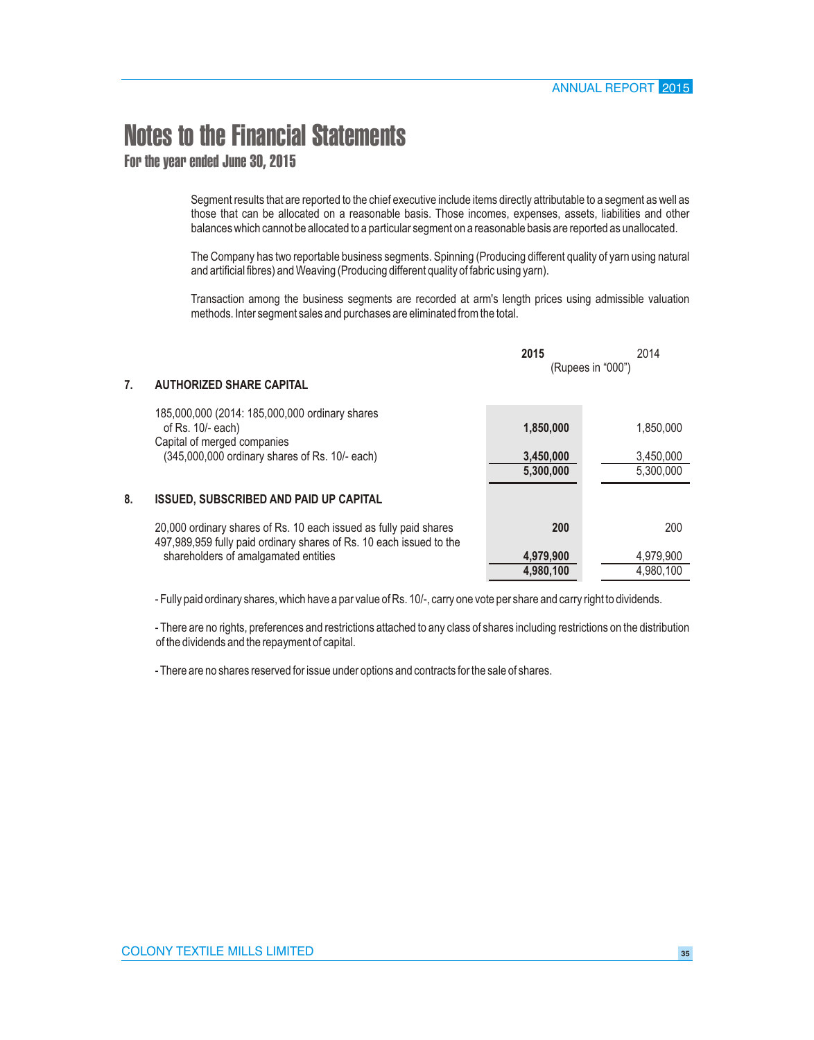# Notes to the Financial Statements

## For the year ended June 30, 2015

Segment results that are reported to the chief executive include items directly attributable to a segment as well as those that can be allocated on a reasonable basis. Those incomes, expenses, assets, liabilities and other balances which cannot be allocated to a particular segment on a reasonable basis are reported as unallocated.

The Company has two reportable business segments. Spinning (Producing different quality of yarn using natural and artificial fibres) and Weaving (Producing different quality of fabric using yarn).

Transaction among the business segments are recorded at arm's length prices using admissible valuation methods. Inter segment sales and purchases are eliminated from the total.

| | | **2015** | 2014 |
|---|---|---|---|
| | | (Rupees in "000") | |
| **7.** | **AUTHORIZED SHARE CAPITAL** | | |
| | 185,000,000 (2014: 185,000,000 ordinary shares of Rs. 10/- each) | **1,850,000** | 1,850,000 |
| | Capital of merged companies (345,000,000 ordinary shares of Rs. 10/- each) | **3,450,000** | 3,450,000 |
| | | **5,300,000** | 5,300,000 |
| **8.** | **ISSUED, SUBSCRIBED AND PAID UP CAPITAL** | | |
| | 20,000 ordinary shares of Rs. 10 each issued as fully paid shares | **200** | 200 |
| | 497,989,959 fully paid ordinary shares of Rs. 10 each issued to the shareholders of amalgamated entities | **4,979,900** | 4,979,900 |
| | | **4,980,100** | 4,980,100 |

- Fully paid ordinary shares, which have a par value of Rs. 10/-, carry one vote per share and carry right to dividends.

- There are no rights, preferences and restrictions attached to any class of shares including restrictions on the distribution of the dividends and the repayment of capital.

- There are no shares reserved for issue under options and contracts for the sale of shares.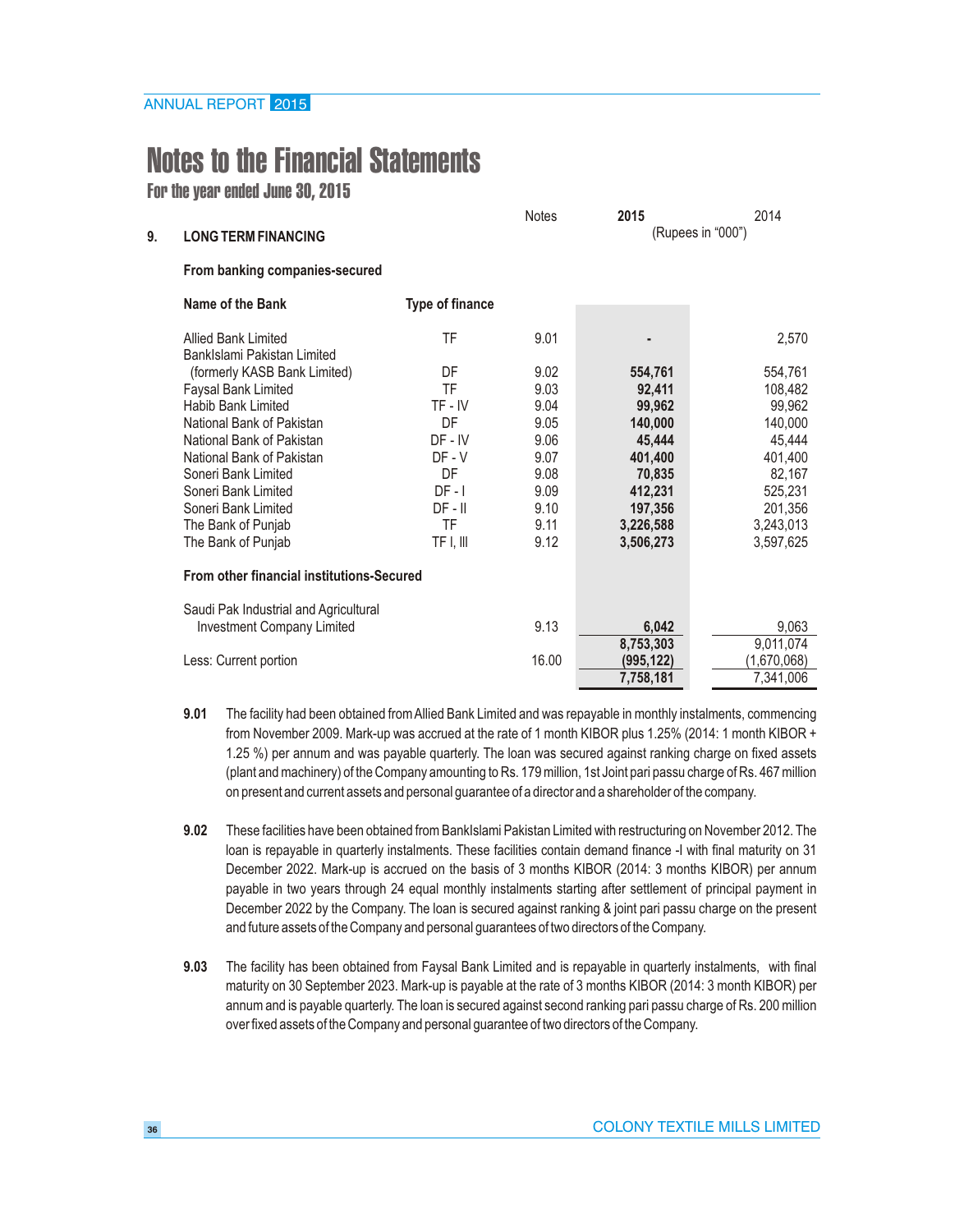# Notes to the Financial Statements

## For the year ended June 30, 2015

### 9. LONG TERM FINANCING

| Name of the Bank | Type of finance | Notes | 2015 | 2014 |
|---|---|---|---|---|
| | | | (Rupees in "000") | |
| **From banking companies-secured** | | | | |
| Allied Bank Limited | TF | 9.01 | **-** | 2,570 |
| BankIslami Pakistan Limited (formerly KASB Bank Limited) | DF | 9.02 | **554,761** | 554,761 |
| Faysal Bank Limited | TF | 9.03 | **92,411** | 108,482 |
| Habib Bank Limited | TF - IV | 9.04 | **99,962** | 99,962 |
| National Bank of Pakistan | DF | 9.05 | **140,000** | 140,000 |
| National Bank of Pakistan | DF - IV | 9.06 | **45,444** | 45,444 |
| National Bank of Pakistan | DF - V | 9.07 | **401,400** | 401,400 |
| Soneri Bank Limited | DF | 9.08 | **70,835** | 82,167 |
| Soneri Bank Limited | DF - I | 9.09 | **412,231** | 525,231 |
| Soneri Bank Limited | DF - II | 9.10 | **197,356** | 201,356 |
| The Bank of Punjab | TF | 9.11 | **3,226,588** | 3,243,013 |
| The Bank of Punjab | TF I, III | 9.12 | **3,506,273** | 3,597,625 |
| **From other financial institutions-Secured** | | | | |
| Saudi Pak Industrial and Agricultural Investment Company Limited | | 9.13 | **6,042** | 9,063 |
| | | | **8,753,303** | 9,011,074 |
| Less: Current portion | | 16.00 | **(995,122)** | (1,670,068) |
| | | | **7,758,181** | 7,341,006 |

**9.01** The facility had been obtained from Allied Bank Limited and was repayable in monthly instalments, commencing from November 2009. Mark-up was accrued at the rate of 1 month KIBOR plus 1.25% (2014: 1 month KIBOR + 1.25 %) per annum and was payable quarterly. The loan was secured against ranking charge on fixed assets (plant and machinery) of the Company amounting to Rs. 179 million, 1st Joint pari passu charge of Rs. 467 million on present and current assets and personal guarantee of a director and a shareholder of the company.

**9.02** These facilities have been obtained from BankIslami Pakistan Limited with restructuring on November 2012. The loan is repayable in quarterly instalments. These facilities contain demand finance -I with final maturity on 31 December 2022. Mark-up is accrued on the basis of 3 months KIBOR (2014: 3 months KIBOR) per annum payable in two years through 24 equal monthly instalments starting after settlement of principal payment in December 2022 by the Company. The loan is secured against ranking & joint pari passu charge on the present and future assets of the Company and personal guarantees of two directors of the Company.

**9.03** The facility has been obtained from Faysal Bank Limited and is repayable in quarterly instalments, with final maturity on 30 September 2023. Mark-up is payable at the rate of 3 months KIBOR (2014: 3 month KIBOR) per annum and is payable quarterly. The loan is secured against second ranking pari passu charge of Rs. 200 million over fixed assets of the Company and personal guarantee of two directors of the Company.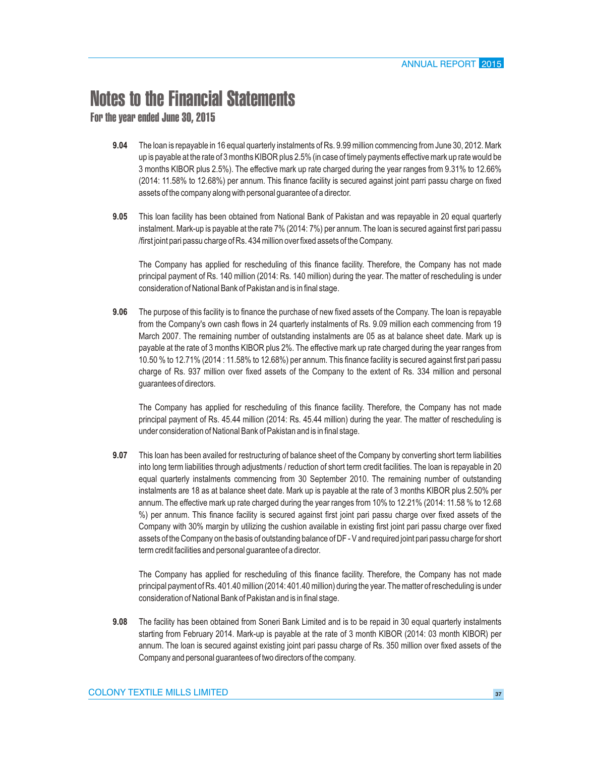# Notes to the Financial Statements

## For the year ended June 30, 2015

**9.04** The loan is repayable in 16 equal quarterly instalments of Rs. 9.99 million commencing from June 30, 2012. Mark up is payable at the rate of 3 months KIBOR plus 2.5% (in case of timely payments effective mark up rate would be 3 months KIBOR plus 2.5%). The effective mark up rate charged during the year ranges from 9.31% to 12.66% (2014: 11.58% to 12.68%) per annum. This finance facility is secured against joint parri passu charge on fixed assets of the company along with personal guarantee of a director.

**9.05** This loan facility has been obtained from National Bank of Pakistan and was repayable in 20 equal quarterly instalment. Mark-up is payable at the rate 7% (2014: 7%) per annum. The loan is secured against first pari passu /first joint pari passu charge of Rs. 434 million over fixed assets of the Company.

The Company has applied for rescheduling of this finance facility. Therefore, the Company has not made principal payment of Rs. 140 million (2014: Rs. 140 million) during the year. The matter of rescheduling is under consideration of National Bank of Pakistan and is in final stage.

**9.06** The purpose of this facility is to finance the purchase of new fixed assets of the Company. The loan is repayable from the Company's own cash flows in 24 quarterly instalments of Rs. 9.09 million each commencing from 19 March 2007. The remaining number of outstanding instalments are 05 as at balance sheet date. Mark up is payable at the rate of 3 months KIBOR plus 2%. The effective mark up rate charged during the year ranges from 10.50 % to 12.71% (2014 : 11.58% to 12.68%) per annum. This finance facility is secured against first pari passu charge of Rs. 937 million over fixed assets of the Company to the extent of Rs. 334 million and personal guarantees of directors.

The Company has applied for rescheduling of this finance facility. Therefore, the Company has not made principal payment of Rs. 45.44 million (2014: Rs. 45.44 million) during the year. The matter of rescheduling is under consideration of National Bank of Pakistan and is in final stage.

**9.07** This loan has been availed for restructuring of balance sheet of the Company by converting short term liabilities into long term liabilities through adjustments / reduction of short term credit facilities. The loan is repayable in 20 equal quarterly instalments commencing from 30 September 2010. The remaining number of outstanding instalments are 18 as at balance sheet date. Mark up is payable at the rate of 3 months KIBOR plus 2.50% per annum. The effective mark up rate charged during the year ranges from 10% to 12.21% (2014: 11.58 % to 12.68 %) per annum. This finance facility is secured against first joint pari passu charge over fixed assets of the Company with 30% margin by utilizing the cushion available in existing first joint pari passu charge over fixed assets of the Company on the basis of outstanding balance of DF - V and required joint pari passu charge for short term credit facilities and personal guarantee of a director.

The Company has applied for rescheduling of this finance facility. Therefore, the Company has not made principal payment of Rs. 401.40 million (2014: 401.40 million) during the year. The matter of rescheduling is under consideration of National Bank of Pakistan and is in final stage.

**9.08** The facility has been obtained from Soneri Bank Limited and is to be repaid in 30 equal quarterly instalments starting from February 2014. Mark-up is payable at the rate of 3 month KIBOR (2014: 03 month KIBOR) per annum. The loan is secured against existing joint pari passu charge of Rs. 350 million over fixed assets of the Company and personal guarantees of two directors of the company.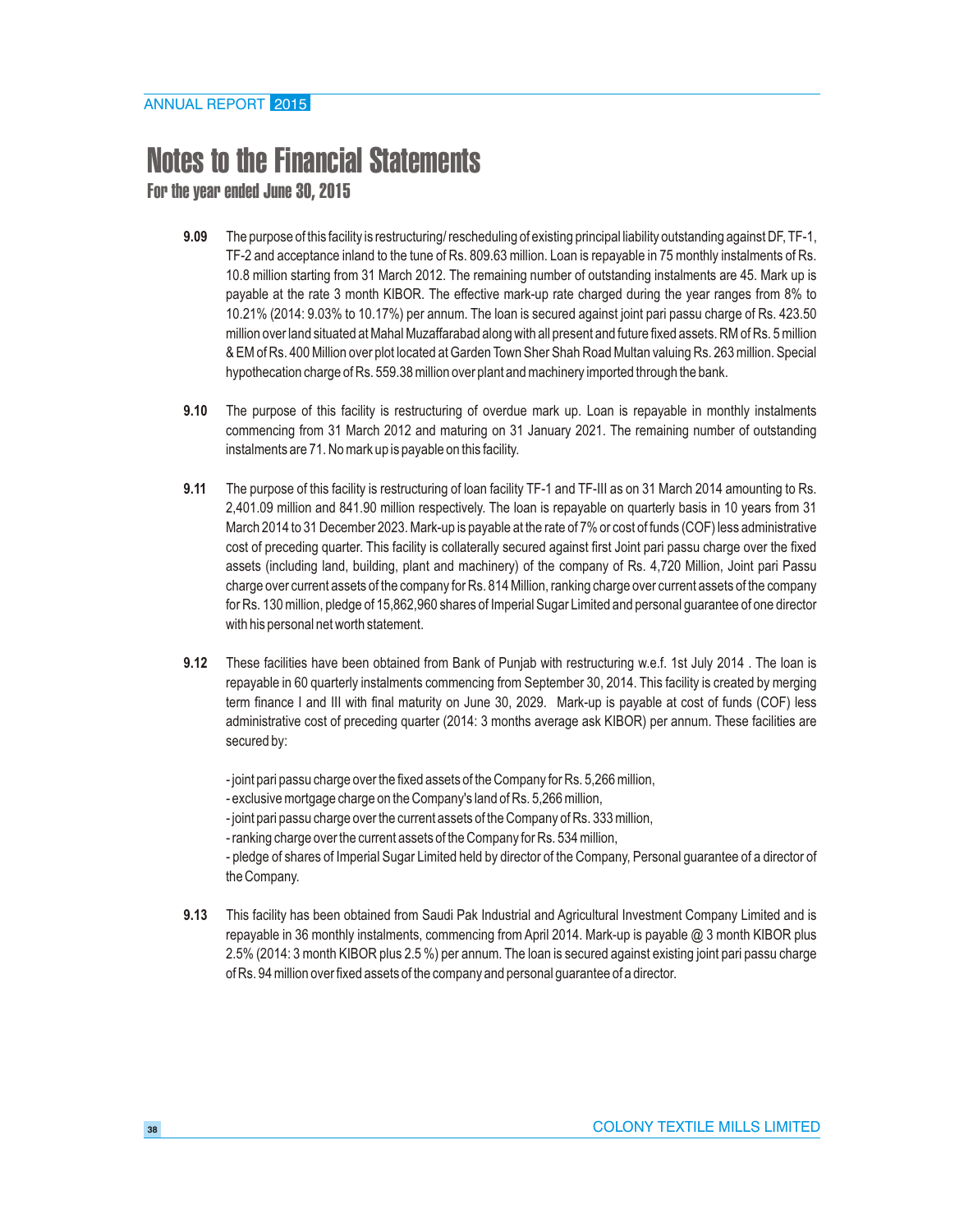# Notes to the Financial Statements

**For the year ended June 30, 2015**

**9.09** The purpose of this facility is restructuring/ rescheduling of existing principal liability outstanding against DF, TF-1, TF-2 and acceptance inland to the tune of Rs. 809.63 million. Loan is repayable in 75 monthly instalments of Rs. 10.8 million starting from 31 March 2012. The remaining number of outstanding instalments are 45. Mark up is payable at the rate 3 month KIBOR. The effective mark-up rate charged during the year ranges from 8% to 10.21% (2014: 9.03% to 10.17%) per annum. The loan is secured against joint pari passu charge of Rs. 423.50 million over land situated at Mahal Muzaffarabad along with all present and future fixed assets. RM of Rs. 5 million & EM of Rs. 400 Million over plot located at Garden Town Sher Shah Road Multan valuing Rs. 263 million. Special hypothecation charge of Rs. 559.38 million over plant and machinery imported through the bank.

**9.10** The purpose of this facility is restructuring of overdue mark up. Loan is repayable in monthly instalments commencing from 31 March 2012 and maturing on 31 January 2021. The remaining number of outstanding instalments are 71. No mark up is payable on this facility.

**9.11** The purpose of this facility is restructuring of loan facility TF-1 and TF-III as on 31 March 2014 amounting to Rs. 2,401.09 million and 841.90 million respectively. The loan is repayable on quarterly basis in 10 years from 31 March 2014 to 31 December 2023. Mark-up is payable at the rate of 7% or cost of funds (COF) less administrative cost of preceding quarter. This facility is collaterally secured against first Joint pari passu charge over the fixed assets (including land, building, plant and machinery) of the company of Rs. 4,720 Million, Joint pari Passu charge over current assets of the company for Rs. 814 Million, ranking charge over current assets of the company for Rs. 130 million, pledge of 15,862,960 shares of Imperial Sugar Limited and personal guarantee of one director with his personal net worth statement.

**9.12** These facilities have been obtained from Bank of Punjab with restructuring w.e.f. 1st July 2014 . The loan is repayable in 60 quarterly instalments commencing from September 30, 2014. This facility is created by merging term finance I and III with final maturity on June 30, 2029. Mark-up is payable at cost of funds (COF) less administrative cost of preceding quarter (2014: 3 months average ask KIBOR) per annum. These facilities are secured by:

- joint pari passu charge over the fixed assets of the Company for Rs. 5,266 million,
- exclusive mortgage charge on the Company's land of Rs. 5,266 million,
- joint pari passu charge over the current assets of the Company of Rs. 333 million,
- ranking charge over the current assets of the Company for Rs. 534 million,
- pledge of shares of Imperial Sugar Limited held by director of the Company, Personal guarantee of a director of the Company.

**9.13** This facility has been obtained from Saudi Pak Industrial and Agricultural Investment Company Limited and is repayable in 36 monthly instalments, commencing from April 2014. Mark-up is payable @ 3 month KIBOR plus 2.5% (2014: 3 month KIBOR plus 2.5 %) per annum. The loan is secured against existing joint pari passu charge of Rs. 94 million over fixed assets of the company and personal guarantee of a director.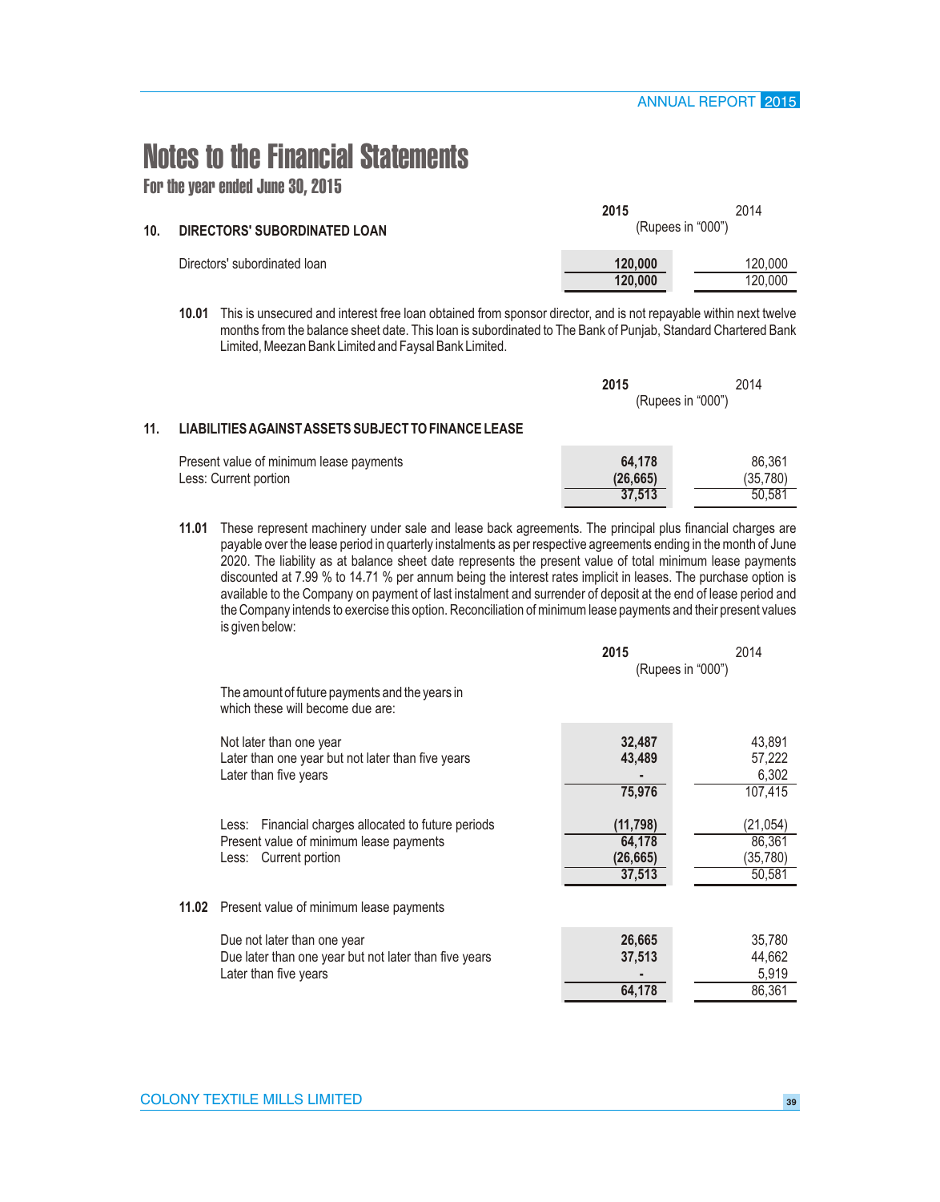# Notes to the Financial Statements

## For the year ended June 30, 2015

| | 2015 | 2014 |
|---|---|---|
| | (Rupees in "000") | |
| **10. DIRECTORS' SUBORDINATED LOAN** | | |
| Directors' subordinated loan | **120,000** | 120,000 |
| | **120,000** | 120,000 |

**10.01** This is unsecured and interest free loan obtained from sponsor director, and is not repayable within next twelve months from the balance sheet date. This loan is subordinated to The Bank of Punjab, Standard Chartered Bank Limited, Meezan Bank Limited and Faysal Bank Limited.

| | 2015 | 2014 |
|---|---|---|
| | (Rupees in "000") | |
| **11. LIABILITIES AGAINST ASSETS SUBJECT TO FINANCE LEASE** | | |
| Present value of minimum lease payments | **64,178** | 86,361 |
| Less: Current portion | **(26,665)** | (35,780) |
| | **37,513** | 50,581 |

**11.01** These represent machinery under sale and lease back agreements. The principal plus financial charges are payable over the lease period in quarterly instalments as per respective agreements ending in the month of June 2020. The liability as at balance sheet date represents the present value of total minimum lease payments discounted at 7.99 % to 14.71 % per annum being the interest rates implicit in leases. The purchase option is available to the Company on payment of last instalment and surrender of deposit at the end of lease period and the Company intends to exercise this option. Reconciliation of minimum lease payments and their present values is given below:

| | 2015 | 2014 |
|---|---|---|
| | (Rupees in "000") | |
| The amount of future payments and the years in which these will become due are: | | |
| Not later than one year | **32,487** | 43,891 |
| Later than one year but not later than five years | **43,489** | 57,222 |
| Later than five years | **-** | 6,302 |
| | **75,976** | 107,415 |
| Less: Financial charges allocated to future periods | **(11,798)** | (21,054) |
| Present value of minimum lease payments | **64,178** | 86,361 |
| Less: Current portion | **(26,665)** | (35,780) |
| | **37,513** | 50,581 |

**11.02** Present value of minimum lease payments

| | 2015 | 2014 |
|---|---|---|
| Due not later than one year | **26,665** | 35,780 |
| Due later than one year but not later than five years | **37,513** | 44,662 |
| Later than five years | **-** | 5,919 |
| | **64,178** | 86,361 |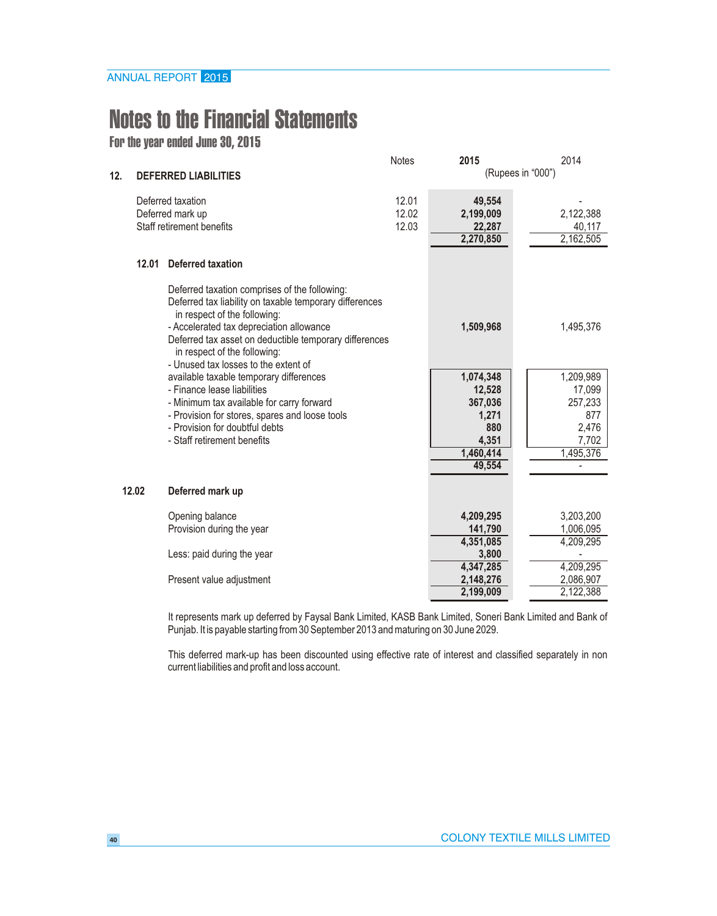# Notes to the Financial Statements

## For the year ended June 30, 2015

| | Notes | 2015 | 2014 |
|---|---|---|---|
| **12. DEFERRED LIABILITIES** | | (Rupees in "000") | |
| Deferred taxation | 12.01 | **49,554** | - |
| Deferred mark up | 12.02 | **2,199,009** | 2,122,388 |
| Staff retirement benefits | 12.03 | **22,287** | 40,117 |
| | | **2,270,850** | 2,162,505 |

### 12.01 Deferred taxation

| | 2015 | 2014 |
|---|---|---|
| Deferred taxation comprises of the following: | | |
| Deferred tax liability on taxable temporary differences in respect of the following: | | |
| - Accelerated tax depreciation allowance | **1,509,968** | 1,495,376 |
| Deferred tax asset on deductible temporary differences in respect of the following: | | |
| - Unused tax losses to the extent of available taxable temporary differences | **1,074,348** | 1,209,989 |
| - Finance lease liabilities | **12,528** | 17,099 |
| - Minimum tax available for carry forward | **367,036** | 257,233 |
| - Provision for stores, spares and loose tools | **1,271** | 877 |
| - Provision for doubtful debts | **880** | 2,476 |
| - Staff retirement benefits | **4,351** | 7,702 |
| | **1,460,414** | 1,495,376 |
| | **49,554** | - |

### 12.02 Deferred mark up

| | 2015 | 2014 |
|---|---|---|
| Opening balance | **4,209,295** | 3,203,200 |
| Provision during the year | **141,790** | 1,006,095 |
| | **4,351,085** | 4,209,295 |
| Less: paid during the year | **3,800** | - |
| | **4,347,285** | 4,209,295 |
| Present value adjustment | **2,148,276** | 2,086,907 |
| | **2,199,009** | 2,122,388 |

It represents mark up deferred by Faysal Bank Limited, KASB Bank Limited, Soneri Bank Limited and Bank of Punjab. It is payable starting from 30 September 2013 and maturing on 30 June 2029.

This deferred mark-up has been discounted using effective rate of interest and classified separately in non current liabilities and profit and loss account.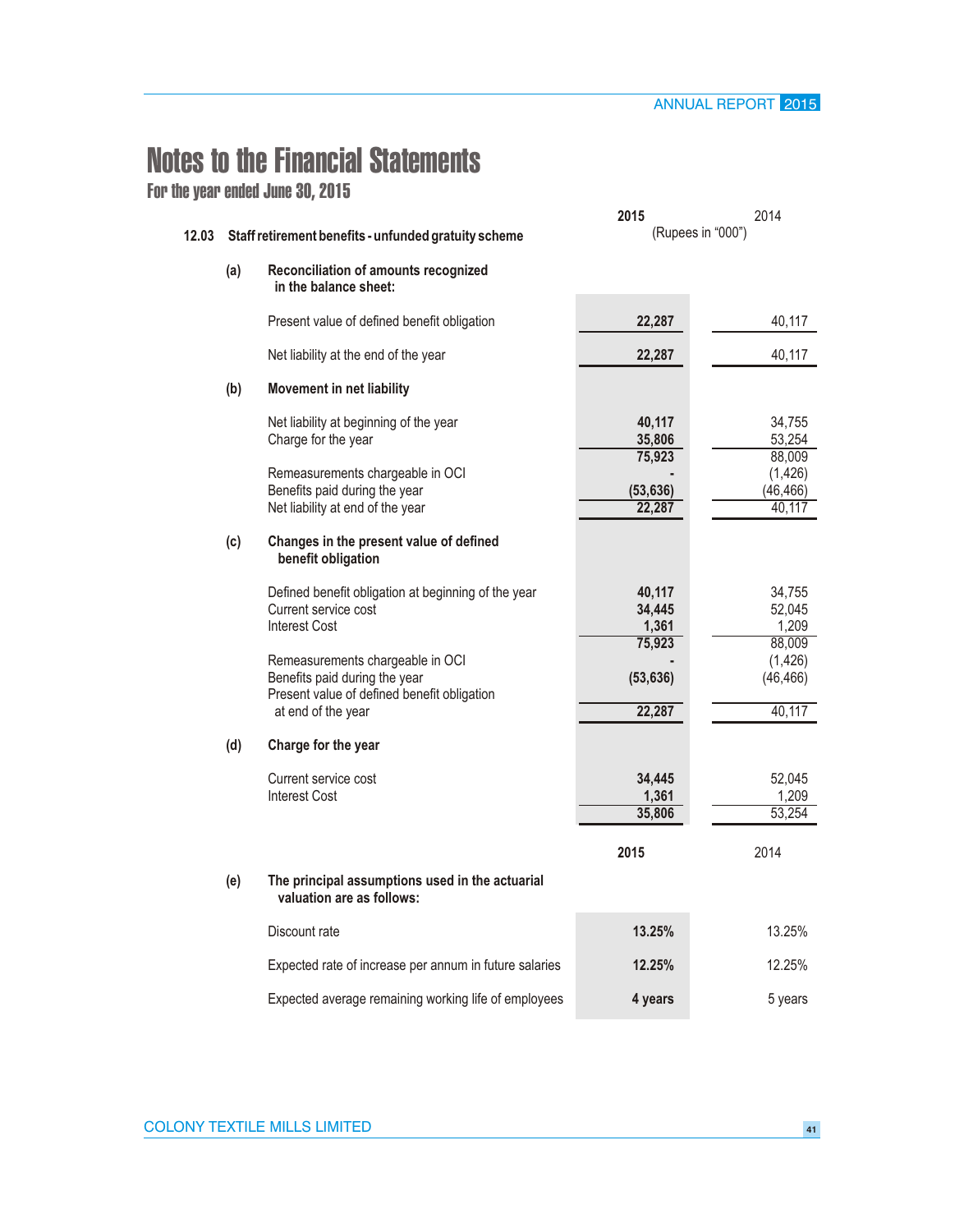# Notes to the Financial Statements

## For the year ended June 30, 2015

| | 2015 | 2014 |
|---|---|---|
| **12.03 Staff retirement benefits - unfunded gratuity scheme** | (Rupees in "000") | |
| **(a) Reconciliation of amounts recognized in the balance sheet:** | | |
| Present value of defined benefit obligation | **22,287** | 40,117 |
| Net liability at the end of the year | **22,287** | 40,117 |
| **(b) Movement in net liability** | | |
| Net liability at beginning of the year | **40,117** | 34,755 |
| Charge for the year | **35,806** | 53,254 |
| | **75,923** | 88,009 |
| Remeasurements chargeable in OCI | **-** | (1,426) |
| Benefits paid during the year | **(53,636)** | (46,466) |
| Net liability at end of the year | **22,287** | 40,117 |
| **(c) Changes in the present value of defined benefit obligation** | | |
| Defined benefit obligation at beginning of the year | **40,117** | 34,755 |
| Current service cost | **34,445** | 52,045 |
| Interest Cost | **1,361** | 1,209 |
| | **75,923** | 88,009 |
| Remeasurements chargeable in OCI | **-** | (1,426) |
| Benefits paid during the year | **(53,636)** | (46,466) |
| Present value of defined benefit obligation at end of the year | **22,287** | 40,117 |
| **(d) Charge for the year** | | |
| Current service cost | **34,445** | 52,045 |
| Interest Cost | **1,361** | 1,209 |
| | **35,806** | 53,254 |

| | 2015 | 2014 |
|---|---|---|
| **(e) The principal assumptions used in the actuarial valuation are as follows:** | | |
| Discount rate | **13.25%** | 13.25% |
| Expected rate of increase per annum in future salaries | **12.25%** | 12.25% |
| Expected average remaining working life of employees | **4 years** | 5 years |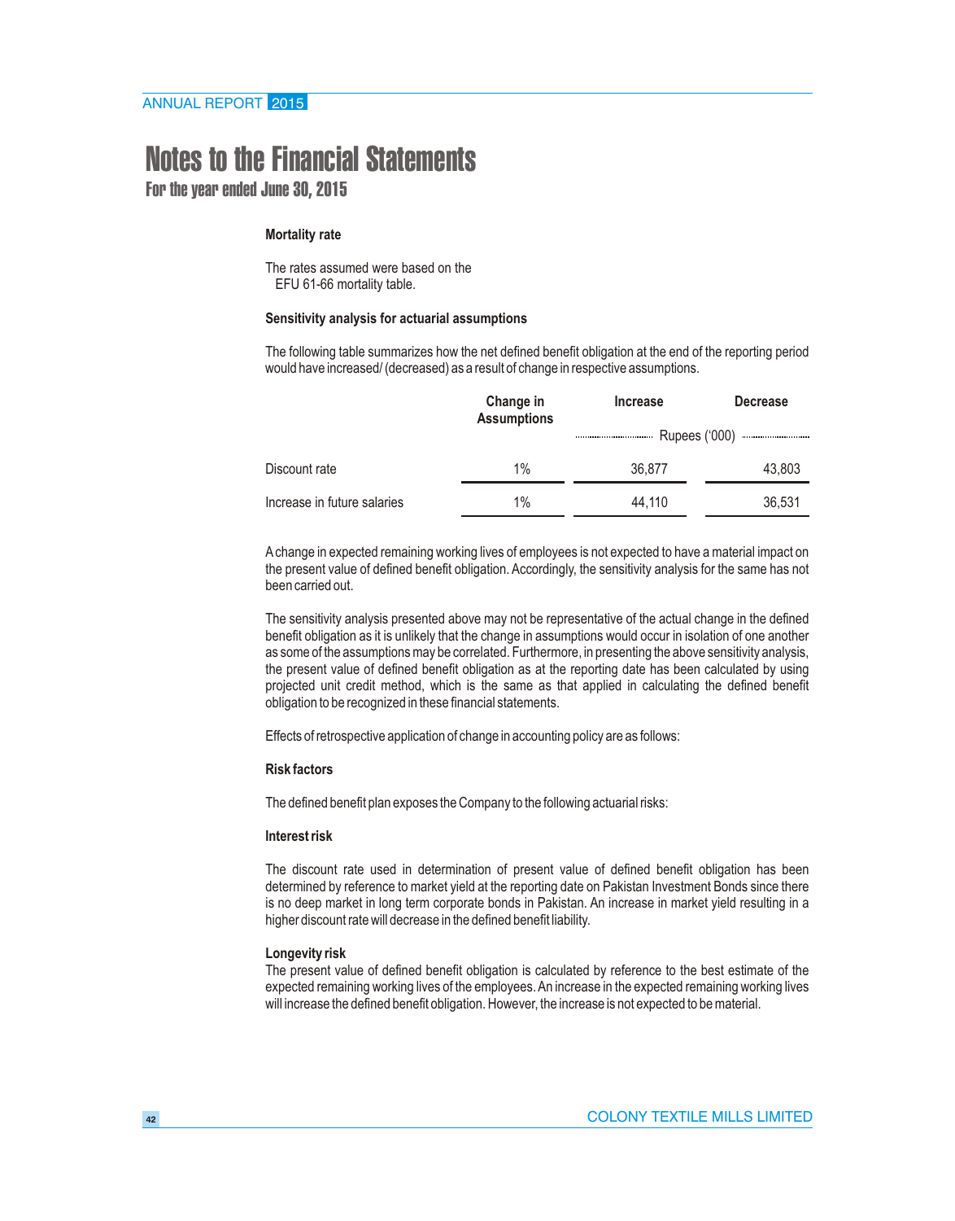# Notes to the Financial Statements

## For the year ended June 30, 2015

**Mortality rate**

The rates assumed were based on the
EFU 61-66 mortality table.

**Sensitivity analysis for actuarial assumptions**

The following table summarizes how the net defined benefit obligation at the end of the reporting period would have increased/ (decreased) as a result of change in respective assumptions.

| | Change in Assumptions | Increase | Decrease |
|---|---|---|---|
| | | Rupees ('000) | |
| Discount rate | 1% | 36,877 | 43,803 |
| Increase in future salaries | 1% | 44,110 | 36,531 |

A change in expected remaining working lives of employees is not expected to have a material impact on the present value of defined benefit obligation. Accordingly, the sensitivity analysis for the same has not been carried out.

The sensitivity analysis presented above may not be representative of the actual change in the defined benefit obligation as it is unlikely that the change in assumptions would occur in isolation of one another as some of the assumptions may be correlated. Furthermore, in presenting the above sensitivity analysis, the present value of defined benefit obligation as at the reporting date has been calculated by using projected unit credit method, which is the same as that applied in calculating the defined benefit obligation to be recognized in these financial statements.

Effects of retrospective application of change in accounting policy are as follows:

**Risk factors**

The defined benefit plan exposes the Company to the following actuarial risks:

**Interest risk**

The discount rate used in determination of present value of defined benefit obligation has been determined by reference to market yield at the reporting date on Pakistan Investment Bonds since there is no deep market in long term corporate bonds in Pakistan. An increase in market yield resulting in a higher discount rate will decrease in the defined benefit liability.

**Longevity risk**

The present value of defined benefit obligation is calculated by reference to the best estimate of the expected remaining working lives of the employees. An increase in the expected remaining working lives will increase the defined benefit obligation. However, the increase is not expected to be material.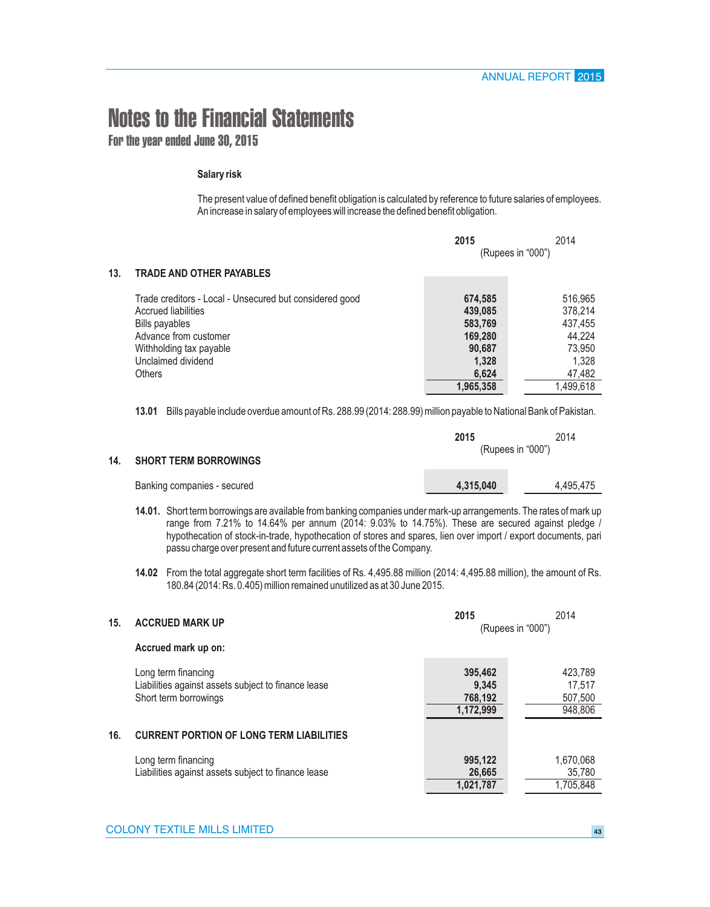# Notes to the Financial Statements

## For the year ended June 30, 2015

**Salary risk**

The present value of defined benefit obligation is calculated by reference to future salaries of employees. An increase in salary of employees will increase the defined benefit obligation.

| | **2015** | 2014 |
|---|---|---|
| | (Rupees in "000") | |
| **13. TRADE AND OTHER PAYABLES** | | |
| Trade creditors - Local - Unsecured but considered good | **674,585** | 516,965 |
| Accrued liabilities | **439,085** | 378,214 |
| Bills payables | **583,769** | 437,455 |
| Advance from customer | **169,280** | 44,224 |
| Withholding tax payable | **90,687** | 73,950 |
| Unclaimed dividend | **1,328** | 1,328 |
| Others | **6,624** | 47,482 |
| | **1,965,358** | 1,499,618 |

**13.01** Bills payable include overdue amount of Rs. 288.99 (2014: 288.99) million payable to National Bank of Pakistan.

| | **2015** | 2014 |
|---|---|---|
| | (Rupees in "000") | |
| **14. SHORT TERM BORROWINGS** | | |
| Banking companies - secured | **4,315,040** | 4,495,475 |

**14.01.** Short term borrowings are available from banking companies under mark-up arrangements. The rates of mark up range from 7.21% to 14.64% per annum (2014: 9.03% to 14.75%). These are secured against pledge / hypothecation of stock-in-trade, hypothecation of stores and spares, lien over import / export documents, pari passu charge over present and future current assets of the Company.

**14.02** From the total aggregate short term facilities of Rs. 4,495.88 million (2014: 4,495.88 million), the amount of Rs. 180.84 (2014: Rs. 0.405) million remained unutilized as at 30 June 2015.

| | **2015** | 2014 |
|---|---|---|
| **15. ACCRUED MARK UP** | (Rupees in "000") | |
| **Accrued mark up on:** | | |
| Long term financing | **395,462** | 423,789 |
| Liabilities against assets subject to finance lease | **9,345** | 17,517 |
| Short term borrowings | **768,192** | 507,500 |
| | **1,172,999** | 948,806 |
| **16. CURRENT PORTION OF LONG TERM LIABILITIES** | | |
| Long term financing | **995,122** | 1,670,068 |
| Liabilities against assets subject to finance lease | **26,665** | 35,780 |
| | **1,021,787** | 1,705,848 |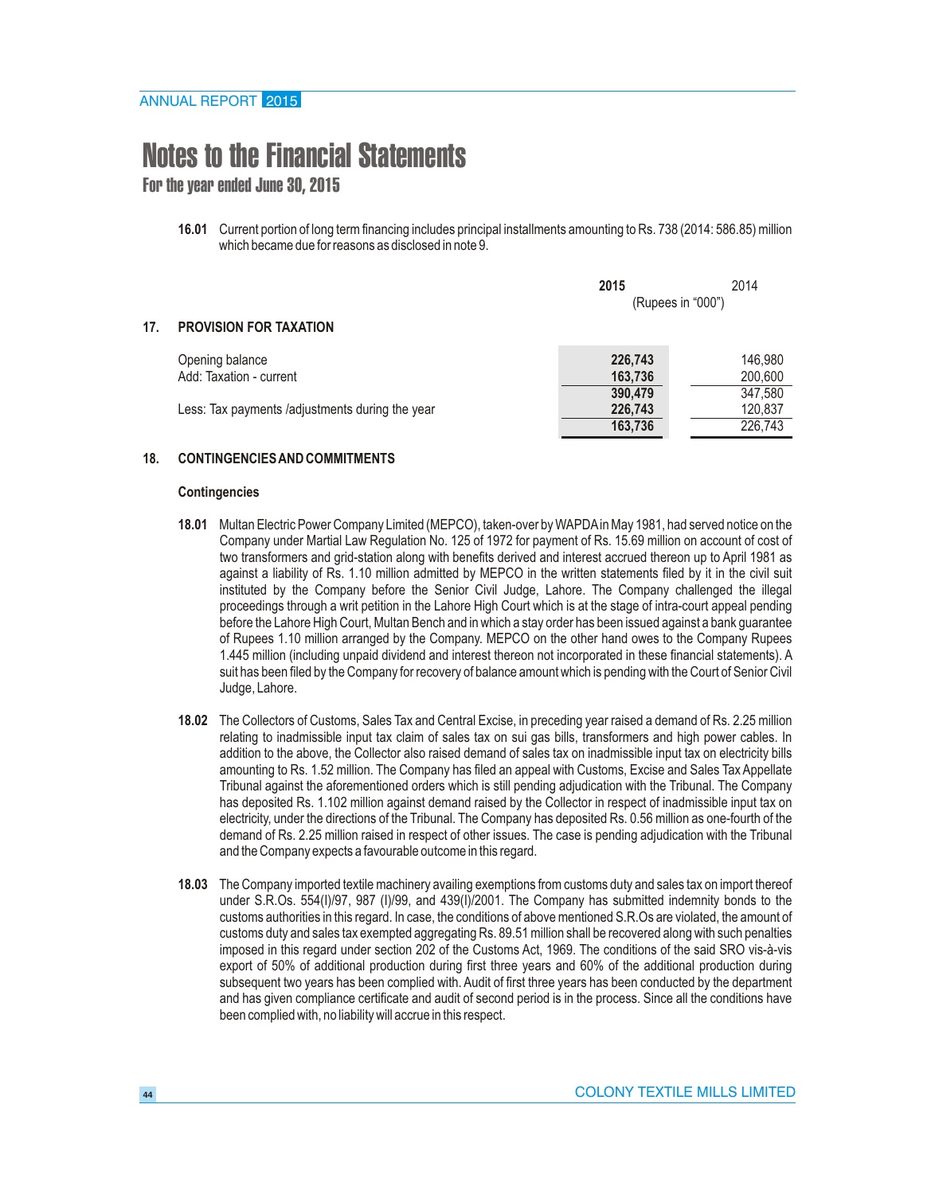# Notes to the Financial Statements

## For the year ended June 30, 2015

**16.01** Current portion of long term financing includes principal installments amounting to Rs. 738 (2014: 586.85) million which became due for reasons as disclosed in note 9.

| | **2015** | 2014 |
|---|---|---|
| | (Rupees in "000") | |
| **17. PROVISION FOR TAXATION** | | |
| Opening balance | **226,743** | 146,980 |
| Add: Taxation - current | **163,736** | 200,600 |
| | **390,479** | 347,580 |
| Less: Tax payments /adjustments during the year | **226,743** | 120,837 |
| | **163,736** | 226,743 |

## 18. CONTINGENCIES AND COMMITMENTS

### Contingencies

**18.01** Multan Electric Power Company Limited (MEPCO), taken-over by WAPDA in May 1981, had served notice on the Company under Martial Law Regulation No. 125 of 1972 for payment of Rs. 15.69 million on account of cost of two transformers and grid-station along with benefits derived and interest accrued thereon up to April 1981 as against a liability of Rs. 1.10 million admitted by MEPCO in the written statements filed by it in the civil suit instituted by the Company before the Senior Civil Judge, Lahore. The Company challenged the illegal proceedings through a writ petition in the Lahore High Court which is at the stage of intra-court appeal pending before the Lahore High Court, Multan Bench and in which a stay order has been issued against a bank guarantee of Rupees 1.10 million arranged by the Company. MEPCO on the other hand owes to the Company Rupees 1.445 million (including unpaid dividend and interest thereon not incorporated in these financial statements). A suit has been filed by the Company for recovery of balance amount which is pending with the Court of Senior Civil Judge, Lahore.

**18.02** The Collectors of Customs, Sales Tax and Central Excise, in preceding year raised a demand of Rs. 2.25 million relating to inadmissible input tax claim of sales tax on sui gas bills, transformers and high power cables. In addition to the above, the Collector also raised demand of sales tax on inadmissible input tax on electricity bills amounting to Rs. 1.52 million. The Company has filed an appeal with Customs, Excise and Sales Tax Appellate Tribunal against the aforementioned orders which is still pending adjudication with the Tribunal. The Company has deposited Rs. 1.102 million against demand raised by the Collector in respect of inadmissible input tax on electricity, under the directions of the Tribunal. The Company has deposited Rs. 0.56 million as one-fourth of the demand of Rs. 2.25 million raised in respect of other issues. The case is pending adjudication with the Tribunal and the Company expects a favourable outcome in this regard.

**18.03** The Company imported textile machinery availing exemptions from customs duty and sales tax on import thereof under S.R.Os. 554(I)/97, 987 (I)/99, and 439(I)/2001. The Company has submitted indemnity bonds to the customs authorities in this regard. In case, the conditions of above mentioned S.R.Os are violated, the amount of customs duty and sales tax exempted aggregating Rs. 89.51 million shall be recovered along with such penalties imposed in this regard under section 202 of the Customs Act, 1969. The conditions of the said SRO vis-à-vis export of 50% of additional production during first three years and 60% of the additional production during subsequent two years has been complied with. Audit of first three years has been conducted by the department and has given compliance certificate and audit of second period is in the process. Since all the conditions have been complied with, no liability will accrue in this respect.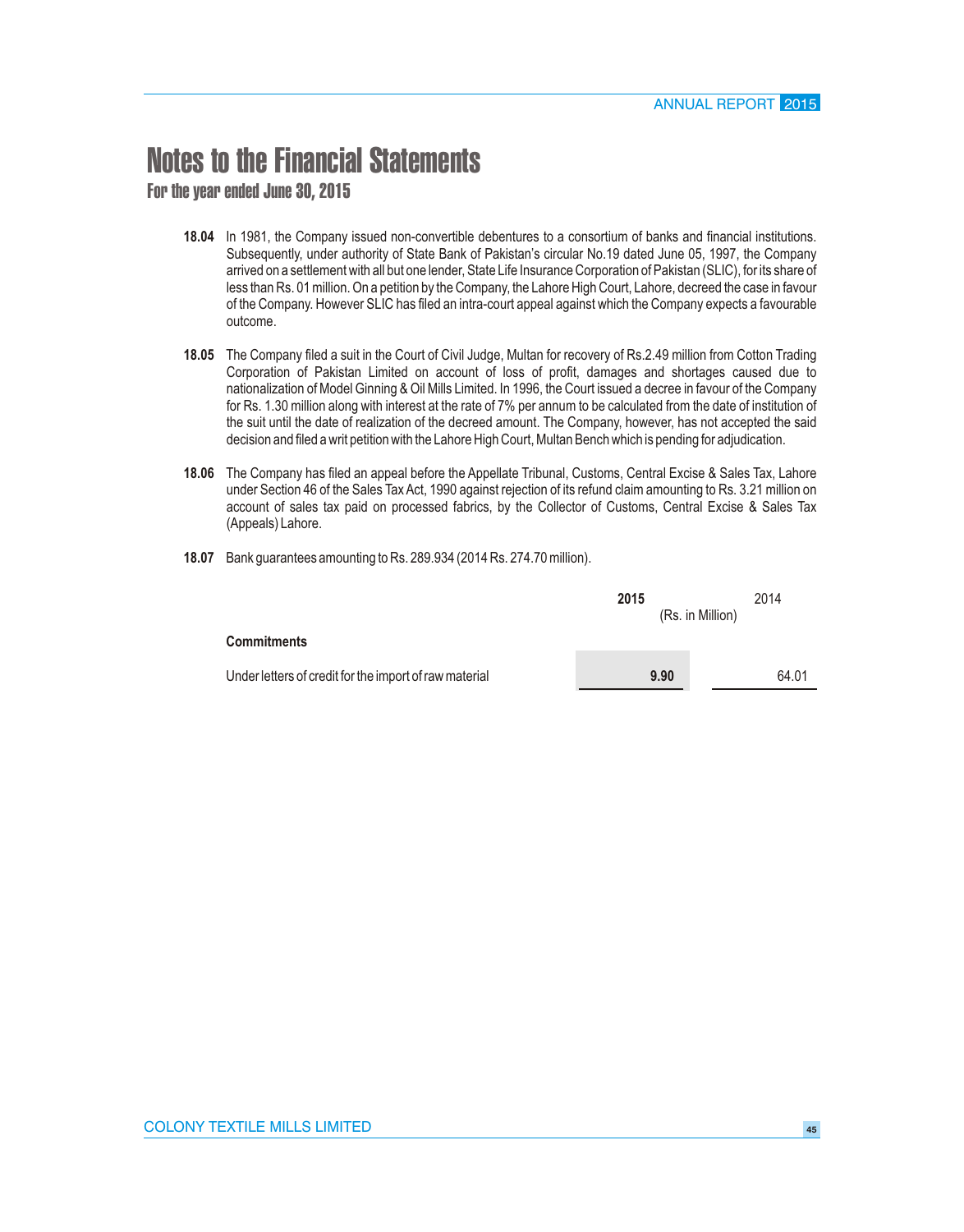# Notes to the Financial Statements

## For the year ended June 30, 2015

**18.04** In 1981, the Company issued non-convertible debentures to a consortium of banks and financial institutions. Subsequently, under authority of State Bank of Pakistan's circular No.19 dated June 05, 1997, the Company arrived on a settlement with all but one lender, State Life Insurance Corporation of Pakistan (SLIC), for its share of less than Rs. 01 million. On a petition by the Company, the Lahore High Court, Lahore, decreed the case in favour of the Company. However SLIC has filed an intra-court appeal against which the Company expects a favourable outcome.

**18.05** The Company filed a suit in the Court of Civil Judge, Multan for recovery of Rs.2.49 million from Cotton Trading Corporation of Pakistan Limited on account of loss of profit, damages and shortages caused due to nationalization of Model Ginning & Oil Mills Limited. In 1996, the Court issued a decree in favour of the Company for Rs. 1.30 million along with interest at the rate of 7% per annum to be calculated from the date of institution of the suit until the date of realization of the decreed amount. The Company, however, has not accepted the said decision and filed a writ petition with the Lahore High Court, Multan Bench which is pending for adjudication.

**18.06** The Company has filed an appeal before the Appellate Tribunal, Customs, Central Excise & Sales Tax, Lahore under Section 46 of the Sales Tax Act, 1990 against rejection of its refund claim amounting to Rs. 3.21 million on account of sales tax paid on processed fabrics, by the Collector of Customs, Central Excise & Sales Tax (Appeals) Lahore.

**18.07** Bank guarantees amounting to Rs. 289.934 (2014 Rs. 274.70 million).

| | **2015** | 2014 |
|---|---|---|
| | (Rs. in Million) | |
| **Commitments** | | |
| Under letters of credit for the import of raw material | **9.90** | 64.01 |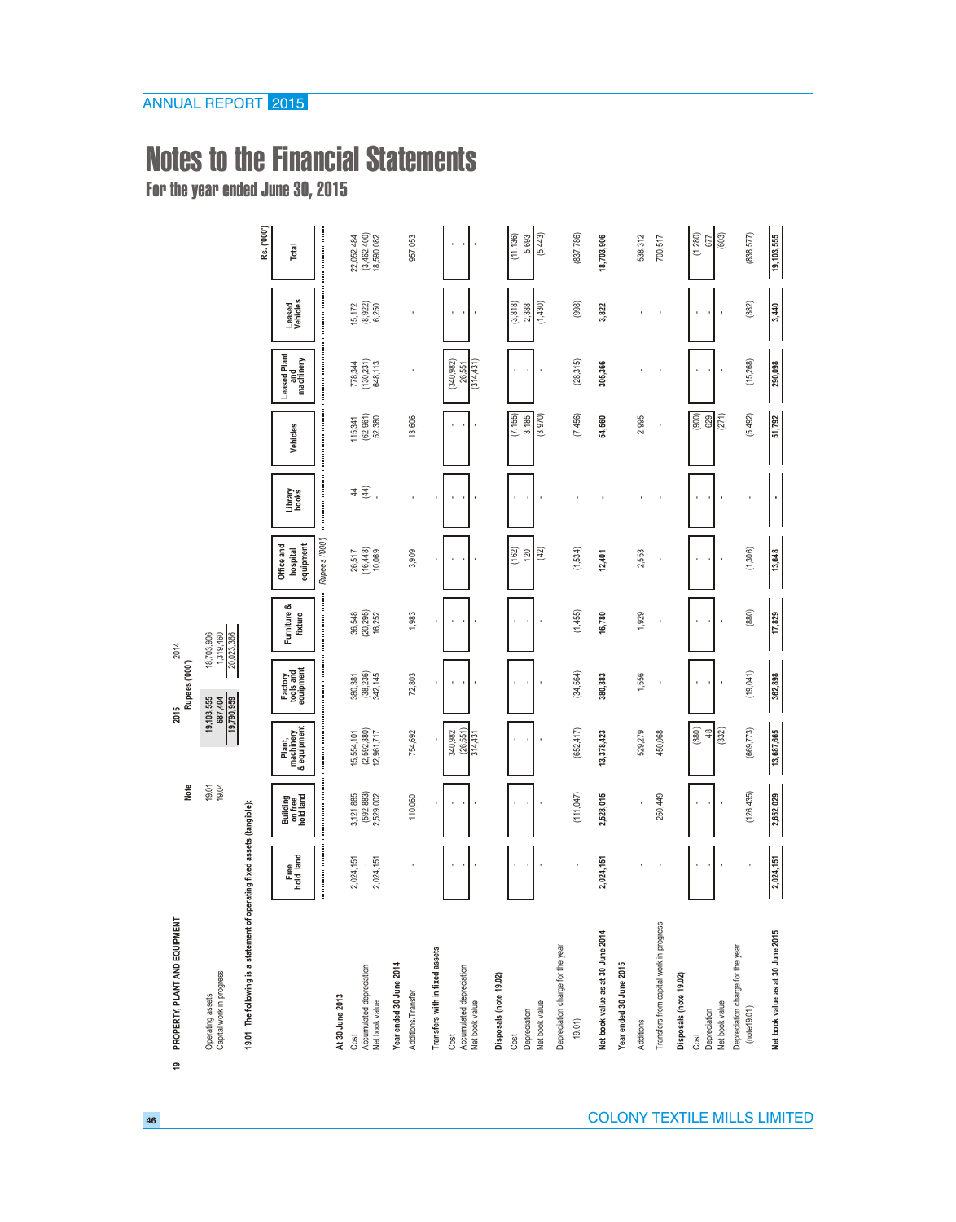# Notes to the Financial Statements

## For the year ended June 30, 2015

### 19 PROPERTY, PLANT AND EQUIPMENT

| | Note | 2015 | 2014 |
|---|---|---|---|
| | | Rupees ('000') | |
| Operating assets | 19.01 | 19,103,555 | 18,703,906 |
| Capital work in progress | 19.04 | 687,404 | 1,319,460 |
| | | 19,790,959 | 20,023,366 |

**19.01 The following is a statement of operating fixed assets (tangible):**

Rs. ('000')

| | Free hold land | Building on free hold land | Plant, machinery & equipment | Factory tools and equipment | Furniture & fixture | Office and hospital equipment | Library books | Vehicles | Leased Plant and machinery | Leased Vehicles | Total |
|---|---|---|---|---|---|---|---|---|---|---|---|
| | | | | | | Rupees ('000') | | | | | |
| **At 30 June 2013** | | | | | | | | | | | |
| Cost | 2,024,151 | 3,121,885 | 15,554,101 | 380,381 | 36,548 | 26,517 | 44 | 115,341 | 778,344 | 15,172 | 22,052,484 |
| Accumulated depreciation | - | (592,883) | (2,592,380) | (38,236) | (20,295) | (16,448) | (44) | (62,961) | (130,231) | (8,922) | (3,462,400) |
| Net book value | 2,024,151 | 2,529,002 | 12,961,717 | 342,145 | 16,252 | 10,069 | - | 52,380 | 648,113 | 6,250 | 18,590,082 |
| **Year ended 30 June 2014** | | | | | | | | | | | |
| Additions/Transfer | - | 110,060 | 754,692 | 72,803 | 1,983 | 3,909 | - | 13,606 | - | - | 957,053 |
| **Transfers with in fixed assets** | | | | | | | | | | | |
| Cost | - | - | 340,982 | - | - | - | - | - | (340,982) | - | - |
| Accumulated depreciation | - | - | (26,551) | - | - | - | - | - | 26,551 | - | - |
| Net book value | - | - | 314,431 | - | - | - | - | - | (314,431) | - | - |
| **Disposals (note 19.02)** | | | | | | | | | | | |
| Cost | - | - | - | - | - | (162) | - | (7,155) | - | (3,818) | (11,136) |
| Depreciation | - | - | - | - | - | 120 | - | 3,185 | - | 2,388 | 5,693 |
| Net book value | - | - | - | - | - | (42) | - | (3,970) | - | (1,430) | (5,443) |
| Depreciation charge for the year 19.01) | - | (111,047) | (652,417) | (34,564) | (1,455) | (1,534) | - | (7,456) | (28,315) | (998) | (837,786) |
| **Net book value as at 30 June 2014** | **2,024,151** | **2,528,015** | **13,378,423** | **380,383** | **16,780** | **12,401** | **-** | **54,560** | **305,366** | **3,822** | **18,703,906** |
| **Year ended 30 June 2015** | | | | | | | | | | | |
| Additions | - | - | 529,279 | 1,556 | 1,929 | 2,553 | - | 2,995 | - | - | 538,312 |
| Transfers from capital work in progress | - | 250,449 | 450,068 | - | - | - | - | - | - | - | 700,517 |
| **Disposals (note 19.02)** | | | | | | | | | | | |
| Cost | - | - | (380) | - | - | - | - | (900) | - | - | (1,280) |
| Depreciation | - | - | 48 | - | - | - | - | 629 | - | - | 677 |
| Net book value | - | - | (332) | - | - | - | - | (271) | - | - | (603) |
| Depreciation charge for the year (note19.01) | - | (126,435) | (669,773) | (19,041) | (880) | (1,306) | - | (5,492) | (15,268) | (382) | (838,577) |
| **Net book value as at 30 June 2015** | **2,024,151** | **2,652,029** | **13,687,665** | **362,898** | **17,829** | **13,648** | **-** | **51,792** | **290,098** | **3,440** | **19,103,555** |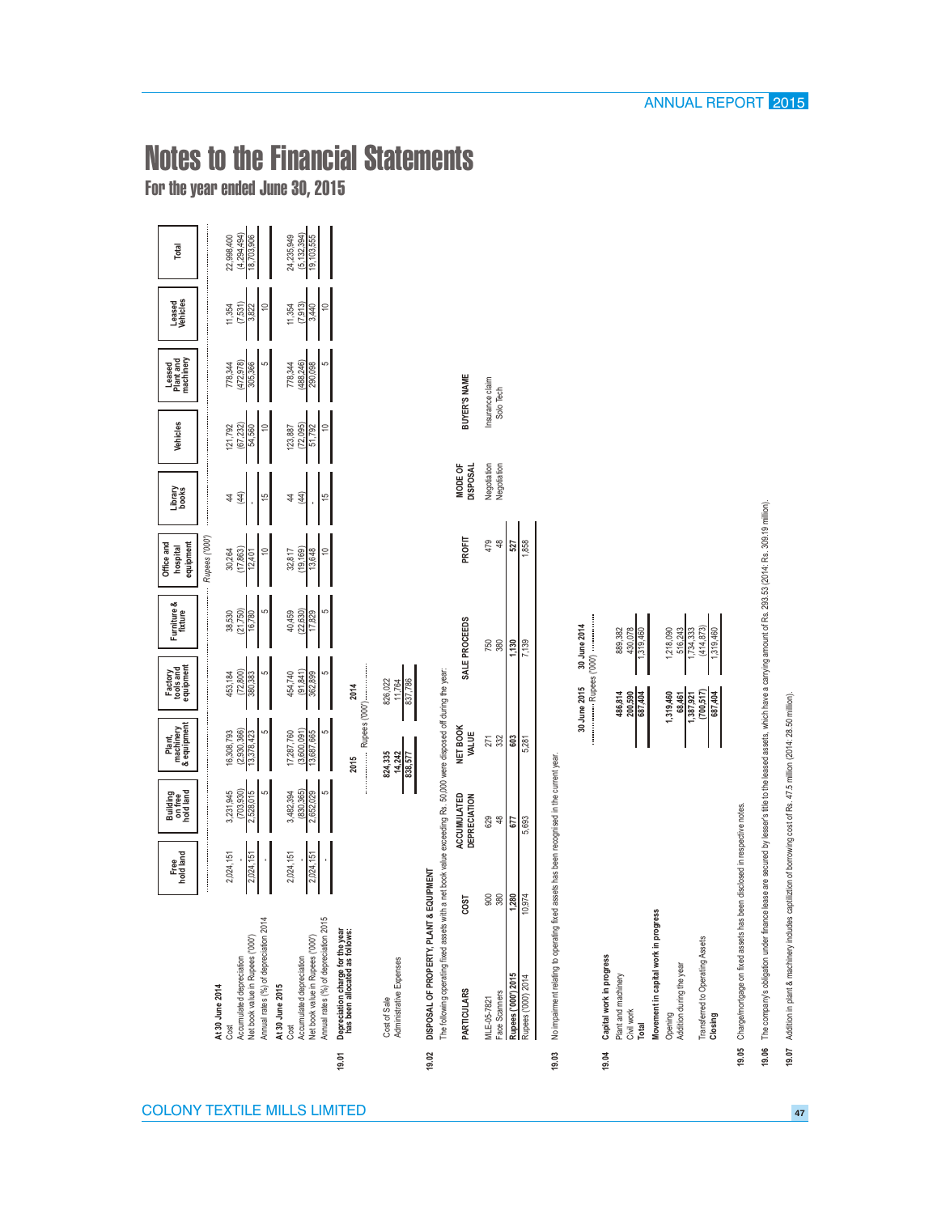# Notes to the Financial Statements

## For the year ended June 30, 2015

| | Free hold land | Building on free hold land | Plant, machinery & equipment | Factory tools and equipment | Furniture & fixture | Office and hospital equipment | Library books | Vehicles | Leased Plant and machinery | Leased Vehicles | Total |
|---|---|---|---|---|---|---|---|---|---|---|---|
| | | | | | | Rupees ('000') | | | | | |
| **At 30 June 2014** | | | | | | | | | | | |
| Cost | 2,024,151 | 3,231,945 | 16,308,793 | 453,184 | 38,530 | 30,264 | 44 | 121,792 | 778,344 | 11,354 | 22,998,400 |
| Accumulated depreciation | - | (703,930) | (2,930,366) | (72,800) | (21,750) | (17,863) | (44) | (67,232) | (472,978) | (7,531) | (4,294,494) |
| Net book value in Rupees ('000') | 2,024,151 | 2,528,015 | 13,378,423 | 380,383 | 16,780 | 12,401 | - | 54,560 | 305,366 | 3,822 | 18,703,906 |
| Annual rates (%) of depreciation 2014 | - | 5 | 5 | 5 | 5 | 10 | 15 | 10 | 5 | 10 | |
| **At 30 June 2015** | | | | | | | | | | | |
| Cost | 2,024,151 | 3,482,394 | 17,287,760 | 454,740 | 40,459 | 32,817 | 44 | 123,887 | 778,344 | 11,354 | 24,235,949 |
| Accumulated depreciation | - | (830,365) | (3,600,091) | (91,841) | (22,630) | (19,169) | (44) | (72,095) | (488,246) | (7,913) | (5,132,394) |
| Net book value in Rupees ('000') | 2,024,151 | 2,652,029 | 13,687,665 | 362,899 | 17,829 | 13,648 | - | 51,792 | 290,098 | 3,440 | 19,103,555 |
| Annual rates (%) of depreciation 2015 | - | 5 | 5 | 5 | 5 | 10 | 15 | 10 | 5 | 10 | |

**19.01 Depreciation charge for the year has been allocated as follows:**

| | 2015 | 2014 |
|---|---|---|
| | Rupees ('000') | |
| Cost of Sale | 824,335 | 826,022 |
| Administrative Expenses | 14,242 | 11,764 |
| | 838,577 | 837,786 |

**19.02 DISPOSAL OF PROPERTY, PLANT & EQUIPMENT**

The following operating fixed assets with a net book value exceeding Rs. 50,000 were disposed off during the year:

| PARTICULARS | COST | ACCUMULATED DEPRECIATION | NET BOOK VALUE | SALE PROCEEDS | PROFIT | MODE OF DISPOSAL | BUYER'S NAME |
|---|---|---|---|---|---|---|---|
| MLE-05-7821 | 900 | 629 | 271 | 750 | 479 | Negotiation | Insurance claim |
| Face Scanners | 380 | 48 | 332 | 380 | 48 | Negotiation | Solo Tech |
| **Rupees ('000') 2015** | **1,280** | **677** | **603** | **1,130** | **527** | | |
| Rupees ('000') 2014 | 10,974 | 5,693 | 5,281 | 7,139 | 1,858 | | |

**19.03** No impairment relating to operating fixed assets has been recognised in the current year.

**19.04 Capital work in progress**

| | 30 June 2015 | 30 June 2014 |
|---|---|---|
| | Rupees ('000') | |
| Plant and machinery | 486,814 | 889,382 |
| Civil work | 200,590 | 430,078 |
| **Total** | **687,404** | 1,319,460 |
| **Movement in capital work in progress** | | |
| Opening | 1,319,460 | 1,218,090 |
| Addition during the year | 68,461 | 516,243 |
| | 1,387,921 | 1,734,333 |
| Transferred to Operating Assets | (700,517) | (414,873) |
| **Closing** | **687,404** | 1,319,460 |

**19.05** Charge/mortgage on fixed assets has been disclosed in respective notes.

**19.06** The company's obligation under finance lease are secured by lesser's title to the leased assets, which have a carrying amount of Rs. 293.53 (2014: Rs. 309.19 million).

**19.07** Addition in plant & machinery includes capitliztion of borrowing cost of Rs. 47.5 million (2014: 28.50 million).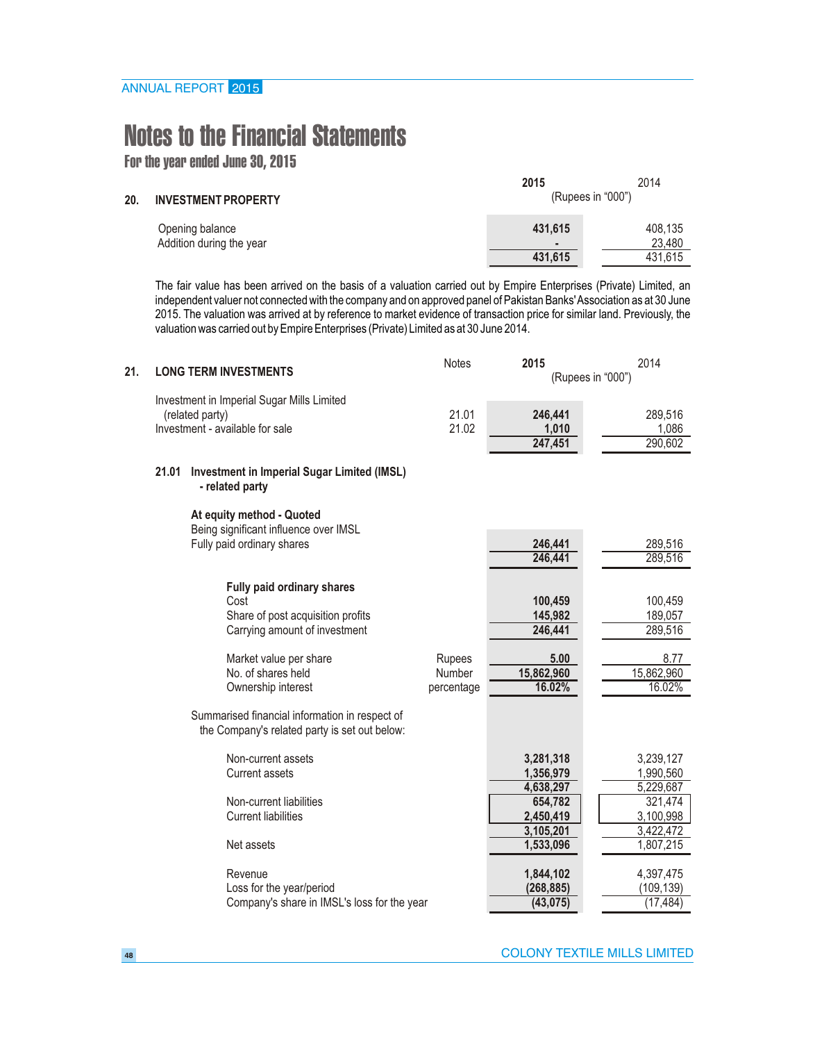# Notes to the Financial Statements

## For the year ended June 30, 2015

### 20. INVESTMENT PROPERTY

| | 2015 | 2014 |
|---|---|---|
| | (Rupees in "000") | |
| Opening balance | **431,615** | 408,135 |
| Addition during the year | **-** | 23,480 |
| | **431,615** | 431,615 |

The fair value has been arrived on the basis of a valuation carried out by Empire Enterprises (Private) Limited, an independent valuer not connected with the company and on approved panel of Pakistan Banks' Association as at 30 June 2015. The valuation was arrived at by reference to market evidence of transaction price for similar land. Previously, the valuation was carried out by Empire Enterprises (Private) Limited as at 30 June 2014.

### 21. LONG TERM INVESTMENTS

| | Notes | 2015 | 2014 |
|---|---|---|---|
| | | (Rupees in "000") | |
| Investment in Imperial Sugar Mills Limited (related party) | 21.01 | **246,441** | 289,516 |
| Investment - available for sale | 21.02 | **1,010** | 1,086 |
| | | **247,451** | 290,602 |

#### 21.01 Investment in Imperial Sugar Limited (IMSL) - related party

**At equity method - Quoted**

| | | 2015 | 2014 |
|---|---|---|---|
| Being significant influence over IMSL | | | |
| Fully paid ordinary shares | | **246,441** | 289,516 |
| | | **246,441** | 289,516 |
| **Fully paid ordinary shares** | | | |
| Cost | | **100,459** | 100,459 |
| Share of post acquisition profits | | **145,982** | 189,057 |
| Carrying amount of investment | | **246,441** | 289,516 |
| Market value per share | Rupees | **5.00** | 8.77 |
| No. of shares held | Number | **15,862,960** | 15,862,960 |
| Ownership interest | percentage | **16.02%** | 16.02% |

Summarised financial information in respect of the Company's related party is set out below:

| | 2015 | 2014 |
|---|---|---|
| Non-current assets | **3,281,318** | 3,239,127 |
| Current assets | **1,356,979** | 1,990,560 |
| | **4,638,297** | 5,229,687 |
| Non-current liabilities | **654,782** | 321,474 |
| Current liabilities | **2,450,419** | 3,100,998 |
| | **3,105,201** | 3,422,472 |
| Net assets | **1,533,096** | 1,807,215 |
| Revenue | **1,844,102** | 4,397,475 |
| Loss for the year/period | **(268,885)** | (109,139) |
| Company's share in IMSL's loss for the year | **(43,075)** | (17,484) |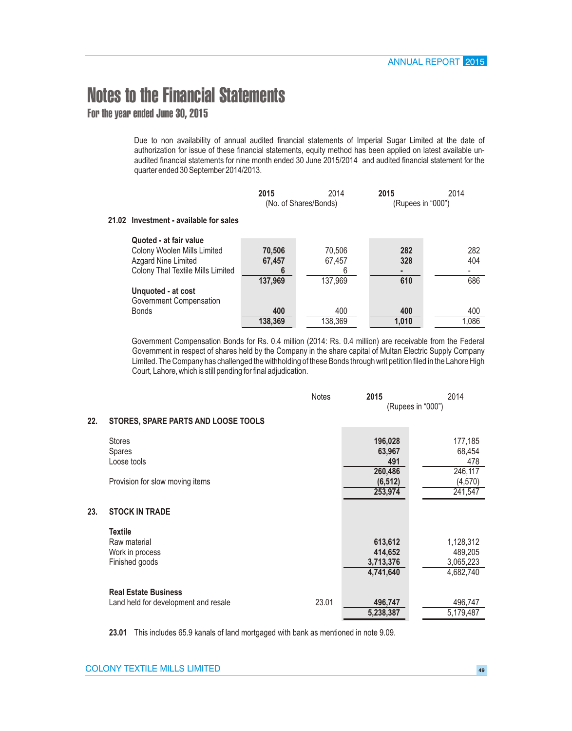# Notes to the Financial Statements

## For the year ended June 30, 2015

Due to non availability of annual audited financial statements of Imperial Sugar Limited at the date of authorization for issue of these financial statements, equity method has been applied on latest available un-audited financial statements for nine month ended 30 June 2015/2014 and audited financial statement for the quarter ended 30 September 2014/2013.

### 21.02 Investment - available for sales

| | 2015 | 2014 | 2015 | 2014 |
|---|---|---|---|---|
| | (No. of Shares/Bonds) | | (Rupees in "000") | |
| **Quoted - at fair value** | | | | |
| Colony Woolen Mills Limited | **70,506** | 70,506 | **282** | 282 |
| Azgard Nine Limited | **67,457** | 67,457 | **328** | 404 |
| Colony Thal Textile Mills Limited | **6** | 6 | **-** | - |
| | **137,969** | 137,969 | **610** | 686 |
| **Unquoted - at cost** | | | | |
| Government Compensation Bonds | **400** | 400 | **400** | 400 |
| | **138,369** | 138,369 | **1,010** | 1,086 |

Government Compensation Bonds for Rs. 0.4 million (2014: Rs. 0.4 million) are receivable from the Federal Government in respect of shares held by the Company in the share capital of Multan Electric Supply Company Limited. The Company has challenged the withholding of these Bonds through writ petition filed in the Lahore High Court, Lahore, which is still pending for final adjudication.

| | Notes | 2015 | 2014 |
|---|---|---|---|
| | | (Rupees in "000") | |
| **22. STORES, SPARE PARTS AND LOOSE TOOLS** | | | |
| Stores | | **196,028** | 177,185 |
| Spares | | **63,967** | 68,454 |
| Loose tools | | **491** | 478 |
| | | **260,486** | 246,117 |
| Provision for slow moving items | | **(6,512)** | (4,570) |
| | | **253,974** | 241,547 |
| **23. STOCK IN TRADE** | | | |
| **Textile** | | | |
| Raw material | | **613,612** | 1,128,312 |
| Work in process | | **414,652** | 489,205 |
| Finished goods | | **3,713,376** | 3,065,223 |
| | | **4,741,640** | 4,682,740 |
| **Real Estate Business** | | | |
| Land held for development and resale | 23.01 | **496,747** | 496,747 |
| | | **5,238,387** | 5,179,487 |

**23.01** This includes 65.9 kanals of land mortgaged with bank as mentioned in note 9.09.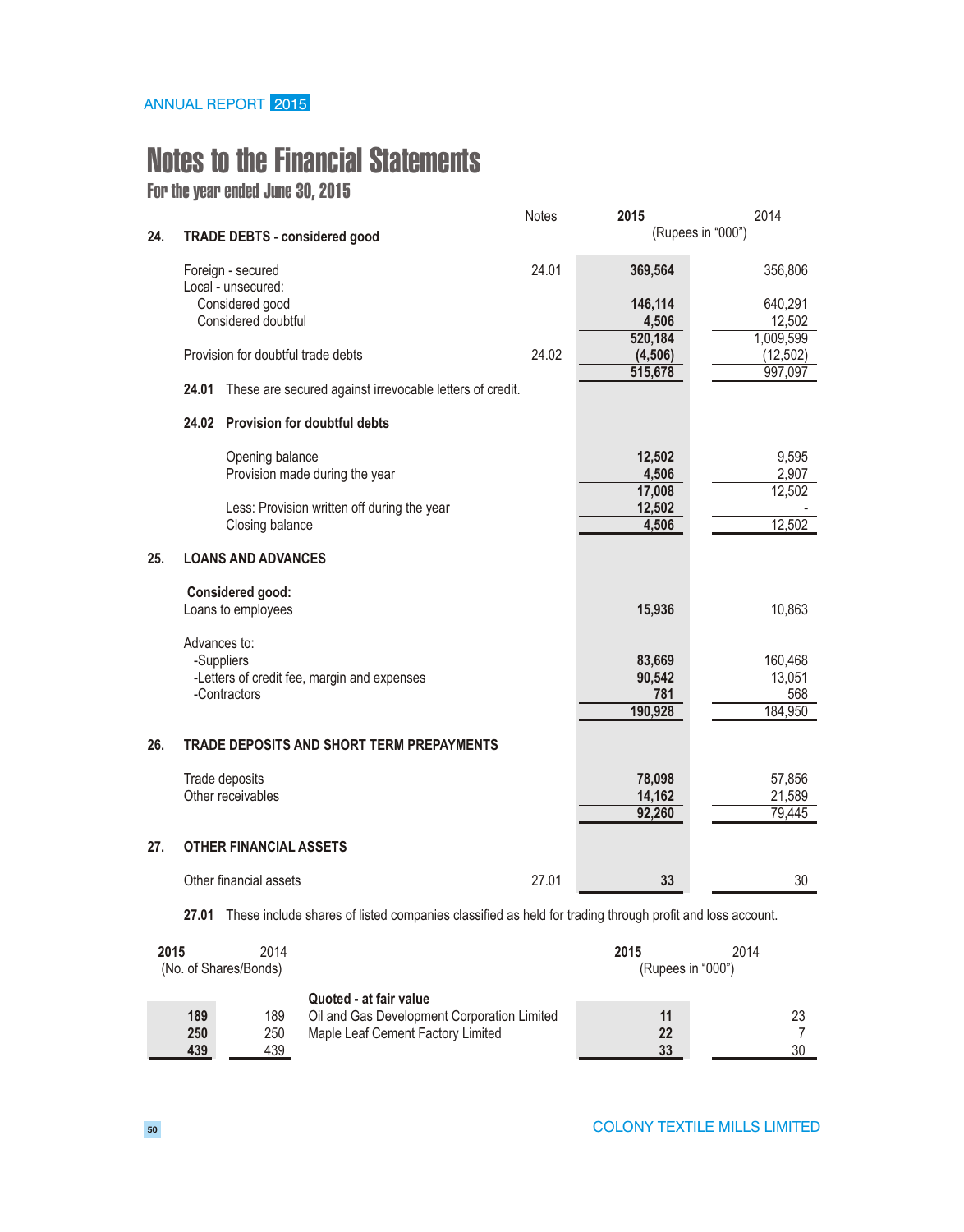# Notes to the Financial Statements

## For the year ended June 30, 2015

| | Notes | 2015 | 2014 |
|---|---|---|---|
| | | (Rupees in "000") | |
| **24. TRADE DEBTS - considered good** | | | |
| Foreign - secured | 24.01 | **369,564** | 356,806 |
| Local - unsecured: | | | |
| Considered good | | **146,114** | 640,291 |
| Considered doubtful | | **4,506** | 12,502 |
| | | **520,184** | 1,009,599 |
| Provision for doubtful trade debts | 24.02 | **(4,506)** | (12,502) |
| | | **515,678** | 997,097 |

**24.01** These are secured against irrevocable letters of credit.

**24.02 Provision for doubtful debts**

| | 2015 | 2014 |
|---|---|---|
| Opening balance | **12,502** | 9,595 |
| Provision made during the year | **4,506** | 2,907 |
| | **17,008** | 12,502 |
| Less: Provision written off during the year | **12,502** | - |
| Closing balance | **4,506** | 12,502 |

**25. LOANS AND ADVANCES**

| | 2015 | 2014 |
|---|---|---|
| **Considered good:** | | |
| Loans to employees | **15,936** | 10,863 |
| Advances to: | | |
| -Suppliers | **83,669** | 160,468 |
| -Letters of credit fee, margin and expenses | **90,542** | 13,051 |
| -Contractors | **781** | 568 |
| | **190,928** | 184,950 |

**26. TRADE DEPOSITS AND SHORT TERM PREPAYMENTS**

| | 2015 | 2014 |
|---|---|---|
| Trade deposits | **78,098** | 57,856 |
| Other receivables | **14,162** | 21,589 |
| | **92,260** | 79,445 |

**27. OTHER FINANCIAL ASSETS**

| | Notes | 2015 | 2014 |
|---|---|---|---|
| Other financial assets | 27.01 | **33** | 30 |

**27.01** These include shares of listed companies classified as held for trading through profit and loss account.

| 2015 | 2014 | | 2015 | 2014 |
|---|---|---|---|---|
| (No. of Shares/Bonds) | | | (Rupees in "000") | |
| | | **Quoted - at fair value** | | |
| **189** | 189 | Oil and Gas Development Corporation Limited | **11** | 23 |
| **250** | 250 | Maple Leaf Cement Factory Limited | **22** | 7 |
| **439** | 439 | | **33** | 30 |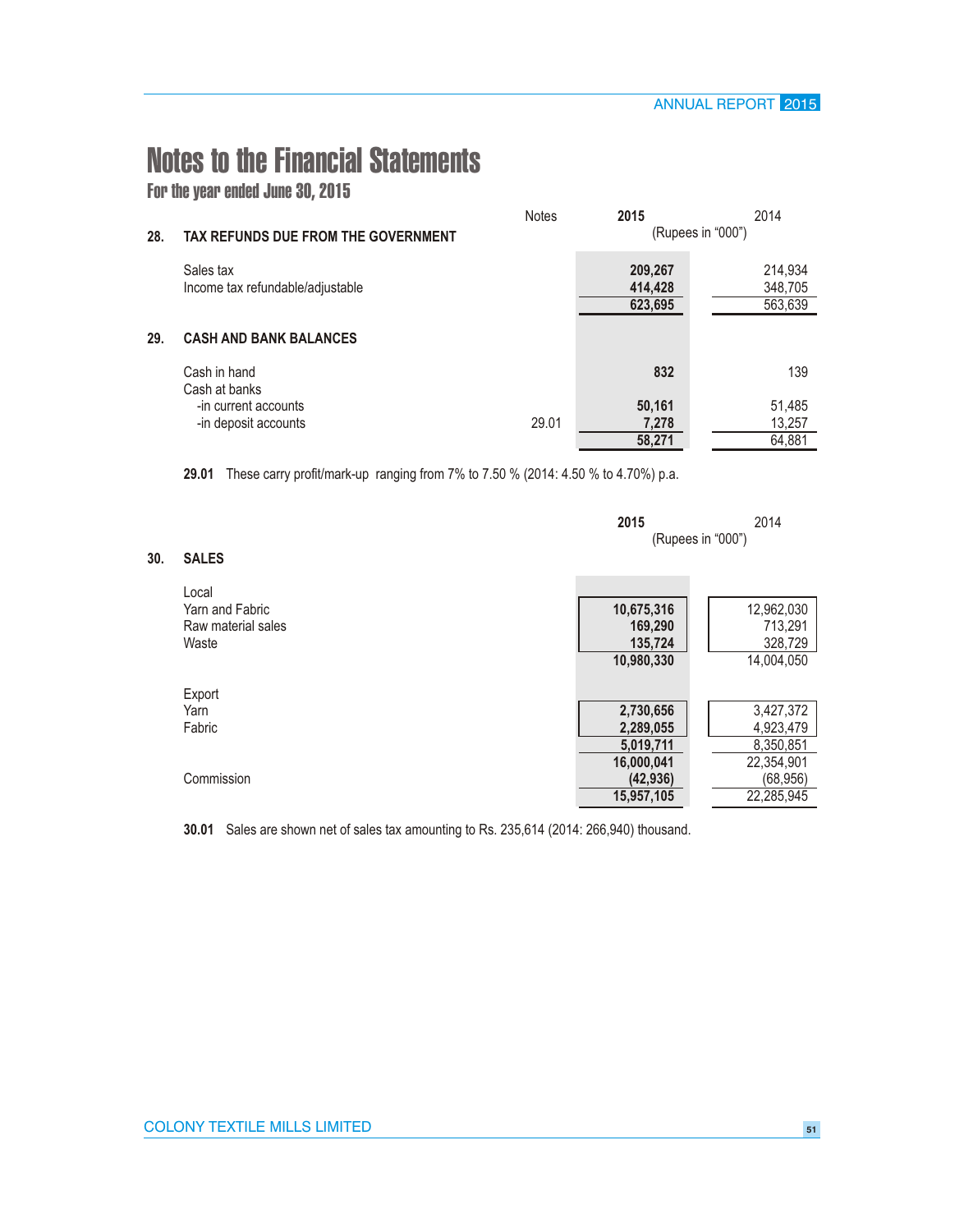# Notes to the Financial Statements

## For the year ended June 30, 2015

| | Notes | 2015 | 2014 |
|---|---|---|---|
| | | (Rupees in "000") | |
| **28. TAX REFUNDS DUE FROM THE GOVERNMENT** | | | |
| Sales tax | | **209,267** | 214,934 |
| Income tax refundable/adjustable | | **414,428** | 348,705 |
| | | **623,695** | 563,639 |
| **29. CASH AND BANK BALANCES** | | | |
| Cash in hand | | **832** | 139 |
| Cash at banks | | | |
| -in current accounts | | **50,161** | 51,485 |
| -in deposit accounts | 29.01 | **7,278** | 13,257 |
| | | **58,271** | 64,881 |

**29.01** These carry profit/mark-up ranging from 7% to 7.50 % (2014: 4.50 % to 4.70%) p.a.

| | 2015 | 2014 |
|---|---|---|
| | (Rupees in "000") | |
| **30. SALES** | | |
| Local | | |
| Yarn and Fabric | **10,675,316** | 12,962,030 |
| Raw material sales | **169,290** | 713,291 |
| Waste | **135,724** | 328,729 |
| | **10,980,330** | 14,004,050 |
| Export | | |
| Yarn | **2,730,656** | 3,427,372 |
| Fabric | **2,289,055** | 4,923,479 |
| | **5,019,711** | 8,350,851 |
| | **16,000,041** | 22,354,901 |
| Commission | **(42,936)** | (68,956) |
| | **15,957,105** | 22,285,945 |

**30.01** Sales are shown net of sales tax amounting to Rs. 235,614 (2014: 266,940) thousand.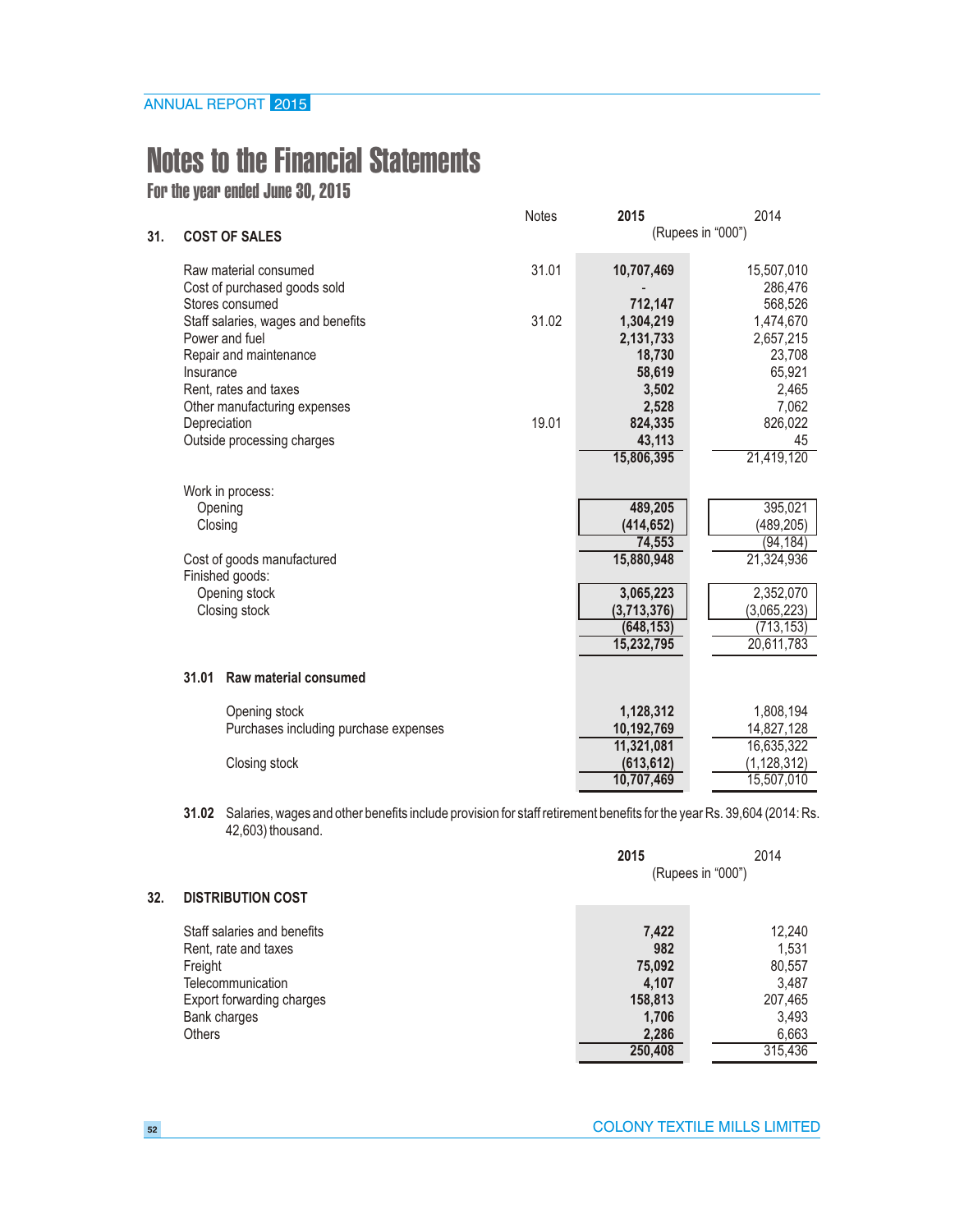# Notes to the Financial Statements

## For the year ended June 30, 2015

| | Notes | 2015 | 2014 |
|---|---|---|---|
| | | (Rupees in "000") | |
| **31. COST OF SALES** | | | |
| Raw material consumed | 31.01 | 10,707,469 | 15,507,010 |
| Cost of purchased goods sold | | - | 286,476 |
| Stores consumed | | 712,147 | 568,526 |
| Staff salaries, wages and benefits | 31.02 | 1,304,219 | 1,474,670 |
| Power and fuel | | 2,131,733 | 2,657,215 |
| Repair and maintenance | | 18,730 | 23,708 |
| Insurance | | 58,619 | 65,921 |
| Rent, rates and taxes | | 3,502 | 2,465 |
| Other manufacturing expenses | | 2,528 | 7,062 |
| Depreciation | 19.01 | 824,335 | 826,022 |
| Outside processing charges | | 43,113 | 45 |
| | | 15,806,395 | 21,419,120 |
| Work in process: | | | |
| Opening | | 489,205 | 395,021 |
| Closing | | (414,652) | (489,205) |
| | | 74,553 | (94,184) |
| Cost of goods manufactured | | 15,880,948 | 21,324,936 |
| Finished goods: | | | |
| Opening stock | | 3,065,223 | 2,352,070 |
| Closing stock | | (3,713,376) | (3,065,223) |
| | | (648,153) | (713,153) |
| | | 15,232,795 | 20,611,783 |

### 31.01 Raw material consumed

| | 2015 | 2014 |
|---|---|---|
| Opening stock | 1,128,312 | 1,808,194 |
| Purchases including purchase expenses | 10,192,769 | 14,827,128 |
| | 11,321,081 | 16,635,322 |
| Closing stock | (613,612) | (1,128,312) |
| | 10,707,469 | 15,507,010 |

**31.02** Salaries, wages and other benefits include provision for staff retirement benefits for the year Rs. 39,604 (2014: Rs. 42,603) thousand.

| | 2015 | 2014 |
|---|---|---|
| | (Rupees in "000") | |
| **32. DISTRIBUTION COST** | | |
| Staff salaries and benefits | 7,422 | 12,240 |
| Rent, rate and taxes | 982 | 1,531 |
| Freight | 75,092 | 80,557 |
| Telecommunication | 4,107 | 3,487 |
| Export forwarding charges | 158,813 | 207,465 |
| Bank charges | 1,706 | 3,493 |
| Others | 2,286 | 6,663 |
| | 250,408 | 315,436 |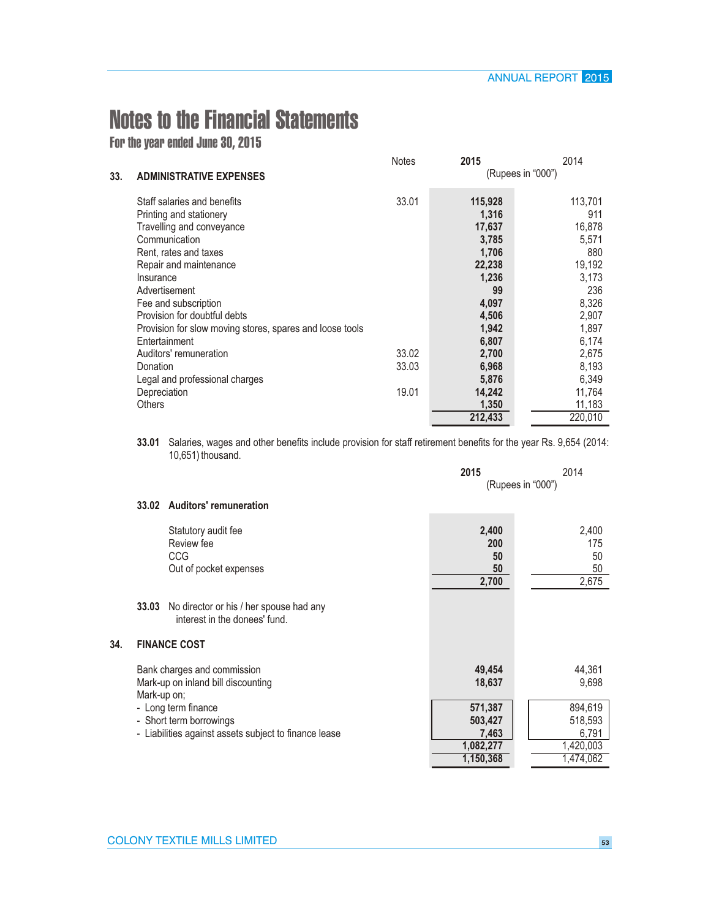# Notes to the Financial Statements

## For the year ended June 30, 2015

| 33. ADMINISTRATIVE EXPENSES | Notes | 2015 | 2014 |
|---|---|---|---|
| | | (Rupees in "000") | |
| Staff salaries and benefits | 33.01 | **115,928** | 113,701 |
| Printing and stationery | | **1,316** | 911 |
| Travelling and conveyance | | **17,637** | 16,878 |
| Communication | | **3,785** | 5,571 |
| Rent, rates and taxes | | **1,706** | 880 |
| Repair and maintenance | | **22,238** | 19,192 |
| Insurance | | **1,236** | 3,173 |
| Advertisement | | **99** | 236 |
| Fee and subscription | | **4,097** | 8,326 |
| Provision for doubtful debts | | **4,506** | 2,907 |
| Provision for slow moving stores, spares and loose tools | | **1,942** | 1,897 |
| Entertainment | | **6,807** | 6,174 |
| Auditors' remuneration | 33.02 | **2,700** | 2,675 |
| Donation | 33.03 | **6,968** | 8,193 |
| Legal and professional charges | | **5,876** | 6,349 |
| Depreciation | 19.01 | **14,242** | 11,764 |
| Others | | **1,350** | 11,183 |
| | | **212,433** | 220,010 |

**33.01** Salaries, wages and other benefits include provision for staff retirement benefits for the year Rs. 9,654 (2014: 10,651) thousand.

| 33.02 Auditors' remuneration | 2015 | 2014 |
|---|---|---|
| | (Rupees in "000") | |
| Statutory audit fee | **2,400** | 2,400 |
| Review fee | **200** | 175 |
| CCG | **50** | 50 |
| Out of pocket expenses | **50** | 50 |
| | **2,700** | 2,675 |

**33.03** No director or his / her spouse had any interest in the donees' fund.

| 34. FINANCE COST | 2015 | 2014 |
|---|---|---|
| Bank charges and commission | **49,454** | 44,361 |
| Mark-up on inland bill discounting | **18,637** | 9,698 |
| Mark-up on; | | |
| - Long term finance | **571,387** | 894,619 |
| - Short term borrowings | **503,427** | 518,593 |
| - Liabilities against assets subject to finance lease | **7,463** | 6,791 |
| | **1,082,277** | 1,420,003 |
| | **1,150,368** | 1,474,062 |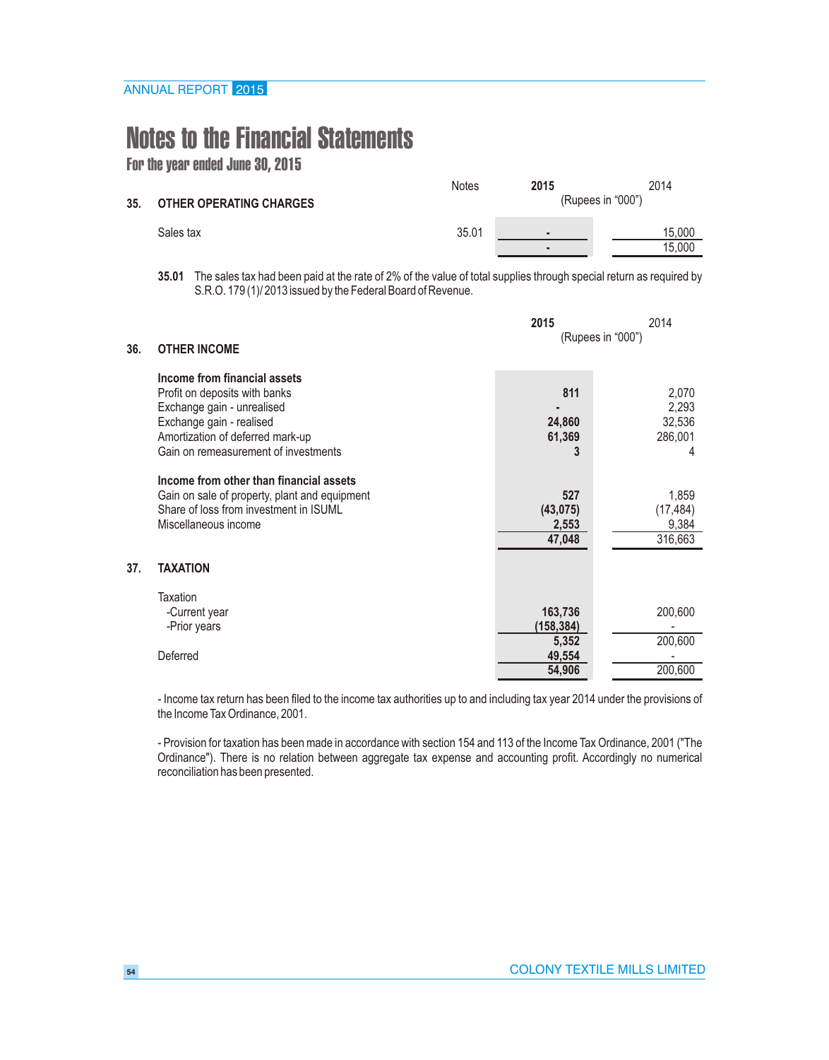# Notes to the Financial Statements

## For the year ended June 30, 2015

| | Notes | 2015 | 2014 |
|---|---|---|---|
| **35. OTHER OPERATING CHARGES** | | (Rupees in "000") | |
| Sales tax | 35.01 | - | 15,000 |
| | | - | 15,000 |

**35.01** The sales tax had been paid at the rate of 2% of the value of total supplies through special return as required by S.R.O. 179 (1)/ 2013 issued by the Federal Board of Revenue.

| | 2015 | 2014 |
|---|---|---|
| **36. OTHER INCOME** | (Rupees in "000") | |
| **Income from financial assets** | | |
| Profit on deposits with banks | 811 | 2,070 |
| Exchange gain - unrealised | - | 2,293 |
| Exchange gain - realised | 24,860 | 32,536 |
| Amortization of deferred mark-up | 61,369 | 286,001 |
| Gain on remeasurement of investments | 3 | 4 |
| **Income from other than financial assets** | | |
| Gain on sale of property, plant and equipment | 527 | 1,859 |
| Share of loss from investment in ISUML | (43,075) | (17,484) |
| Miscellaneous income | 2,553 | 9,384 |
| | 47,048 | 316,663 |
| **37. TAXATION** | | |
| Taxation | | |
| -Current year | 163,736 | 200,600 |
| -Prior years | (158,384) | - |
| | 5,352 | 200,600 |
| Deferred | 49,554 | - |
| | 54,906 | 200,600 |

- Income tax return has been filed to the income tax authorities up to and including tax year 2014 under the provisions of the Income Tax Ordinance, 2001.

- Provision for taxation has been made in accordance with section 154 and 113 of the Income Tax Ordinance, 2001 ("The Ordinance"). There is no relation between aggregate tax expense and accounting profit. Accordingly no numerical reconciliation has been presented.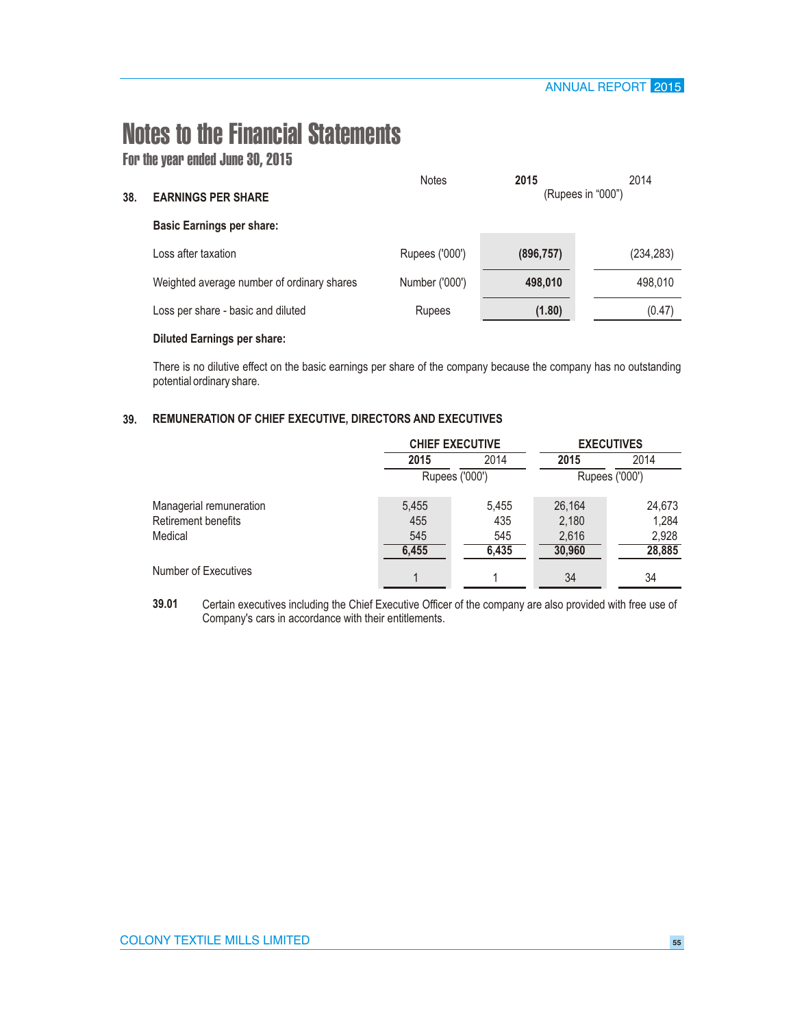# Notes to the Financial Statements

**For the year ended June 30, 2015**

## 38. EARNINGS PER SHARE

**Basic Earnings per share:**

| | Notes | 2015 | 2014 |
|---|---|---|---|
| | | (Rupees in "000") | |
| Loss after taxation | Rupees ('000') | **(896,757)** | (234,283) |
| Weighted average number of ordinary shares | Number ('000') | **498,010** | 498,010 |
| Loss per share - basic and diluted | Rupees | **(1.80)** | (0.47) |

**Diluted Earnings per share:**

There is no dilutive effect on the basic earnings per share of the company because the company has no outstanding potential ordinary share.

## 39. REMUNERATION OF CHIEF EXECUTIVE, DIRECTORS AND EXECUTIVES

| | CHIEF EXECUTIVE | | EXECUTIVES | |
|---|---|---|---|---|
| | **2015** | 2014 | **2015** | 2014 |
| | Rupees ('000') | | Rupees ('000') | |
| Managerial remuneration | 5,455 | 5,455 | 26,164 | 24,673 |
| Retirement benefits | 455 | 435 | 2,180 | 1,284 |
| Medical | 545 | 545 | 2,616 | 2,928 |
| | **6,455** | **6,435** | **30,960** | **28,885** |
| Number of Executives | 1 | 1 | 34 | 34 |

**39.01** Certain executives including the Chief Executive Officer of the company are also provided with free use of Company's cars in accordance with their entitlements.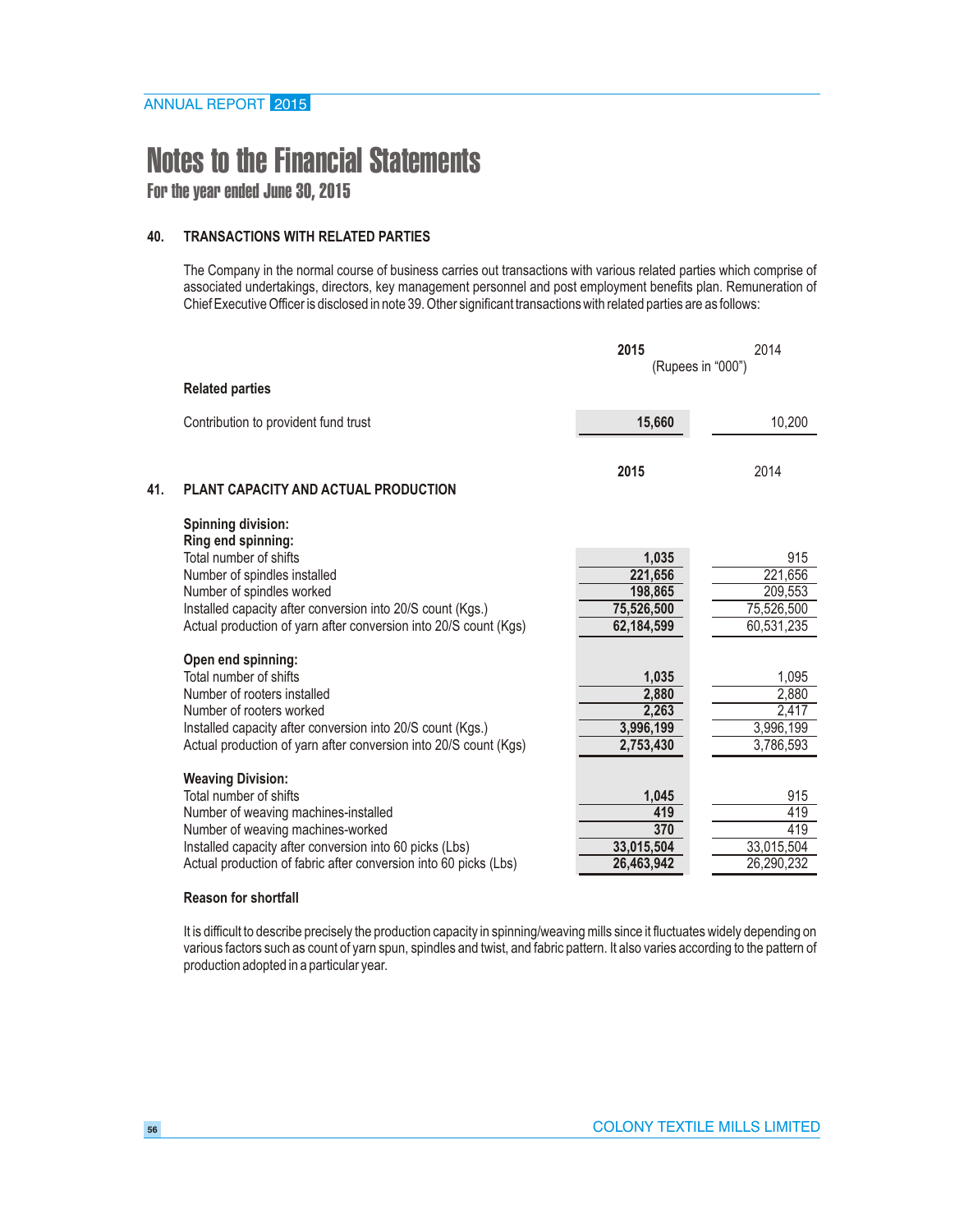# Notes to the Financial Statements

## For the year ended June 30, 2015

### 40. TRANSACTIONS WITH RELATED PARTIES

The Company in the normal course of business carries out transactions with various related parties which comprise of associated undertakings, directors, key management personnel and post employment benefits plan. Remuneration of Chief Executive Officer is disclosed in note 39. Other significant transactions with related parties are as follows:

| | **2015** | 2014 |
|---|---|---|
| | (Rupees in "000") | |
| **Related parties** | | |
| Contribution to provident fund trust | **15,660** | 10,200 |

### 41. PLANT CAPACITY AND ACTUAL PRODUCTION

| | **2015** | 2014 |
|---|---|---|
| **Spinning division:** | | |
| **Ring end spinning:** | | |
| Total number of shifts | **1,035** | 915 |
| Number of spindles installed | **221,656** | 221,656 |
| Number of spindles worked | **198,865** | 209,553 |
| Installed capacity after conversion into 20/S count (Kgs.) | **75,526,500** | 75,526,500 |
| Actual production of yarn after conversion into 20/S count (Kgs) | **62,184,599** | 60,531,235 |
| **Open end spinning:** | | |
| Total number of shifts | **1,035** | 1,095 |
| Number of rooters installed | **2,880** | 2,880 |
| Number of rooters worked | **2,263** | 2,417 |
| Installed capacity after conversion into 20/S count (Kgs.) | **3,996,199** | 3,996,199 |
| Actual production of yarn after conversion into 20/S count (Kgs) | **2,753,430** | 3,786,593 |
| **Weaving Division:** | | |
| Total number of shifts | **1,045** | 915 |
| Number of weaving machines-installed | **419** | 419 |
| Number of weaving machines-worked | **370** | 419 |
| Installed capacity after conversion into 60 picks (Lbs) | **33,015,504** | 33,015,504 |
| Actual production of fabric after conversion into 60 picks (Lbs) | **26,463,942** | 26,290,232 |

**Reason for shortfall**

It is difficult to describe precisely the production capacity in spinning/weaving mills since it fluctuates widely depending on various factors such as count of yarn spun, spindles and twist, and fabric pattern. It also varies according to the pattern of production adopted in a particular year.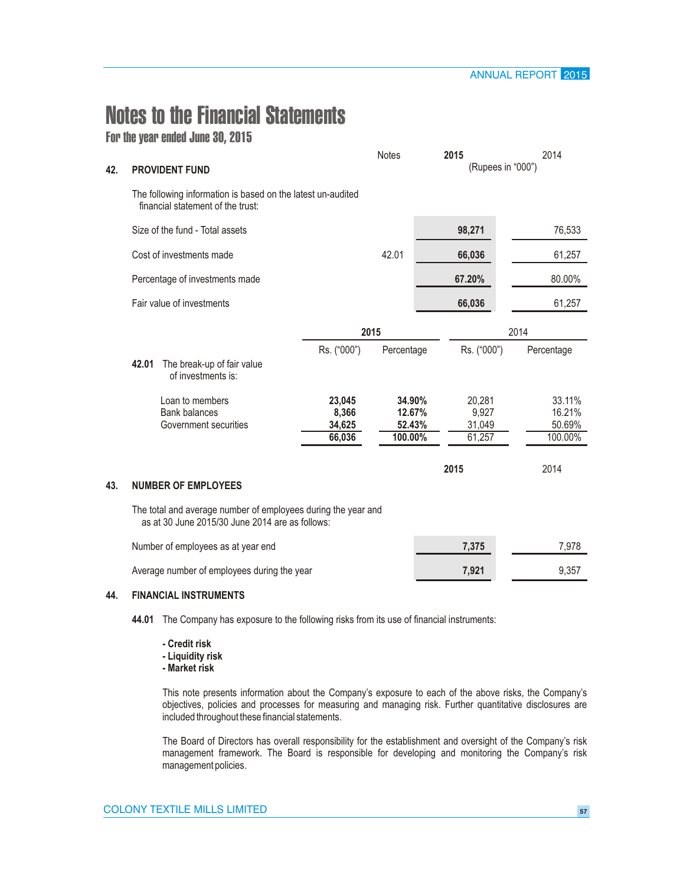# Notes to the Financial Statements

## For the year ended June 30, 2015

### 42. PROVIDENT FUND

The following information is based on the latest un-audited financial statement of the trust:

| | Notes | 2015 | 2014 |
|---|---|---|---|
| | | (Rupees in "000") | |
| Size of the fund - Total assets | | **98,271** | 76,533 |
| Cost of investments made | 42.01 | **66,036** | 61,257 |
| Percentage of investments made | | **67.20%** | 80.00% |
| Fair value of investments | | **66,036** | 61,257 |

**42.01** The break-up of fair value of investments is:

| | 2015 | | 2014 | |
|---|---|---|---|---|
| | Rs. ("000") | Percentage | Rs. ("000") | Percentage |
| Loan to members | **23,045** | **34.90%** | 20,281 | 33.11% |
| Bank balances | **8,366** | **12.67%** | 9,927 | 16.21% |
| Government securities | **34,625** | **52.43%** | 31,049 | 50.69% |
| | **66,036** | **100.00%** | 61,257 | 100.00% |

### 43. NUMBER OF EMPLOYEES

The total and average number of employees during the year and as at 30 June 2015/30 June 2014 are as follows:

| | 2015 | 2014 |
|---|---|---|
| Number of employees as at year end | **7,375** | 7,978 |
| Average number of employees during the year | **7,921** | 9,357 |

### 44. FINANCIAL INSTRUMENTS

**44.01** The Company has exposure to the following risks from its use of financial instruments:

- **Credit risk**
- **Liquidity risk**
- **Market risk**

This note presents information about the Company's exposure to each of the above risks, the Company's objectives, policies and processes for measuring and managing risk. Further quantitative disclosures are included throughout these financial statements.

The Board of Directors has overall responsibility for the establishment and oversight of the Company's risk management framework. The Board is responsible for developing and monitoring the Company's risk management policies.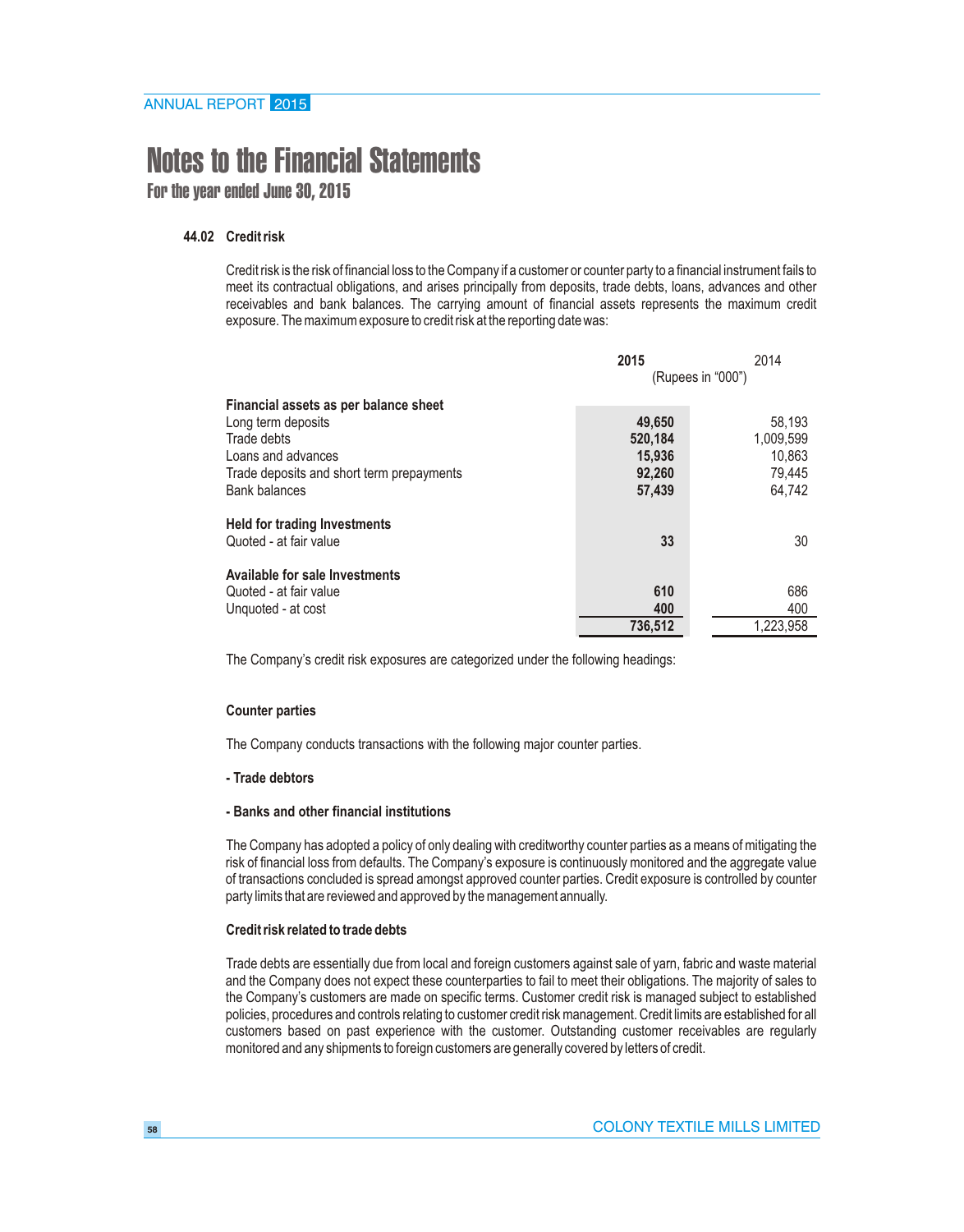# Notes to the Financial Statements

**For the year ended June 30, 2015**

### 44.02 Credit risk

Credit risk is the risk of financial loss to the Company if a customer or counter party to a financial instrument fails to meet its contractual obligations, and arises principally from deposits, trade debts, loans, advances and other receivables and bank balances. The carrying amount of financial assets represents the maximum credit exposure. The maximum exposure to credit risk at the reporting date was:

| | **2015** | 2014 |
|---|---|---|
| | (Rupees in "000") | |
| **Financial assets as per balance sheet** | | |
| Long term deposits | **49,650** | 58,193 |
| Trade debts | **520,184** | 1,009,599 |
| Loans and advances | **15,936** | 10,863 |
| Trade deposits and short term prepayments | **92,260** | 79,445 |
| Bank balances | **57,439** | 64,742 |
| **Held for trading Investments** | | |
| Quoted - at fair value | **33** | 30 |
| **Available for sale Investments** | | |
| Quoted - at fair value | **610** | 686 |
| Unquoted - at cost | **400** | 400 |
| | **736,512** | 1,223,958 |

The Company's credit risk exposures are categorized under the following headings:

**Counter parties**

The Company conducts transactions with the following major counter parties.

**- Trade debtors**

**- Banks and other financial institutions**

The Company has adopted a policy of only dealing with creditworthy counter parties as a means of mitigating the risk of financial loss from defaults. The Company's exposure is continuously monitored and the aggregate value of transactions concluded is spread amongst approved counter parties. Credit exposure is controlled by counter party limits that are reviewed and approved by the management annually.

**Credit risk related to trade debts**

Trade debts are essentially due from local and foreign customers against sale of yarn, fabric and waste material and the Company does not expect these counterparties to fail to meet their obligations. The majority of sales to the Company's customers are made on specific terms. Customer credit risk is managed subject to established policies, procedures and controls relating to customer credit risk management. Credit limits are established for all customers based on past experience with the customer. Outstanding customer receivables are regularly monitored and any shipments to foreign customers are generally covered by letters of credit.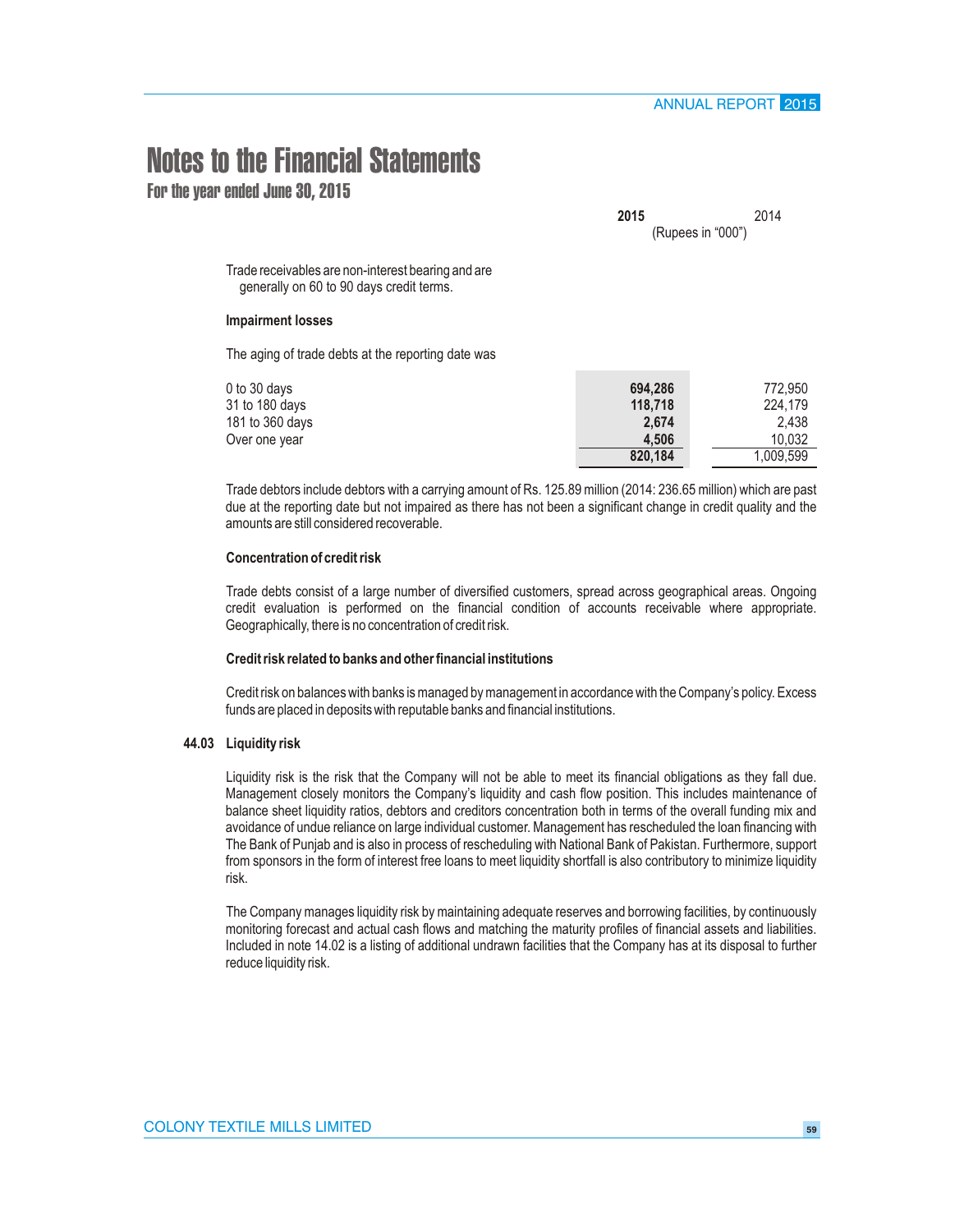# Notes to the Financial Statements

## For the year ended June 30, 2015

| | 2015 | 2014 |
|---|---|---|
| | (Rupees in "000") | |

Trade receivables are non-interest bearing and are generally on 60 to 90 days credit terms.

**Impairment losses**

The aging of trade debts at the reporting date was

| | 2015 | 2014 |
|---|---|---|
| 0 to 30 days | **694,286** | 772,950 |
| 31 to 180 days | **118,718** | 224,179 |
| 181 to 360 days | **2,674** | 2,438 |
| Over one year | **4,506** | 10,032 |
| | **820,184** | 1,009,599 |

Trade debtors include debtors with a carrying amount of Rs. 125.89 million (2014: 236.65 million) which are past due at the reporting date but not impaired as there has not been a significant change in credit quality and the amounts are still considered recoverable.

**Concentration of credit risk**

Trade debts consist of a large number of diversified customers, spread across geographical areas. Ongoing credit evaluation is performed on the financial condition of accounts receivable where appropriate. Geographically, there is no concentration of credit risk.

**Credit risk related to banks and other financial institutions**

Credit risk on balances with banks is managed by management in accordance with the Company's policy. Excess funds are placed in deposits with reputable banks and financial institutions.

### 44.03 Liquidity risk

Liquidity risk is the risk that the Company will not be able to meet its financial obligations as they fall due. Management closely monitors the Company's liquidity and cash flow position. This includes maintenance of balance sheet liquidity ratios, debtors and creditors concentration both in terms of the overall funding mix and avoidance of undue reliance on large individual customer. Management has rescheduled the loan financing with The Bank of Punjab and is also in process of rescheduling with National Bank of Pakistan. Furthermore, support from sponsors in the form of interest free loans to meet liquidity shortfall is also contributory to minimize liquidity risk.

The Company manages liquidity risk by maintaining adequate reserves and borrowing facilities, by continuously monitoring forecast and actual cash flows and matching the maturity profiles of financial assets and liabilities. Included in note 14.02 is a listing of additional undrawn facilities that the Company has at its disposal to further reduce liquidity risk.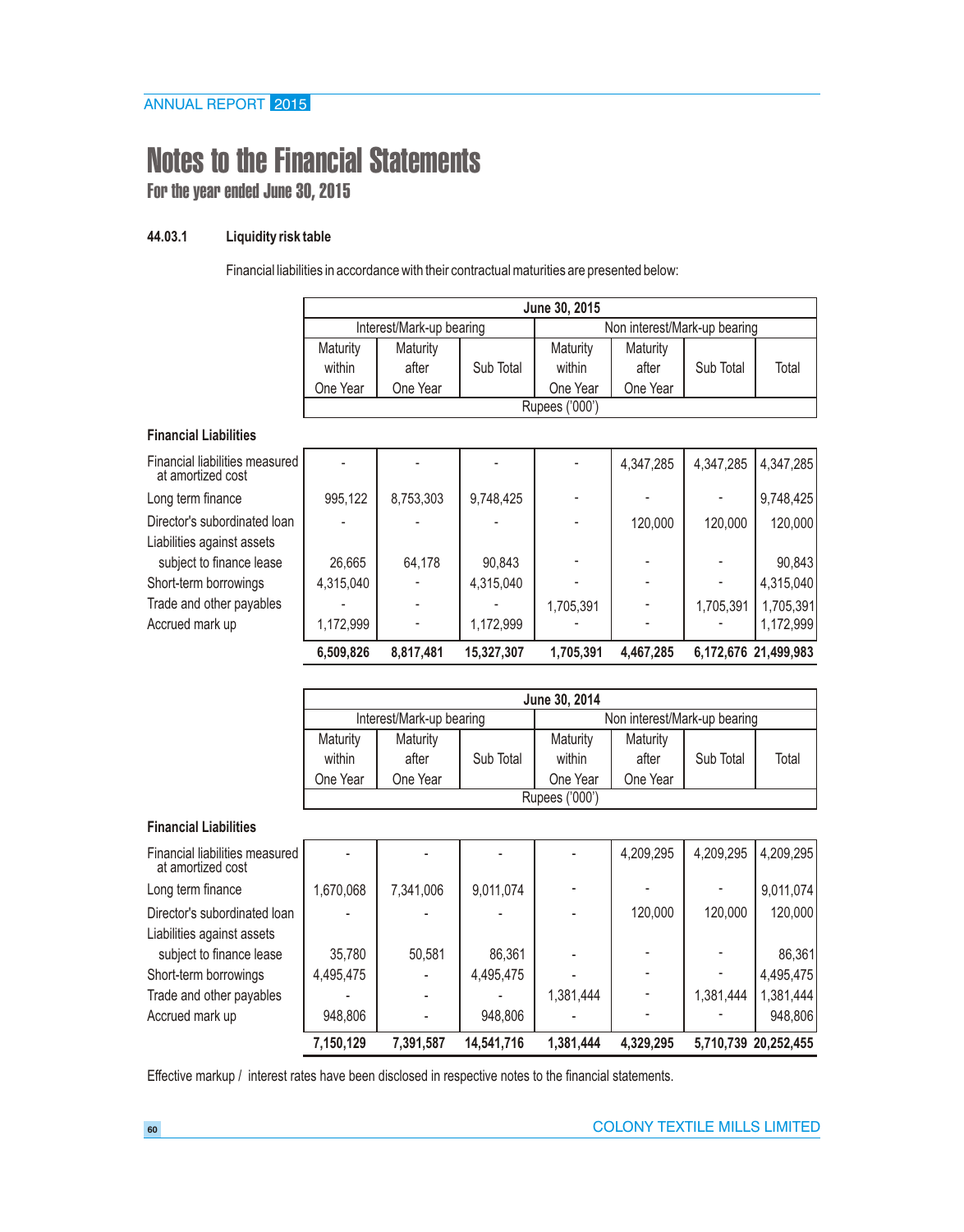# Notes to the Financial Statements

## For the year ended June 30, 2015

### 44.03.1 Liquidity risk table

Financial liabilities in accordance with their contractual maturities are presented below:

| | June 30, 2015 | | | | | | |
|---|---|---|---|---|---|---|---|
| | Interest/Mark-up bearing | | | Non interest/Mark-up bearing | | | |
| | Maturity within One Year | Maturity after One Year | Sub Total | Maturity within One Year | Maturity after One Year | Sub Total | Total |
| | Rupees ('000') | | | | | | |
| **Financial Liabilities** | | | | | | | |
| Financial liabilities measured at amortized cost | - | - | - | - | 4,347,285 | 4,347,285 | 4,347,285 |
| Long term finance | 995,122 | 8,753,303 | 9,748,425 | - | - | - | 9,748,425 |
| Director's subordinated loan | - | - | - | - | 120,000 | 120,000 | 120,000 |
| Liabilities against assets subject to finance lease | 26,665 | 64,178 | 90,843 | - | - | - | 90,843 |
| Short-term borrowings | 4,315,040 | - | 4,315,040 | - | - | - | 4,315,040 |
| Trade and other payables | - | - | - | 1,705,391 | - | 1,705,391 | 1,705,391 |
| Accrued mark up | 1,172,999 | - | 1,172,999 | - | - | - | 1,172,999 |
| | **6,509,826** | **8,817,481** | **15,327,307** | **1,705,391** | **4,467,285** | **6,172,676** | **21,499,983** |

| | June 30, 2014 | | | | | | |
|---|---|---|---|---|---|---|---|
| | Interest/Mark-up bearing | | | Non interest/Mark-up bearing | | | |
| | Maturity within One Year | Maturity after One Year | Sub Total | Maturity within One Year | Maturity after One Year | Sub Total | Total |
| | Rupees ('000') | | | | | | |
| **Financial Liabilities** | | | | | | | |
| Financial liabilities measured at amortized cost | - | - | - | - | 4,209,295 | 4,209,295 | 4,209,295 |
| Long term finance | 1,670,068 | 7,341,006 | 9,011,074 | - | - | - | 9,011,074 |
| Director's subordinated loan | - | - | - | - | 120,000 | 120,000 | 120,000 |
| Liabilities against assets subject to finance lease | 35,780 | 50,581 | 86,361 | - | - | - | 86,361 |
| Short-term borrowings | 4,495,475 | - | 4,495,475 | - | - | - | 4,495,475 |
| Trade and other payables | - | - | - | 1,381,444 | - | 1,381,444 | 1,381,444 |
| Accrued mark up | 948,806 | - | 948,806 | - | - | - | 948,806 |
| | **7,150,129** | **7,391,587** | **14,541,716** | **1,381,444** | **4,329,295** | **5,710,739** | **20,252,455** |

Effective markup / interest rates have been disclosed in respective notes to the financial statements.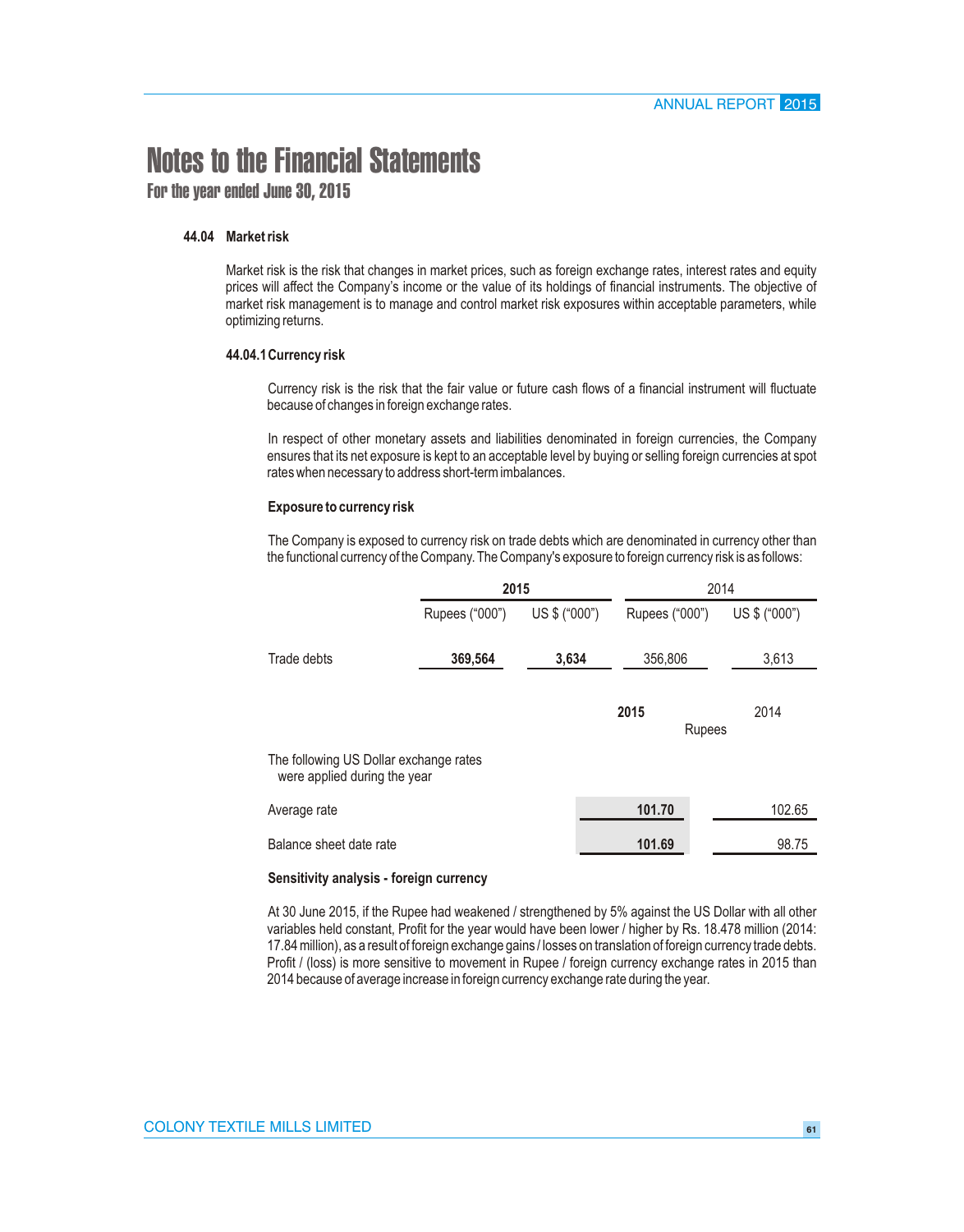# Notes to the Financial Statements

## For the year ended June 30, 2015

### 44.04 Market risk

Market risk is the risk that changes in market prices, such as foreign exchange rates, interest rates and equity prices will affect the Company's income or the value of its holdings of financial instruments. The objective of market risk management is to manage and control market risk exposures within acceptable parameters, while optimizing returns.

#### 44.04.1 Currency risk

Currency risk is the risk that the fair value or future cash flows of a financial instrument will fluctuate because of changes in foreign exchange rates.

In respect of other monetary assets and liabilities denominated in foreign currencies, the Company ensures that its net exposure is kept to an acceptable level by buying or selling foreign currencies at spot rates when necessary to address short-term imbalances.

**Exposure to currency risk**

The Company is exposed to currency risk on trade debts which are denominated in currency other than the functional currency of the Company. The Company's exposure to foreign currency risk is as follows:

| | **2015** | | 2014 | |
|---|---|---|---|---|
| | Rupees ("000") | US $ ("000") | Rupees ("000") | US $ ("000") |
| Trade debts | **369,564** | **3,634** | 356,806 | 3,613 |

| | **2015** | 2014 |
|---|---|---|
| | Rupees | |
| The following US Dollar exchange rates were applied during the year | | |
| Average rate | **101.70** | 102.65 |
| Balance sheet date rate | **101.69** | 98.75 |

**Sensitivity analysis - foreign currency**

At 30 June 2015, if the Rupee had weakened / strengthened by 5% against the US Dollar with all other variables held constant, Profit for the year would have been lower / higher by Rs. 18.478 million (2014: 17.84 million), as a result of foreign exchange gains / losses on translation of foreign currency trade debts. Profit / (loss) is more sensitive to movement in Rupee / foreign currency exchange rates in 2015 than 2014 because of average increase in foreign currency exchange rate during the year.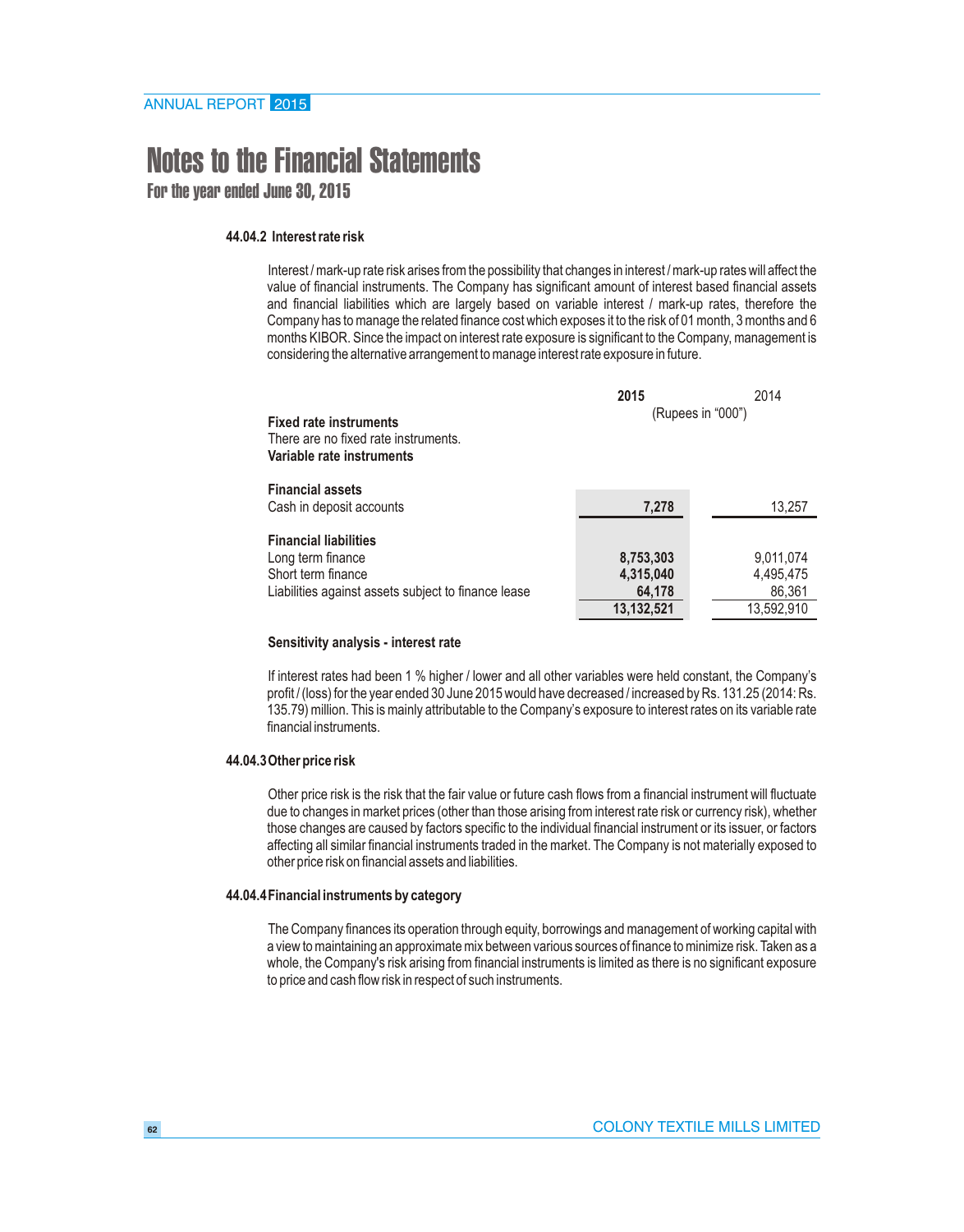# Notes to the Financial Statements

## For the year ended June 30, 2015

### 44.04.2 Interest rate risk

Interest / mark-up rate risk arises from the possibility that changes in interest / mark-up rates will affect the value of financial instruments. The Company has significant amount of interest based financial assets and financial liabilities which are largely based on variable interest / mark-up rates, therefore the Company has to manage the related finance cost which exposes it to the risk of 01 month, 3 months and 6 months KIBOR. Since the impact on interest rate exposure is significant to the Company, management is considering the alternative arrangement to manage interest rate exposure in future.

| | 2015 | 2014 |
|---|---|---|
| | (Rupees in "000") | |
| **Fixed rate instruments** | | |
| There are no fixed rate instruments. | | |
| **Variable rate instruments** | | |
| **Financial assets** | | |
| Cash in deposit accounts | **7,278** | 13,257 |
| **Financial liabilities** | | |
| Long term finance | **8,753,303** | 9,011,074 |
| Short term finance | **4,315,040** | 4,495,475 |
| Liabilities against assets subject to finance lease | **64,178** | 86,361 |
| | **13,132,521** | 13,592,910 |

**Sensitivity analysis - interest rate**

If interest rates had been 1 % higher / lower and all other variables were held constant, the Company's profit / (loss) for the year ended 30 June 2015 would have decreased / increased by Rs. 131.25 (2014: Rs. 135.79) million. This is mainly attributable to the Company's exposure to interest rates on its variable rate financial instruments.

### 44.04.3 Other price risk

Other price risk is the risk that the fair value or future cash flows from a financial instrument will fluctuate due to changes in market prices (other than those arising from interest rate risk or currency risk), whether those changes are caused by factors specific to the individual financial instrument or its issuer, or factors affecting all similar financial instruments traded in the market. The Company is not materially exposed to other price risk on financial assets and liabilities.

### 44.04.4 Financial instruments by category

The Company finances its operation through equity, borrowings and management of working capital with a view to maintaining an approximate mix between various sources of finance to minimize risk. Taken as a whole, the Company's risk arising from financial instruments is limited as there is no significant exposure to price and cash flow risk in respect of such instruments.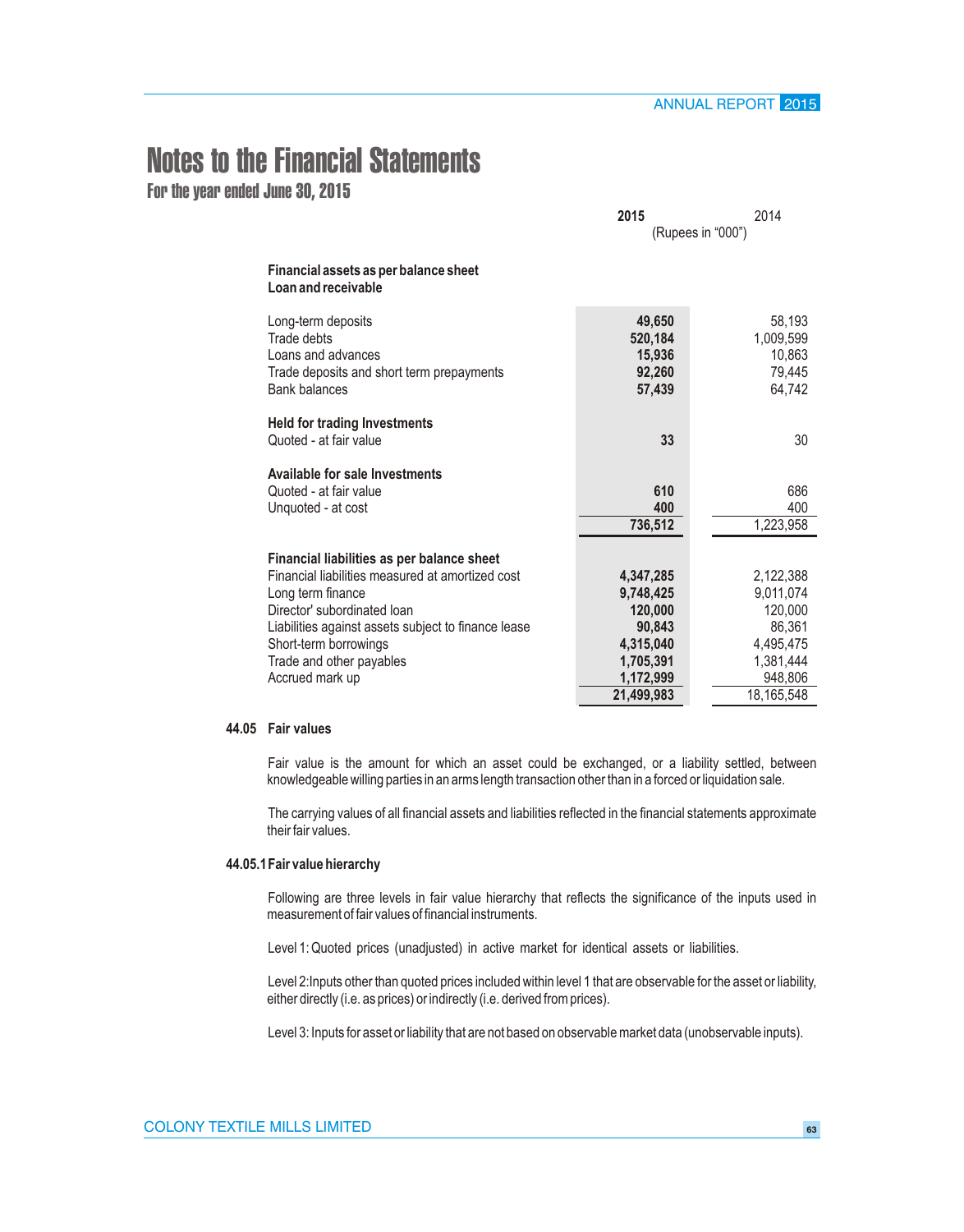# Notes to the Financial Statements

## For the year ended June 30, 2015

| | 2015 | 2014 |
|---|---|---|
| | (Rupees in "000") | |
| **Financial assets as per balance sheet** | | |
| **Loan and receivable** | | |
| Long-term deposits | **49,650** | 58,193 |
| Trade debts | **520,184** | 1,009,599 |
| Loans and advances | **15,936** | 10,863 |
| Trade deposits and short term prepayments | **92,260** | 79,445 |
| Bank balances | **57,439** | 64,742 |
| **Held for trading Investments** | | |
| Quoted - at fair value | **33** | 30 |
| **Available for sale Investments** | | |
| Quoted - at fair value | **610** | 686 |
| Unquoted - at cost | **400** | 400 |
| | **736,512** | 1,223,958 |
| **Financial liabilities as per balance sheet** | | |
| Financial liabilities measured at amortized cost | **4,347,285** | 2,122,388 |
| Long term finance | **9,748,425** | 9,011,074 |
| Director' subordinated loan | **120,000** | 120,000 |
| Liabilities against assets subject to finance lease | **90,843** | 86,361 |
| Short-term borrowings | **4,315,040** | 4,495,475 |
| Trade and other payables | **1,705,391** | 1,381,444 |
| Accrued mark up | **1,172,999** | 948,806 |
| | **21,499,983** | 18,165,548 |

**44.05 Fair values**

Fair value is the amount for which an asset could be exchanged, or a liability settled, between knowledgeable willing parties in an arms length transaction other than in a forced or liquidation sale.

The carrying values of all financial assets and liabilities reflected in the financial statements approximate their fair values.

**44.05.1 Fair value hierarchy**

Following are three levels in fair value hierarchy that reflects the significance of the inputs used in measurement of fair values of financial instruments.

Level 1: Quoted prices (unadjusted) in active market for identical assets or liabilities.

Level 2: Inputs other than quoted prices included within level 1 that are observable for the asset or liability, either directly (i.e. as prices) or indirectly (i.e. derived from prices).

Level 3: Inputs for asset or liability that are not based on observable market data (unobservable inputs).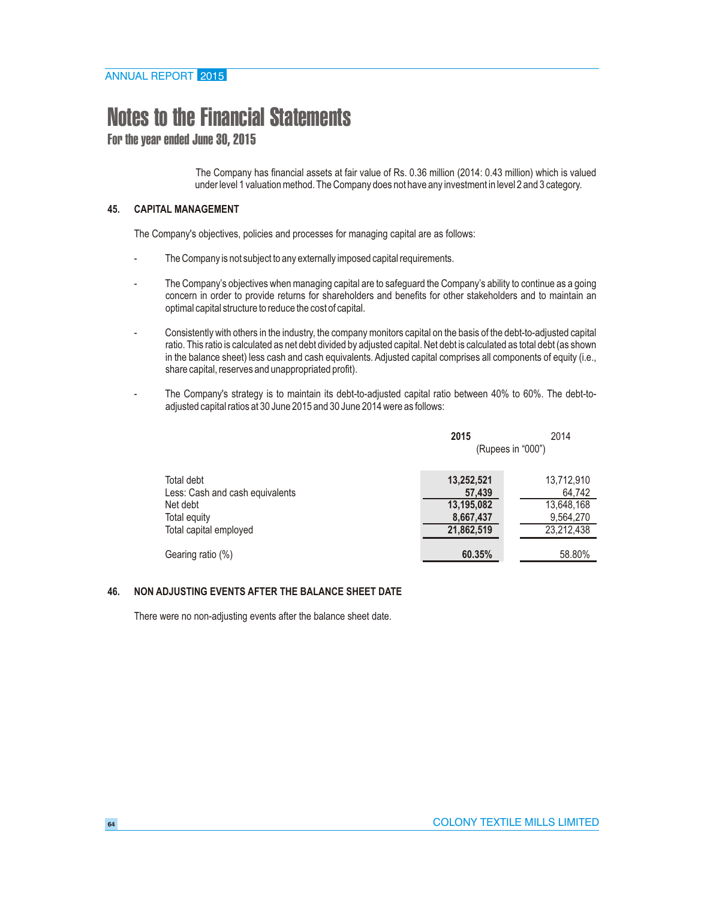# Notes to the Financial Statements

## For the year ended June 30, 2015

The Company has financial assets at fair value of Rs. 0.36 million (2014: 0.43 million) which is valued under level 1 valuation method. The Company does not have any investment in level 2 and 3 category.

### 45. CAPITAL MANAGEMENT

The Company's objectives, policies and processes for managing capital are as follows:

- The Company is not subject to any externally imposed capital requirements.
- The Company's objectives when managing capital are to safeguard the Company's ability to continue as a going concern in order to provide returns for shareholders and benefits for other stakeholders and to maintain an optimal capital structure to reduce the cost of capital.
- Consistently with others in the industry, the company monitors capital on the basis of the debt-to-adjusted capital ratio. This ratio is calculated as net debt divided by adjusted capital. Net debt is calculated as total debt (as shown in the balance sheet) less cash and cash equivalents. Adjusted capital comprises all components of equity (i.e., share capital, reserves and unappropriated profit).
- The Company's strategy is to maintain its debt-to-adjusted capital ratio between 40% to 60%. The debt-to-adjusted capital ratios at 30 June 2015 and 30 June 2014 were as follows:

| | **2015** | 2014 |
|---|---|---|
| | (Rupees in "000") | |
| Total debt | **13,252,521** | 13,712,910 |
| Less: Cash and cash equivalents | **57,439** | 64,742 |
| Net debt | **13,195,082** | 13,648,168 |
| Total equity | **8,667,437** | 9,564,270 |
| Total capital employed | **21,862,519** | 23,212,438 |
| Gearing ratio (%) | **60.35%** | 58.80% |

### 46. NON ADJUSTING EVENTS AFTER THE BALANCE SHEET DATE

There were no non-adjusting events after the balance sheet date.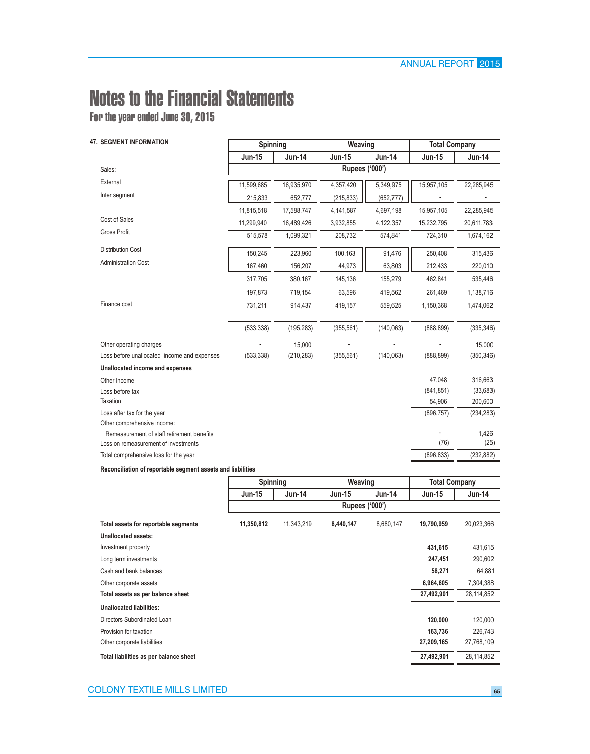# Notes to the Financial Statements

## For the year ended June 30, 2015

### 47. SEGMENT INFORMATION

| | Spinning | | Weaving | | Total Company | |
|---|---|---|---|---|---|---|
| | Jun-15 | Jun-14 | Jun-15 | Jun-14 | Jun-15 | Jun-14 |
| | Rupees ('000') | | | | | |
| Sales: | | | | | | |
| External | 11,599,685 | 16,935,970 | 4,357,420 | 5,349,975 | 15,957,105 | 22,285,945 |
| Inter segment | 215,833 | 652,777 | (215,833) | (652,777) | - | - |
| | 11,815,518 | 17,588,747 | 4,141,587 | 4,697,198 | 15,957,105 | 22,285,945 |
| Cost of Sales | 11,299,940 | 16,489,426 | 3,932,855 | 4,122,357 | 15,232,795 | 20,611,783 |
| Gross Profit | 515,578 | 1,099,321 | 208,732 | 574,841 | 724,310 | 1,674,162 |
| Distribution Cost | 150,245 | 223,960 | 100,163 | 91,476 | 250,408 | 315,436 |
| Administration Cost | 167,460 | 156,207 | 44,973 | 63,803 | 212,433 | 220,010 |
| | 317,705 | 380,167 | 145,136 | 155,279 | 462,841 | 535,446 |
| | 197,873 | 719,154 | 63,596 | 419,562 | 261,469 | 1,138,716 |
| Finance cost | 731,211 | 914,437 | 419,157 | 559,625 | 1,150,368 | 1,474,062 |
| | (533,338) | (195,283) | (355,561) | (140,063) | (888,899) | (335,346) |
| Other operating charges | - | 15,000 | - | - | - | 15,000 |
| Loss before unallocated income and expenses | (533,338) | (210,283) | (355,561) | (140,063) | (888,899) | (350,346) |
| **Unallocated income and expenses** | | | | | | |
| Other Income | | | | | 47,048 | 316,663 |
| Loss before tax | | | | | (841,851) | (33,683) |
| Taxation | | | | | 54,906 | 200,600 |
| Loss after tax for the year | | | | | (896,757) | (234,283) |
| Other comprehensive income: | | | | | | |
| Remeasurement of staff retirement benefits | | | | | - | 1,426 |
| Loss on remeasurement of investments | | | | | (76) | (25) |
| Total comprehensive loss for the year | | | | | (896,833) | (232,882) |

**Reconciliation of reportable segment assets and liabilities**

| | Spinning | | Weaving | | Total Company | |
|---|---|---|---|---|---|---|
| | Jun-15 | Jun-14 | Jun-15 | Jun-14 | Jun-15 | Jun-14 |
| | Rupees ('000') | | | | | |
| **Total assets for reportable segments** | **11,350,812** | 11,343,219 | **8,440,147** | 8,680,147 | **19,790,959** | 20,023,366 |
| **Unallocated assets:** | | | | | | |
| Investment property | | | | | **431,615** | 431,615 |
| Long term investments | | | | | **247,451** | 290,602 |
| Cash and bank balances | | | | | **58,271** | 64,881 |
| Other corporate assets | | | | | **6,964,605** | 7,304,388 |
| **Total assets as per balance sheet** | | | | | **27,492,901** | 28,114,852 |
| **Unallocated liabilities:** | | | | | | |
| Directors Subordinated Loan | | | | | **120,000** | 120,000 |
| Provision for taxation | | | | | **163,736** | 226,743 |
| Other corporate liabilities | | | | | **27,209,165** | 27,768,109 |
| **Total liabilities as per balance sheet** | | | | | **27,492,901** | 28,114,852 |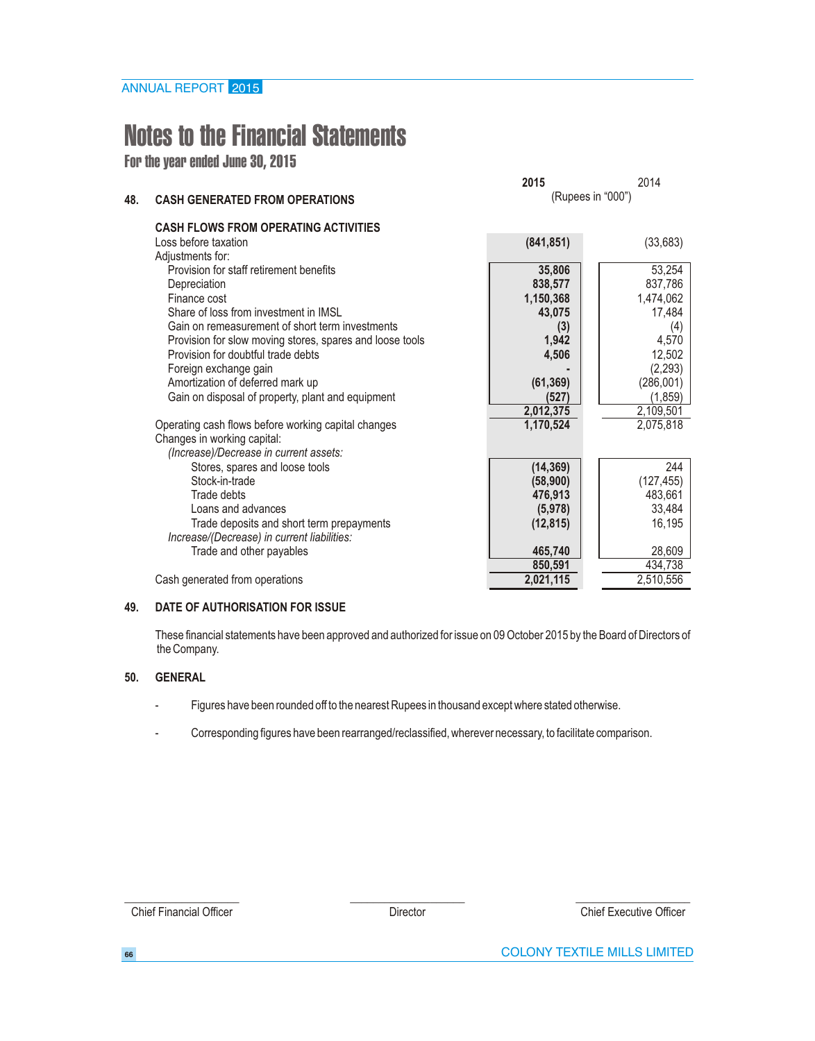# Notes to the Financial Statements

## For the year ended June 30, 2015

### 48. CASH GENERATED FROM OPERATIONS

| | 2015 | | 2014 | |
|---|---|---|---|---|
| | (Rupees in "000") | | | |
| **CASH FLOWS FROM OPERATING ACTIVITIES** | | | | |
| Loss before taxation | | **(841,851)** | | (33,683) |
| Adjustments for: | | | | |
| Provision for staff retirement benefits | **35,806** | | 53,254 | |
| Depreciation | **838,577** | | 837,786 | |
| Finance cost | **1,150,368** | | 1,474,062 | |
| Share of loss from investment in IMSL | **43,075** | | 17,484 | |
| Gain on remeasurement of short term investments | **(3)** | | (4) | |
| Provision for slow moving stores, spares and loose tools | **1,942** | | 4,570 | |
| Provision for doubtful trade debts | **4,506** | | 12,502 | |
| Foreign exchange gain | **-** | | (2,293) | |
| Amortization of deferred mark up | **(61,369)** | | (286,001) | |
| Gain on disposal of property, plant and equipment | **(527)** | | (1,859) | |
| | | **2,012,375** | | 2,109,501 |
| Operating cash flows before working capital changes | | **1,170,524** | | 2,075,818 |
| Changes in working capital: | | | | |
| *(Increase)/Decrease in current assets:* | | | | |
| Stores, spares and loose tools | **(14,369)** | | 244 | |
| Stock-in-trade | **(58,900)** | | (127,455) | |
| Trade debts | **476,913** | | 483,661 | |
| Loans and advances | **(5,978)** | | 33,484 | |
| Trade deposits and short term prepayments | **(12,815)** | | 16,195 | |
| *Increase/(Decrease) in current liabilities:* | | | | |
| Trade and other payables | **465,740** | | 28,609 | |
| | | **850,591** | | 434,738 |
| Cash generated from operations | | **2,021,115** | | 2,510,556 |

### 49. DATE OF AUTHORISATION FOR ISSUE

These financial statements have been approved and authorized for issue on 09 October 2015 by the Board of Directors of the Company.

### 50. GENERAL

- Figures have been rounded off to the nearest Rupees in thousand except where stated otherwise.
- Corresponding figures have been rearranged/reclassified, wherever necessary, to facilitate comparison.

Chief Financial Officer | Director | Chief Executive Officer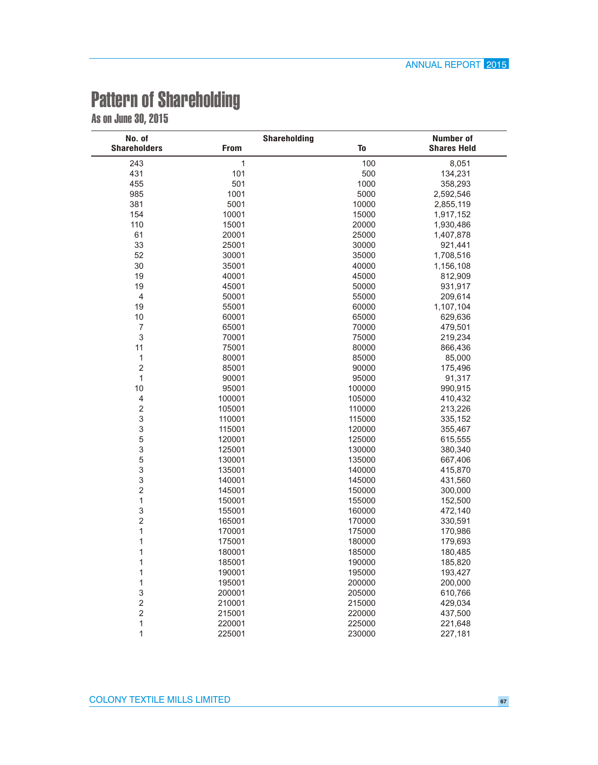# Pattern of Shareholding

## As on June 30, 2015

| No. of Shareholders | Shareholding From | To | Number of Shares Held |
|---|---|---|---|
| 243 | 1 | 100 | 8,051 |
| 431 | 101 | 500 | 134,231 |
| 455 | 501 | 1000 | 358,293 |
| 985 | 1001 | 5000 | 2,592,546 |
| 381 | 5001 | 10000 | 2,855,119 |
| 154 | 10001 | 15000 | 1,917,152 |
| 110 | 15001 | 20000 | 1,930,486 |
| 61 | 20001 | 25000 | 1,407,878 |
| 33 | 25001 | 30000 | 921,441 |
| 52 | 30001 | 35000 | 1,708,516 |
| 30 | 35001 | 40000 | 1,156,108 |
| 19 | 40001 | 45000 | 812,909 |
| 19 | 45001 | 50000 | 931,917 |
| 4 | 50001 | 55000 | 209,614 |
| 19 | 55001 | 60000 | 1,107,104 |
| 10 | 60001 | 65000 | 629,636 |
| 7 | 65001 | 70000 | 479,501 |
| 3 | 70001 | 75000 | 219,234 |
| 11 | 75001 | 80000 | 866,436 |
| 1 | 80001 | 85000 | 85,000 |
| 2 | 85001 | 90000 | 175,496 |
| 1 | 90001 | 95000 | 91,317 |
| 10 | 95001 | 100000 | 990,915 |
| 4 | 100001 | 105000 | 410,432 |
| 2 | 105001 | 110000 | 213,226 |
| 3 | 110001 | 115000 | 335,152 |
| 3 | 115001 | 120000 | 355,467 |
| 5 | 120001 | 125000 | 615,555 |
| 3 | 125001 | 130000 | 380,340 |
| 5 | 130001 | 135000 | 667,406 |
| 3 | 135001 | 140000 | 415,870 |
| 3 | 140001 | 145000 | 431,560 |
| 2 | 145001 | 150000 | 300,000 |
| 1 | 150001 | 155000 | 152,500 |
| 3 | 155001 | 160000 | 472,140 |
| 2 | 165001 | 170000 | 330,591 |
| 1 | 170001 | 175000 | 170,986 |
| 1 | 175001 | 180000 | 179,693 |
| 1 | 180001 | 185000 | 180,485 |
| 1 | 185001 | 190000 | 185,820 |
| 1 | 190001 | 195000 | 193,427 |
| 1 | 195001 | 200000 | 200,000 |
| 3 | 200001 | 205000 | 610,766 |
| 2 | 210001 | 215000 | 429,034 |
| 2 | 215001 | 220000 | 437,500 |
| 1 | 220001 | 225000 | 221,648 |
| 1 | 225001 | 230000 | 227,181 |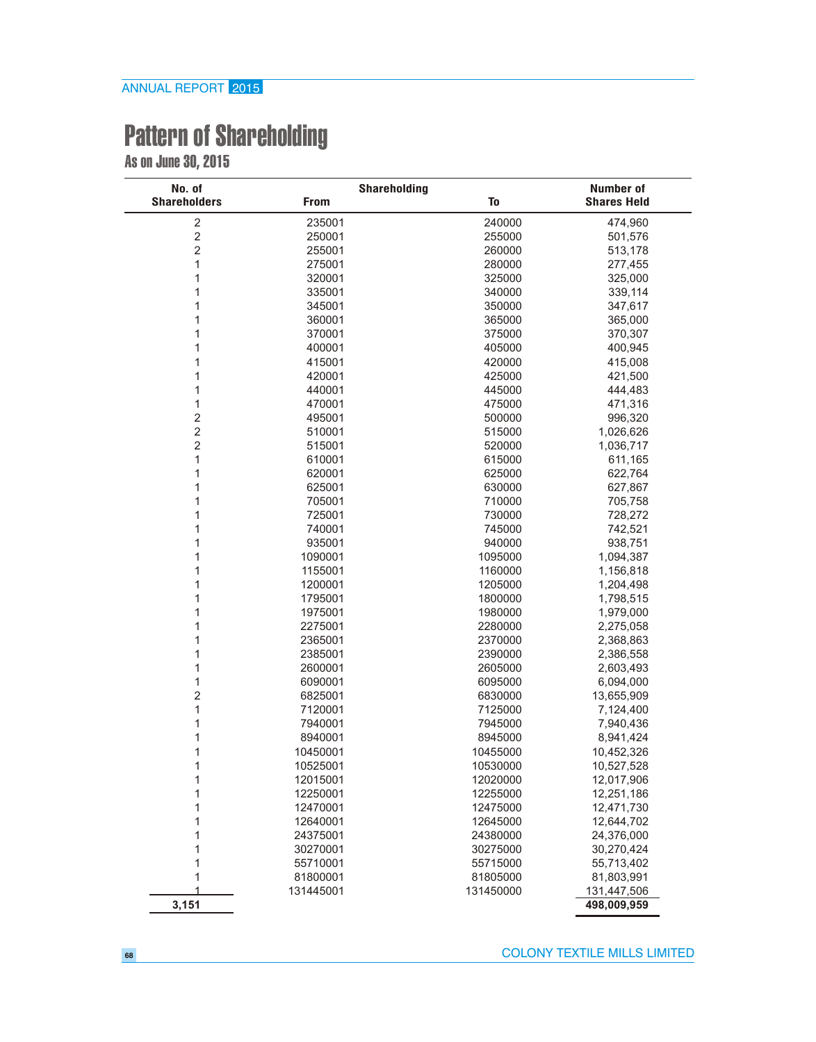# Pattern of Shareholding

## As on June 30, 2015

| No. of Shareholders | Shareholding From | To | Number of Shares Held |
|---|---|---|---|
| 2 | 235001 | 240000 | 474,960 |
| 2 | 250001 | 255000 | 501,576 |
| 2 | 255001 | 260000 | 513,178 |
| 1 | 275001 | 280000 | 277,455 |
| 1 | 320001 | 325000 | 325,000 |
| 1 | 335001 | 340000 | 339,114 |
| 1 | 345001 | 350000 | 347,617 |
| 1 | 360001 | 365000 | 365,000 |
| 1 | 370001 | 375000 | 370,307 |
| 1 | 400001 | 405000 | 400,945 |
| 1 | 415001 | 420000 | 415,008 |
| 1 | 420001 | 425000 | 421,500 |
| 1 | 440001 | 445000 | 444,483 |
| 1 | 470001 | 475000 | 471,316 |
| 2 | 495001 | 500000 | 996,320 |
| 2 | 510001 | 515000 | 1,026,626 |
| 2 | 515001 | 520000 | 1,036,717 |
| 1 | 610001 | 615000 | 611,165 |
| 1 | 620001 | 625000 | 622,764 |
| 1 | 625001 | 630000 | 627,867 |
| 1 | 705001 | 710000 | 705,758 |
| 1 | 725001 | 730000 | 728,272 |
| 1 | 740001 | 745000 | 742,521 |
| 1 | 935001 | 940000 | 938,751 |
| 1 | 1090001 | 1095000 | 1,094,387 |
| 1 | 1155001 | 1160000 | 1,156,818 |
| 1 | 1200001 | 1205000 | 1,204,498 |
| 1 | 1795001 | 1800000 | 1,798,515 |
| 1 | 1975001 | 1980000 | 1,979,000 |
| 1 | 2275001 | 2280000 | 2,275,058 |
| 1 | 2365001 | 2370000 | 2,368,863 |
| 1 | 2385001 | 2390000 | 2,386,558 |
| 1 | 2600001 | 2605000 | 2,603,493 |
| 1 | 6090001 | 6095000 | 6,094,000 |
| 2 | 6825001 | 6830000 | 13,655,909 |
| 1 | 7120001 | 7125000 | 7,124,400 |
| 1 | 7940001 | 7945000 | 7,940,436 |
| 1 | 8940001 | 8945000 | 8,941,424 |
| 1 | 10450001 | 10455000 | 10,452,326 |
| 1 | 10525001 | 10530000 | 10,527,528 |
| 1 | 12015001 | 12020000 | 12,017,906 |
| 1 | 12250001 | 12255000 | 12,251,186 |
| 1 | 12470001 | 12475000 | 12,471,730 |
| 1 | 12640001 | 12645000 | 12,644,702 |
| 1 | 24375001 | 24380000 | 24,376,000 |
| 1 | 30270001 | 30275000 | 30,270,424 |
| 1 | 55710001 | 55715000 | 55,713,402 |
| 1 | 81800001 | 81805000 | 81,803,991 |
| 1 | 131445001 | 131450000 | 131,447,506 |
| **3,151** | | | **498,009,959** |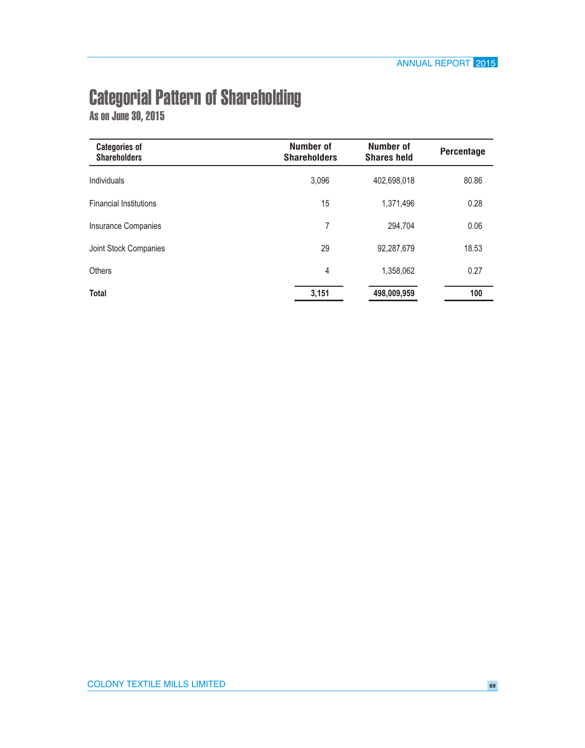# Categorial Pattern of Shareholding

## As on June 30, 2015

| Categories of Shareholders | Number of Shareholders | Number of Shares held | Percentage |
|---|---|---|---|
| Individuals | 3,096 | 402,698,018 | 80.86 |
| Financial Institutions | 15 | 1,371,496 | 0.28 |
| Insurance Companies | 7 | 294,704 | 0.06 |
| Joint Stock Companies | 29 | 92,287,679 | 18.53 |
| Others | 4 | 1,358,062 | 0.27 |
| **Total** | **3,151** | **498,009,959** | **100** |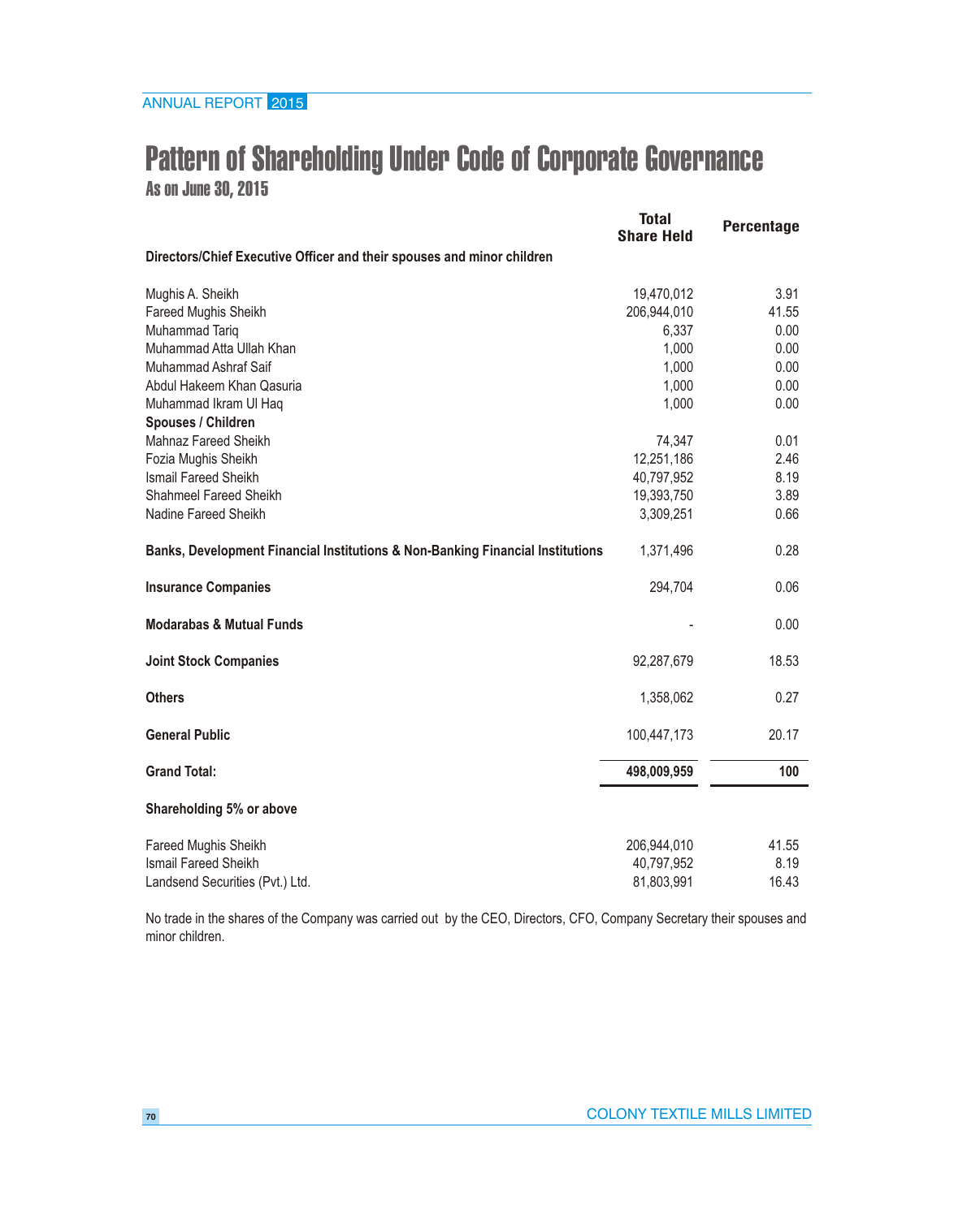# Pattern of Shareholding Under Code of Corporate Governance

## As on June 30, 2015

| | Total Share Held | Percentage |
|---|---|---|
| **Directors/Chief Executive Officer and their spouses and minor children** | | |
| Mughis A. Sheikh | 19,470,012 | 3.91 |
| Fareed Mughis Sheikh | 206,944,010 | 41.55 |
| Muhammad Tariq | 6,337 | 0.00 |
| Muhammad Atta Ullah Khan | 1,000 | 0.00 |
| Muhammad Ashraf Saif | 1,000 | 0.00 |
| Abdul Hakeem Khan Qasuria | 1,000 | 0.00 |
| Muhammad Ikram Ul Haq | 1,000 | 0.00 |
| **Spouses / Children** | | |
| Mahnaz Fareed Sheikh | 74,347 | 0.01 |
| Fozia Mughis Sheikh | 12,251,186 | 2.46 |
| Ismail Fareed Sheikh | 40,797,952 | 8.19 |
| Shahmeel Fareed Sheikh | 19,393,750 | 3.89 |
| Nadine Fareed Sheikh | 3,309,251 | 0.66 |
| **Banks, Development Financial Institutions & Non-Banking Financial Institutions** | 1,371,496 | 0.28 |
| **Insurance Companies** | 294,704 | 0.06 |
| **Modarabas & Mutual Funds** | - | 0.00 |
| **Joint Stock Companies** | 92,287,679 | 18.53 |
| **Others** | 1,358,062 | 0.27 |
| **General Public** | 100,447,173 | 20.17 |
| **Grand Total:** | **498,009,959** | **100** |

**Shareholding 5% or above**

| | Total Share Held | Percentage |
|---|---|---|
| Fareed Mughis Sheikh | 206,944,010 | 41.55 |
| Ismail Fareed Sheikh | 40,797,952 | 8.19 |
| Landsend Securities (Pvt.) Ltd. | 81,803,991 | 16.43 |

No trade in the shares of the Company was carried out by the CEO, Directors, CFO, Company Secretary their spouses and minor children.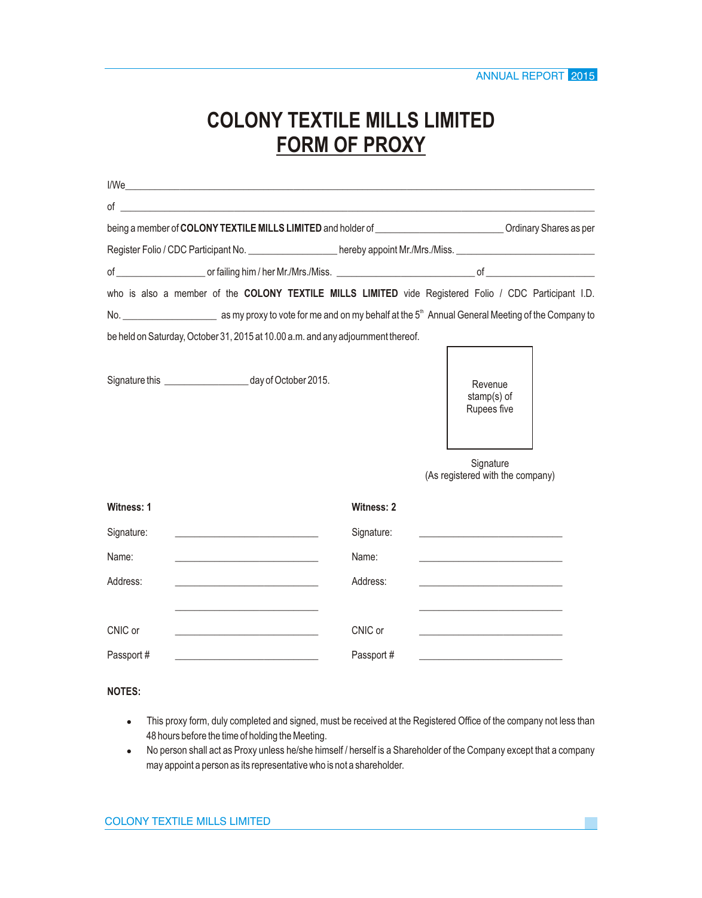# COLONY TEXTILE MILLS LIMITED

## FORM OF PROXY

I/We_______________________________________________________________________________

of _________________________________________________________________________________

being a member of **COLONY TEXTILE MILLS LIMITED** and holder of ________________________ Ordinary Shares as per

Register Folio / CDC Participant No. _________________ hereby appoint Mr./Mrs./Miss. __________________________

of ________________ or failing him / her Mr./Mrs./Miss. __________________________ of _____________________

who is also a member of the **COLONY TEXTILE MILLS LIMITED** vide Registered Folio / CDC Participant I.D.

No. __________________ as my proxy to vote for me and on my behalf at the 5th Annual General Meeting of the Company to be held on Saturday, October 31, 2015 at 10.00 a.m. and any adjournment thereof.

Signature this ________________ day of October 2015.

Revenue stamp(s) of Rupees five

Signature
(As registered with the company)

| **Witness: 1** | | **Witness: 2** | |
|---|---|---|---|
| Signature: | ____________________ | Signature: | ____________________ |
| Name: | ____________________ | Name: | ____________________ |
| Address: | ____________________ | Address: | ____________________ |
| | ____________________ | | ____________________ |
| CNIC or | ____________________ | CNIC or | ____________________ |
| Passport # | ____________________ | Passport # | ____________________ |

**NOTES:**

- This proxy form, duly completed and signed, must be received at the Registered Office of the company not less than 48 hours before the time of holding the Meeting.
- No person shall act as Proxy unless he/she himself / herself is a Shareholder of the Company except that a company may appoint a person as its representative who is not a shareholder.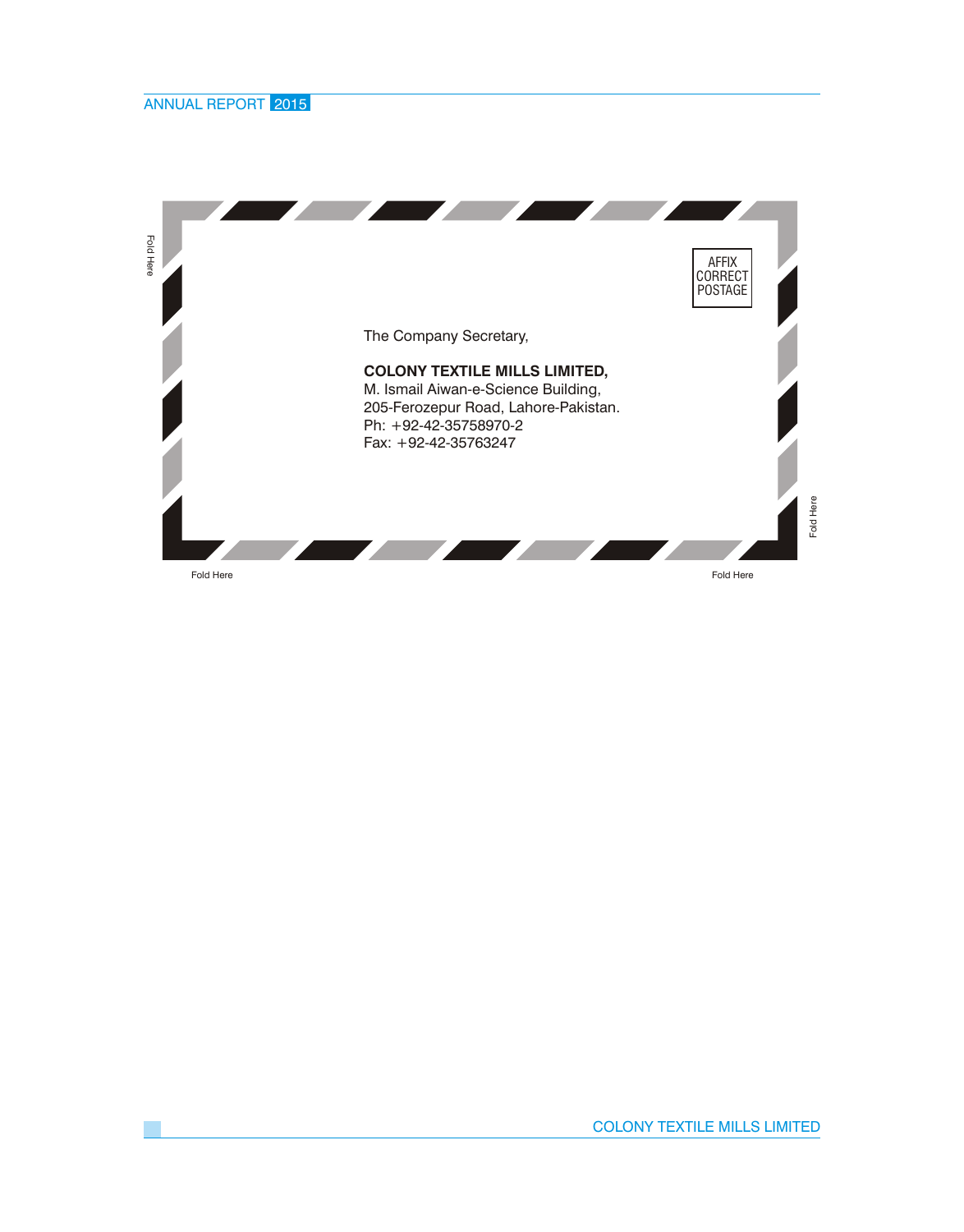Fold Here

AFFIX
CORRECT
POSTAGE

The Company Secretary,

**COLONY TEXTILE MILLS LIMITED,**
M. Ismail Aiwan-e-Science Building,
205-Ferozepur Road, Lahore-Pakistan.
Ph: +92-42-35758970-2
Fax: +92-42-35763247

Fold Here

Fold Here

Fold Here